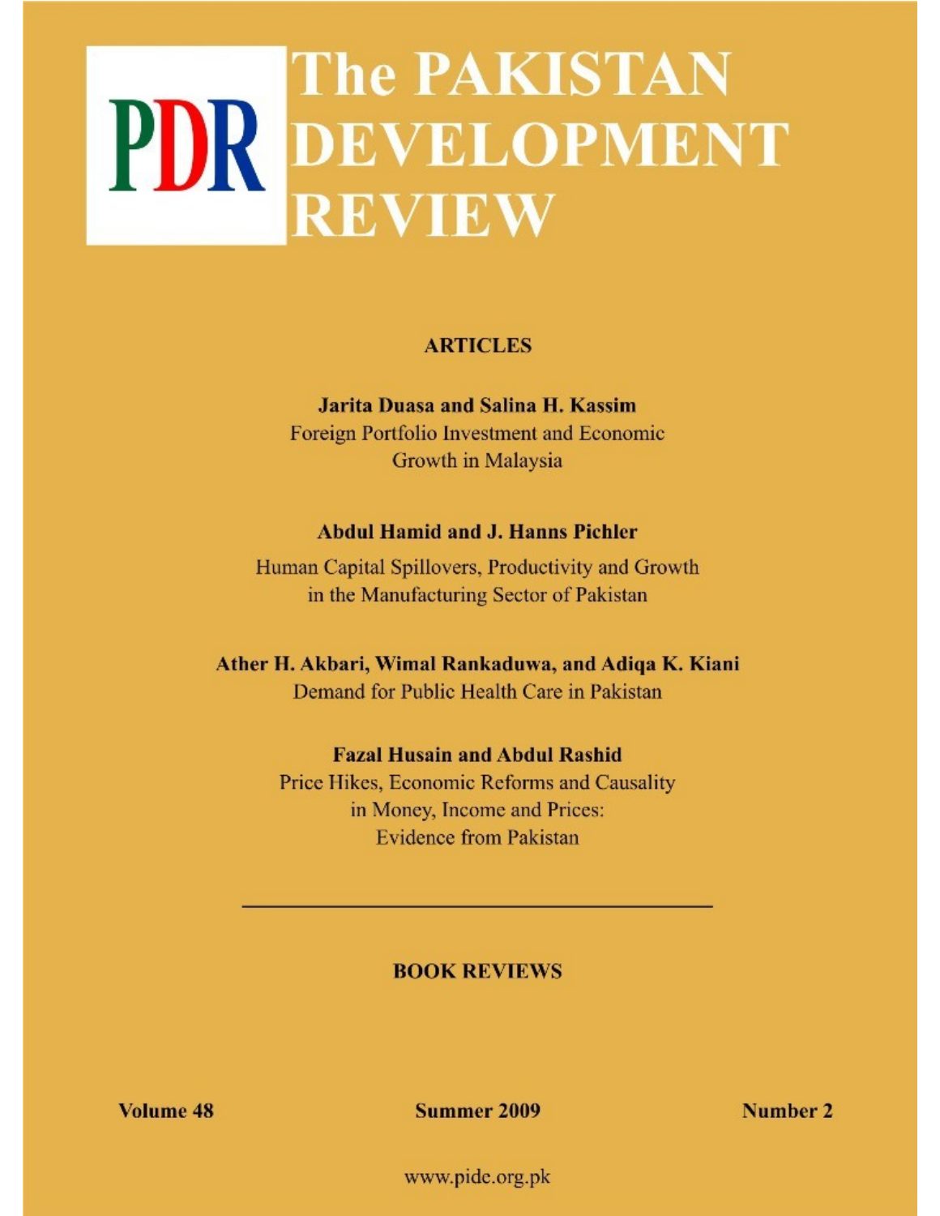# PDR The PAKISTAN DEVELOPMENT REVIEW

## ARTICLES

**Jarita Duasa and Salina H. Kassim**
Foreign Portfolio Investment and Economic Growth in Malaysia

**Abdul Hamid and J. Hanns Pichler**
Human Capital Spillovers, Productivity and Growth in the Manufacturing Sector of Pakistan

**Ather H. Akbari, Wimal Rankaduwa, and Adiqa K. Kiani**
Demand for Public Health Care in Pakistan

**Fazal Husain and Abdul Rashid**
Price Hikes, Economic Reforms and Causality in Money, Income and Prices: Evidence from Pakistan

---

## BOOK REVIEWS

**Volume 48** **Summer 2009** **Number 2**

www.pide.org.pk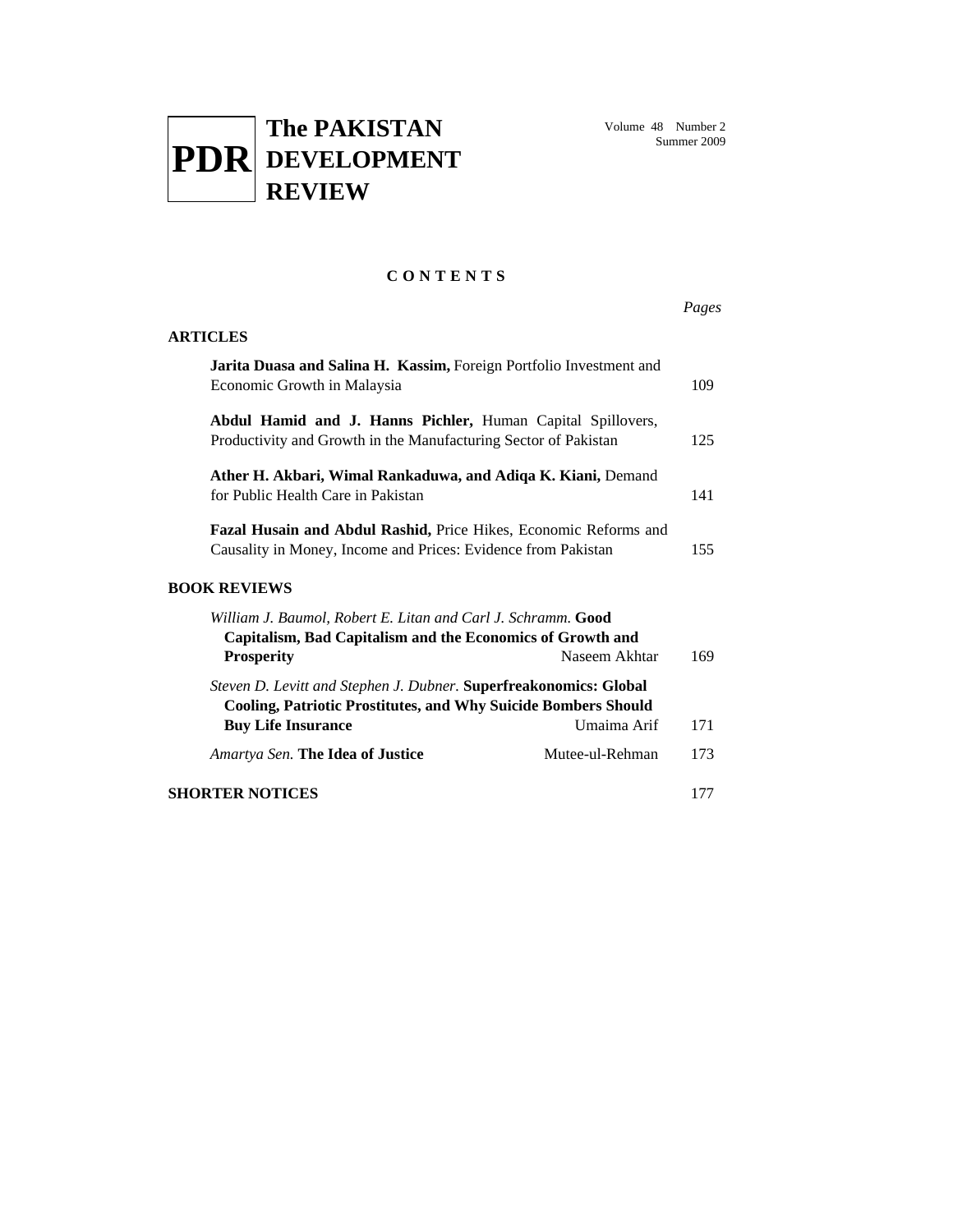# PDR The PAKISTAN DEVELOPMENT REVIEW

Volume 48 Number 2
Summer 2009

## CONTENTS

*Pages*

### ARTICLES

**Jarita Duasa and Salina H. Kassim,** Foreign Portfolio Investment and Economic Growth in Malaysia — 109

**Abdul Hamid and J. Hanns Pichler,** Human Capital Spillovers, Productivity and Growth in the Manufacturing Sector of Pakistan — 125

**Ather H. Akbari, Wimal Rankaduwa, and Adiqa K. Kiani,** Demand for Public Health Care in Pakistan — 141

**Fazal Husain and Abdul Rashid,** Price Hikes, Economic Reforms and Causality in Money, Income and Prices: Evidence from Pakistan — 155

### BOOK REVIEWS

*William J. Baumol, Robert E. Litan and Carl J. Schramm.* **Good Capitalism, Bad Capitalism and the Economics of Growth and Prosperity** — Naseem Akhtar — 169

*Steven D. Levitt and Stephen J. Dubner.* **Superfreakonomics: Global Cooling, Patriotic Prostitutes, and Why Suicide Bombers Should Buy Life Insurance** — Umaima Arif — 171

*Amartya Sen.* **The Idea of Justice** — Mutee-ul-Rehman — 173

### SHORTER NOTICES — 177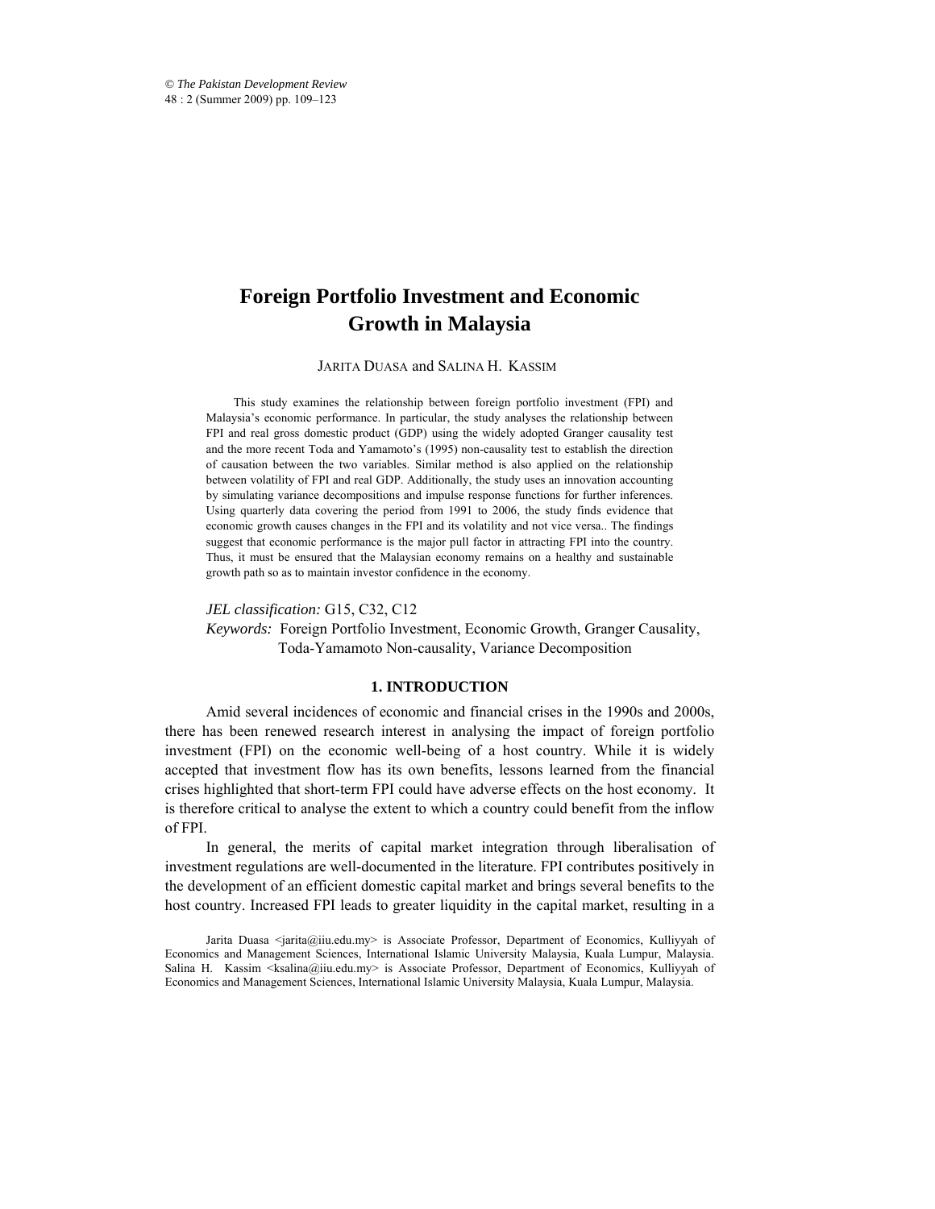# Foreign Portfolio Investment and Economic Growth in Malaysia

JARITA DUASA and SALINA H. KASSIM

This study examines the relationship between foreign portfolio investment (FPI) and Malaysia's economic performance. In particular, the study analyses the relationship between FPI and real gross domestic product (GDP) using the widely adopted Granger causality test and the more recent Toda and Yamamoto's (1995) non-causality test to establish the direction of causation between the two variables. Similar method is also applied on the relationship between volatility of FPI and real GDP. Additionally, the study uses an innovation accounting by simulating variance decompositions and impulse response functions for further inferences. Using quarterly data covering the period from 1991 to 2006, the study finds evidence that economic growth causes changes in the FPI and its volatility and not vice versa.. The findings suggest that economic performance is the major pull factor in attracting FPI into the country. Thus, it must be ensured that the Malaysian economy remains on a healthy and sustainable growth path so as to maintain investor confidence in the economy.

*JEL classification:* G15, C32, C12

*Keywords:* Foreign Portfolio Investment, Economic Growth, Granger Causality, Toda-Yamamoto Non-causality, Variance Decomposition

## 1. INTRODUCTION

Amid several incidences of economic and financial crises in the 1990s and 2000s, there has been renewed research interest in analysing the impact of foreign portfolio investment (FPI) on the economic well-being of a host country. While it is widely accepted that investment flow has its own benefits, lessons learned from the financial crises highlighted that short-term FPI could have adverse effects on the host economy. It is therefore critical to analyse the extent to which a country could benefit from the inflow of FPI.

In general, the merits of capital market integration through liberalisation of investment regulations are well-documented in the literature. FPI contributes positively in the development of an efficient domestic capital market and brings several benefits to the host country. Increased FPI leads to greater liquidity in the capital market, resulting in a

Jarita Duasa <jarita@iiu.edu.my> is Associate Professor, Department of Economics, Kulliyyah of Economics and Management Sciences, International Islamic University Malaysia, Kuala Lumpur, Malaysia. Salina H. Kassim <ksalina@iiu.edu.my> is Associate Professor, Department of Economics, Kulliyyah of Economics and Management Sciences, International Islamic University Malaysia, Kuala Lumpur, Malaysia.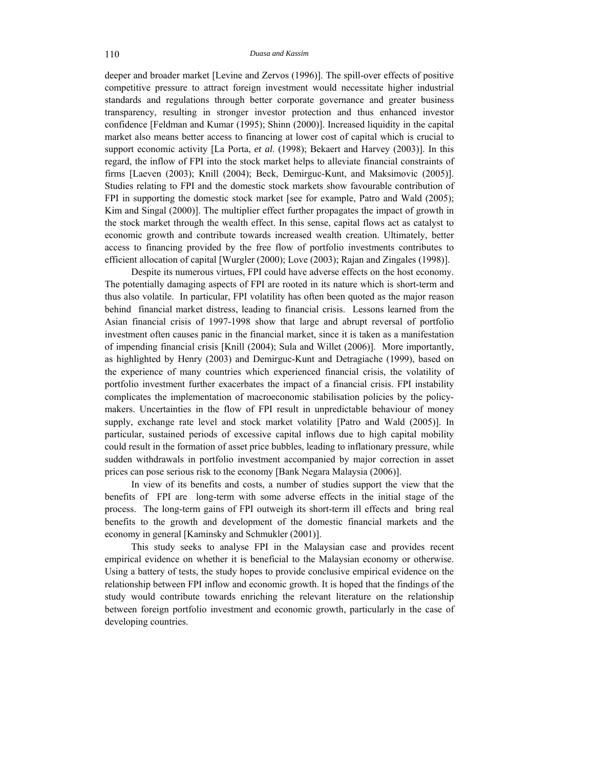deeper and broader market [Levine and Zervos (1996)]. The spill-over effects of positive competitive pressure to attract foreign investment would necessitate higher industrial standards and regulations through better corporate governance and greater business transparency, resulting in stronger investor protection and thus enhanced investor confidence [Feldman and Kumar (1995); Shinn (2000)]. Increased liquidity in the capital market also means better access to financing at lower cost of capital which is crucial to support economic activity [La Porta, *et al.* (1998); Bekaert and Harvey (2003)]. In this regard, the inflow of FPI into the stock market helps to alleviate financial constraints of firms [Laeven (2003); Knill (2004); Beck, Demirguc-Kunt, and Maksimovic (2005)]. Studies relating to FPI and the domestic stock markets show favourable contribution of FPI in supporting the domestic stock market [see for example, Patro and Wald (2005); Kim and Singal (2000)]. The multiplier effect further propagates the impact of growth in the stock market through the wealth effect. In this sense, capital flows act as catalyst to economic growth and contribute towards increased wealth creation. Ultimately, better access to financing provided by the free flow of portfolio investments contributes to efficient allocation of capital [Wurgler (2000); Love (2003); Rajan and Zingales (1998)].

Despite its numerous virtues, FPI could have adverse effects on the host economy. The potentially damaging aspects of FPI are rooted in its nature which is short-term and thus also volatile. In particular, FPI volatility has often been quoted as the major reason behind financial market distress, leading to financial crisis. Lessons learned from the Asian financial crisis of 1997-1998 show that large and abrupt reversal of portfolio investment often causes panic in the financial market, since it is taken as a manifestation of impending financial crisis [Knill (2004); Sula and Willet (2006)]. More importantly, as highlighted by Henry (2003) and Demirguc-Kunt and Detragiache (1999), based on the experience of many countries which experienced financial crisis, the volatility of portfolio investment further exacerbates the impact of a financial crisis. FPI instability complicates the implementation of macroeconomic stabilisation policies by the policy-makers. Uncertainties in the flow of FPI result in unpredictable behaviour of money supply, exchange rate level and stock market volatility [Patro and Wald (2005)]. In particular, sustained periods of excessive capital inflows due to high capital mobility could result in the formation of asset price bubbles, leading to inflationary pressure, while sudden withdrawals in portfolio investment accompanied by major correction in asset prices can pose serious risk to the economy [Bank Negara Malaysia (2006)].

In view of its benefits and costs, a number of studies support the view that the benefits of FPI are long-term with some adverse effects in the initial stage of the process. The long-term gains of FPI outweigh its short-term ill effects and bring real benefits to the growth and development of the domestic financial markets and the economy in general [Kaminsky and Schmukler (2001)].

This study seeks to analyse FPI in the Malaysian case and provides recent empirical evidence on whether it is beneficial to the Malaysian economy or otherwise. Using a battery of tests, the study hopes to provide conclusive empirical evidence on the relationship between FPI inflow and economic growth. It is hoped that the findings of the study would contribute towards enriching the relevant literature on the relationship between foreign portfolio investment and economic growth, particularly in the case of developing countries.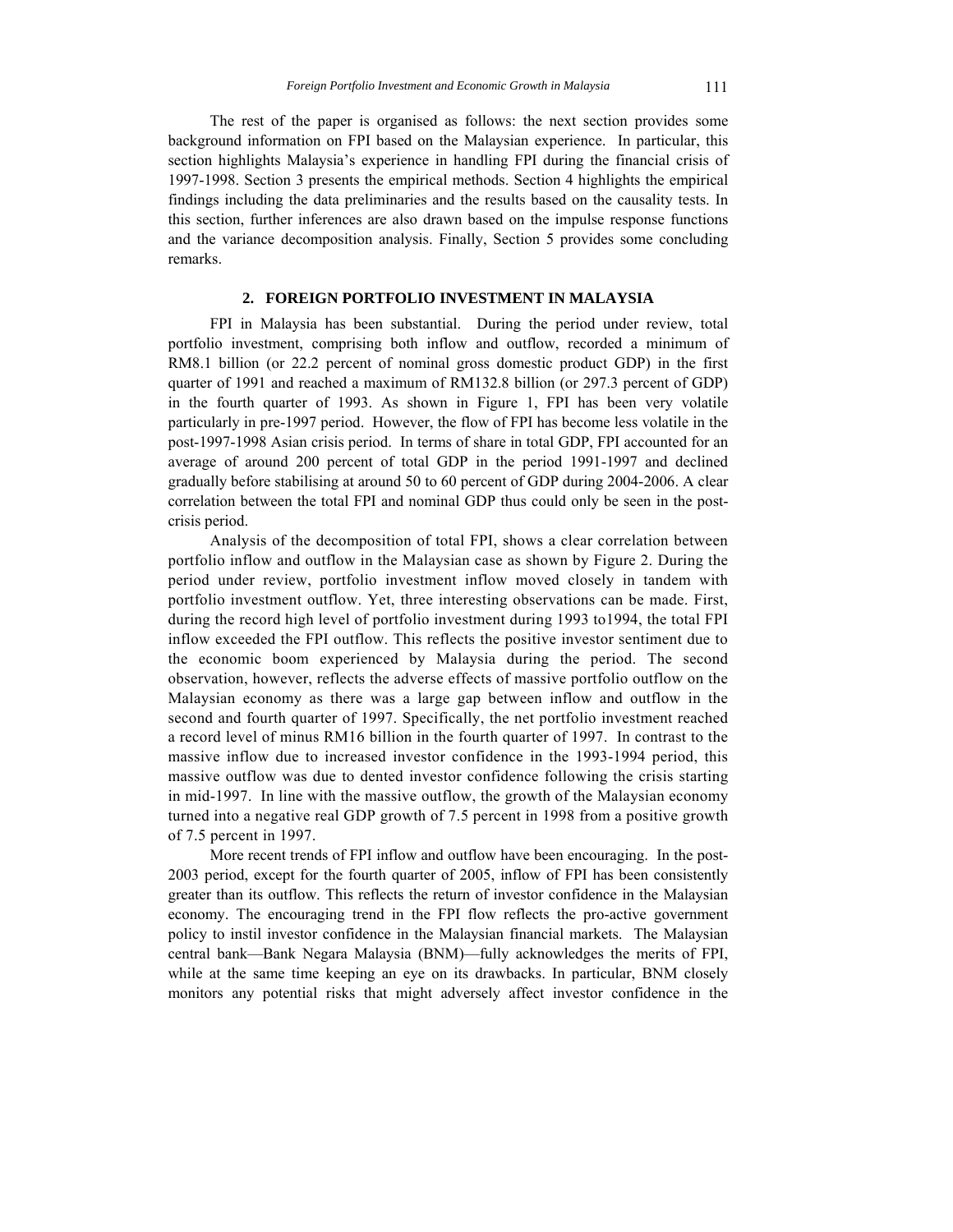The rest of the paper is organised as follows: the next section provides some background information on FPI based on the Malaysian experience. In particular, this section highlights Malaysia's experience in handling FPI during the financial crisis of 1997-1998. Section 3 presents the empirical methods. Section 4 highlights the empirical findings including the data preliminaries and the results based on the causality tests. In this section, further inferences are also drawn based on the impulse response functions and the variance decomposition analysis. Finally, Section 5 provides some concluding remarks.

## 2. FOREIGN PORTFOLIO INVESTMENT IN MALAYSIA

FPI in Malaysia has been substantial. During the period under review, total portfolio investment, comprising both inflow and outflow, recorded a minimum of RM8.1 billion (or 22.2 percent of nominal gross domestic product GDP) in the first quarter of 1991 and reached a maximum of RM132.8 billion (or 297.3 percent of GDP) in the fourth quarter of 1993. As shown in Figure 1, FPI has been very volatile particularly in pre-1997 period. However, the flow of FPI has become less volatile in the post-1997-1998 Asian crisis period. In terms of share in total GDP, FPI accounted for an average of around 200 percent of total GDP in the period 1991-1997 and declined gradually before stabilising at around 50 to 60 percent of GDP during 2004-2006. A clear correlation between the total FPI and nominal GDP thus could only be seen in the post-crisis period.

Analysis of the decomposition of total FPI, shows a clear correlation between portfolio inflow and outflow in the Malaysian case as shown by Figure 2. During the period under review, portfolio investment inflow moved closely in tandem with portfolio investment outflow. Yet, three interesting observations can be made. First, during the record high level of portfolio investment during 1993 to1994, the total FPI inflow exceeded the FPI outflow. This reflects the positive investor sentiment due to the economic boom experienced by Malaysia during the period. The second observation, however, reflects the adverse effects of massive portfolio outflow on the Malaysian economy as there was a large gap between inflow and outflow in the second and fourth quarter of 1997. Specifically, the net portfolio investment reached a record level of minus RM16 billion in the fourth quarter of 1997. In contrast to the massive inflow due to increased investor confidence in the 1993-1994 period, this massive outflow was due to dented investor confidence following the crisis starting in mid-1997. In line with the massive outflow, the growth of the Malaysian economy turned into a negative real GDP growth of 7.5 percent in 1998 from a positive growth of 7.5 percent in 1997.

More recent trends of FPI inflow and outflow have been encouraging. In the post-2003 period, except for the fourth quarter of 2005, inflow of FPI has been consistently greater than its outflow. This reflects the return of investor confidence in the Malaysian economy. The encouraging trend in the FPI flow reflects the pro-active government policy to instil investor confidence in the Malaysian financial markets. The Malaysian central bank—Bank Negara Malaysia (BNM)—fully acknowledges the merits of FPI, while at the same time keeping an eye on its drawbacks. In particular, BNM closely monitors any potential risks that might adversely affect investor confidence in the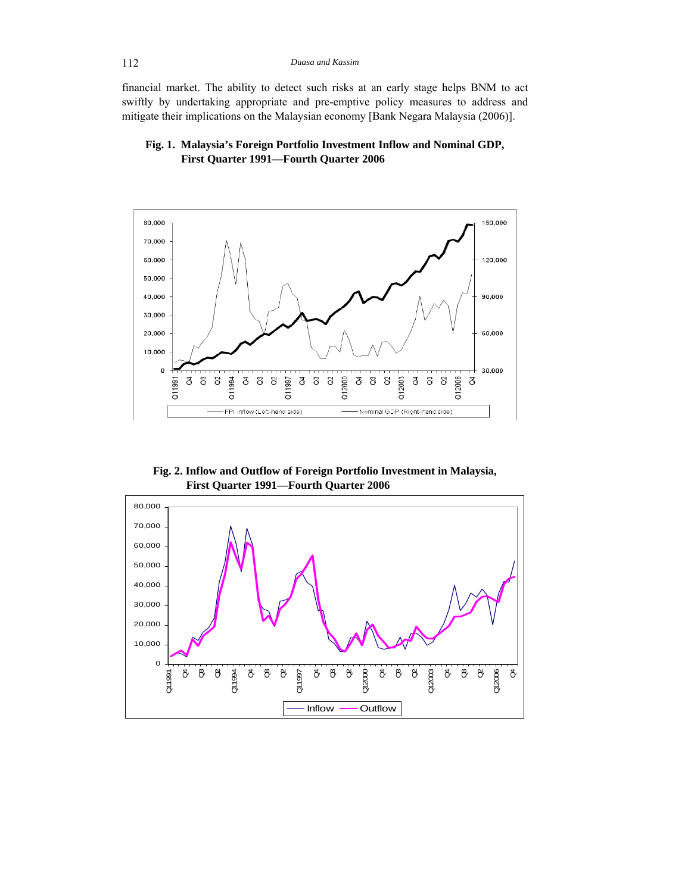financial market. The ability to detect such risks at an early stage helps BNM to act swiftly by undertaking appropriate and pre-emptive policy measures to address and mitigate their implications on the Malaysian economy [Bank Negara Malaysia (2006)].

**Fig. 1. Malaysia's Foreign Portfolio Investment Inflow and Nominal GDP, First Quarter 1991—Fourth Quarter 2006**

**Fig. 2. Inflow and Outflow of Foreign Portfolio Investment in Malaysia, First Quarter 1991—Fourth Quarter 2006**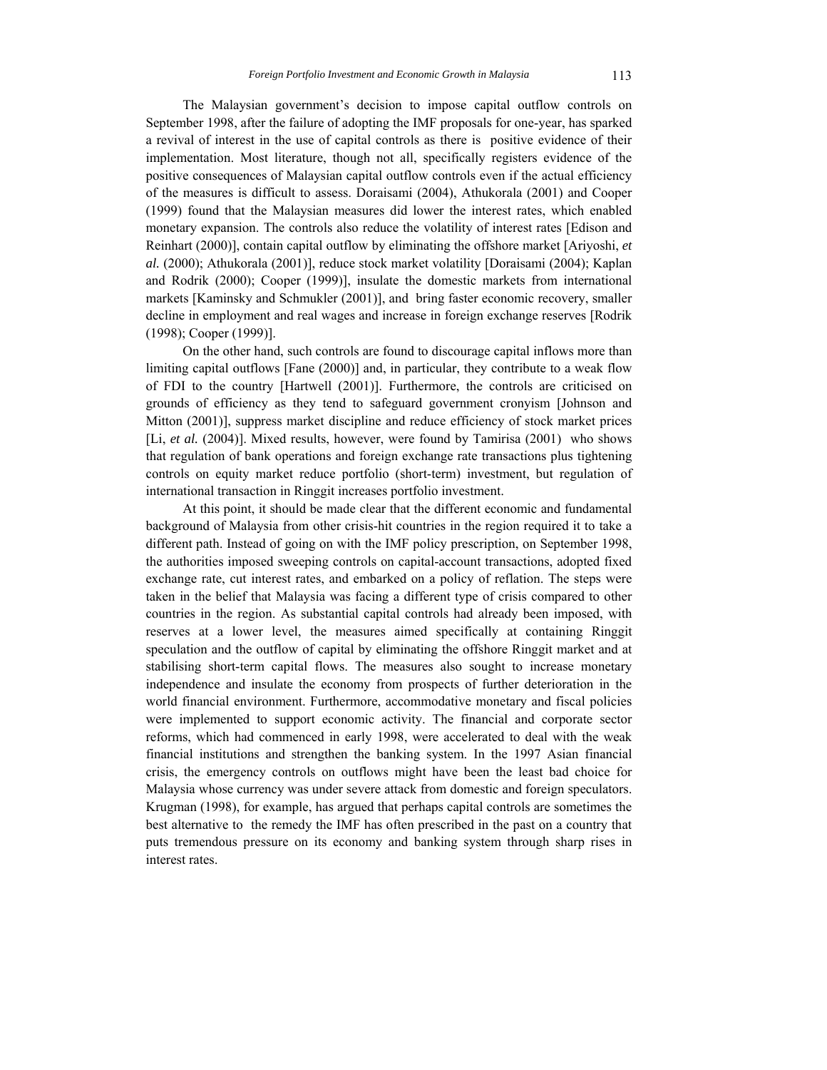The Malaysian government's decision to impose capital outflow controls on September 1998, after the failure of adopting the IMF proposals for one-year, has sparked a revival of interest in the use of capital controls as there is positive evidence of their implementation. Most literature, though not all, specifically registers evidence of the positive consequences of Malaysian capital outflow controls even if the actual efficiency of the measures is difficult to assess. Doraisami (2004), Athukorala (2001) and Cooper (1999) found that the Malaysian measures did lower the interest rates, which enabled monetary expansion. The controls also reduce the volatility of interest rates [Edison and Reinhart (2000)], contain capital outflow by eliminating the offshore market [Ariyoshi, *et al.* (2000); Athukorala (2001)], reduce stock market volatility [Doraisami (2004); Kaplan and Rodrik (2000); Cooper (1999)], insulate the domestic markets from international markets [Kaminsky and Schmukler (2001)], and bring faster economic recovery, smaller decline in employment and real wages and increase in foreign exchange reserves [Rodrik (1998); Cooper (1999)].

On the other hand, such controls are found to discourage capital inflows more than limiting capital outflows [Fane (2000)] and, in particular, they contribute to a weak flow of FDI to the country [Hartwell (2001)]. Furthermore, the controls are criticised on grounds of efficiency as they tend to safeguard government cronyism [Johnson and Mitton (2001)], suppress market discipline and reduce efficiency of stock market prices [Li, *et al.* (2004)]. Mixed results, however, were found by Tamirisa (2001) who shows that regulation of bank operations and foreign exchange rate transactions plus tightening controls on equity market reduce portfolio (short-term) investment, but regulation of international transaction in Ringgit increases portfolio investment.

At this point, it should be made clear that the different economic and fundamental background of Malaysia from other crisis-hit countries in the region required it to take a different path. Instead of going on with the IMF policy prescription, on September 1998, the authorities imposed sweeping controls on capital-account transactions, adopted fixed exchange rate, cut interest rates, and embarked on a policy of reflation. The steps were taken in the belief that Malaysia was facing a different type of crisis compared to other countries in the region. As substantial capital controls had already been imposed, with reserves at a lower level, the measures aimed specifically at containing Ringgit speculation and the outflow of capital by eliminating the offshore Ringgit market and at stabilising short-term capital flows. The measures also sought to increase monetary independence and insulate the economy from prospects of further deterioration in the world financial environment. Furthermore, accommodative monetary and fiscal policies were implemented to support economic activity. The financial and corporate sector reforms, which had commenced in early 1998, were accelerated to deal with the weak financial institutions and strengthen the banking system. In the 1997 Asian financial crisis, the emergency controls on outflows might have been the least bad choice for Malaysia whose currency was under severe attack from domestic and foreign speculators. Krugman (1998), for example, has argued that perhaps capital controls are sometimes the best alternative to the remedy the IMF has often prescribed in the past on a country that puts tremendous pressure on its economy and banking system through sharp rises in interest rates.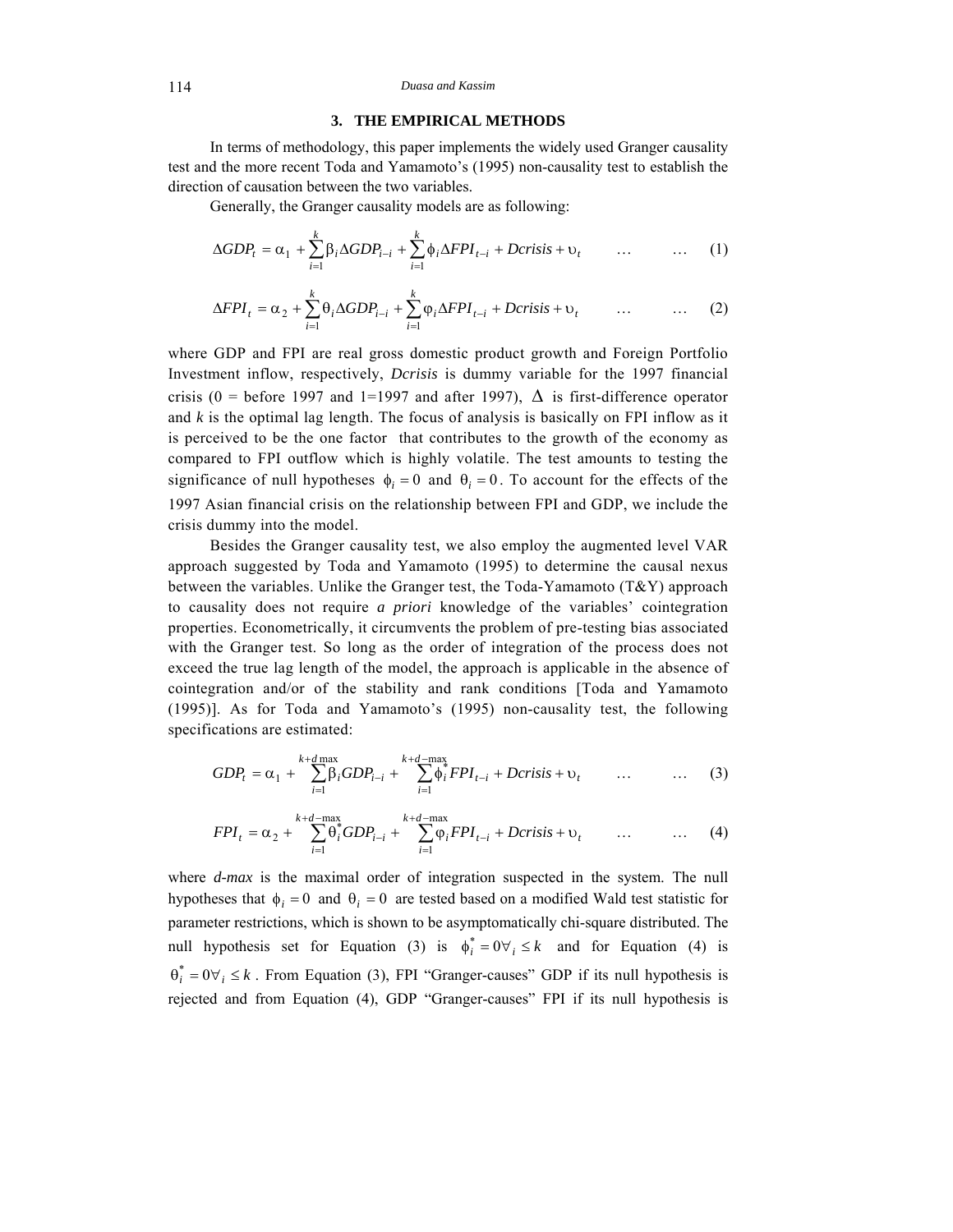## 3. THE EMPIRICAL METHODS

In terms of methodology, this paper implements the widely used Granger causality test and the more recent Toda and Yamamoto's (1995) non-causality test to establish the direction of causation between the two variables.

Generally, the Granger causality models are as following:

$$\Delta GDP_t = \alpha_1 + \sum_{i=1}^{k} \beta_i \Delta GDP_{t-i} + \sum_{i=1}^{k} \phi_i \Delta FPI_{t-i} + Dcrisis + \upsilon_t \qquad \ldots \qquad \ldots \qquad (1)$$

$$\Delta FPI_t = \alpha_2 + \sum_{i=1}^{k} \theta_i \Delta GDP_{t-i} + \sum_{i=1}^{k} \varphi_i \Delta FPI_{t-i} + Dcrisis + \upsilon_t \qquad \ldots \qquad \ldots \qquad (2)$$

where GDP and FPI are real gross domestic product growth and Foreign Portfolio Investment inflow, respectively, *Dcrisis* is dummy variable for the 1997 financial crisis (0 = before 1997 and 1=1997 and after 1997), $\Delta$ is first-difference operator and $k$ is the optimal lag length. The focus of analysis is basically on FPI inflow as it is perceived to be the one factor that contributes to the growth of the economy as compared to FPI outflow which is highly volatile. The test amounts to testing the significance of null hypotheses $\phi_i = 0$ and $\theta_i = 0$. To account for the effects of the 1997 Asian financial crisis on the relationship between FPI and GDP, we include the crisis dummy into the model.

Besides the Granger causality test, we also employ the augmented level VAR approach suggested by Toda and Yamamoto (1995) to determine the causal nexus between the variables. Unlike the Granger test, the Toda-Yamamoto (T&Y) approach to causality does not require *a priori* knowledge of the variables' cointegration properties. Econometrically, it circumvents the problem of pre-testing bias associated with the Granger test. So long as the order of integration of the process does not exceed the true lag length of the model, the approach is applicable in the absence of cointegration and/or of the stability and rank conditions [Toda and Yamamoto (1995)]. As for Toda and Yamamoto's (1995) non-causality test, the following specifications are estimated:

$$GDP_t = \alpha_1 + \sum_{i=1}^{k+d\max} \beta_i GDP_{t-i} + \sum_{i=1}^{k+d-\max} \phi_i^* FPI_{t-i} + Dcrisis + \upsilon_t \qquad \ldots \qquad \ldots \qquad (3)$$

$$FPI_t = \alpha_2 + \sum_{i=1}^{k+d-\max} \theta_i^* GDP_{t-i} + \sum_{i=1}^{k+d-\max} \varphi_i FPI_{t-i} + Dcrisis + \upsilon_t \qquad \ldots \qquad \ldots \qquad (4)$$

where *d-max* is the maximal order of integration suspected in the system. The null hypotheses that $\phi_i = 0$ and $\theta_i = 0$ are tested based on a modified Wald test statistic for parameter restrictions, which is shown to be asymptotically chi-square distributed. The null hypothesis set for Equation (3) is $\phi_i^* = 0 \forall_i \le k$ and for Equation (4) is $\theta_i^* = 0 \forall_i \le k$. From Equation (3), FPI "Granger-causes" GDP if its null hypothesis is rejected and from Equation (4), GDP "Granger-causes" FPI if its null hypothesis is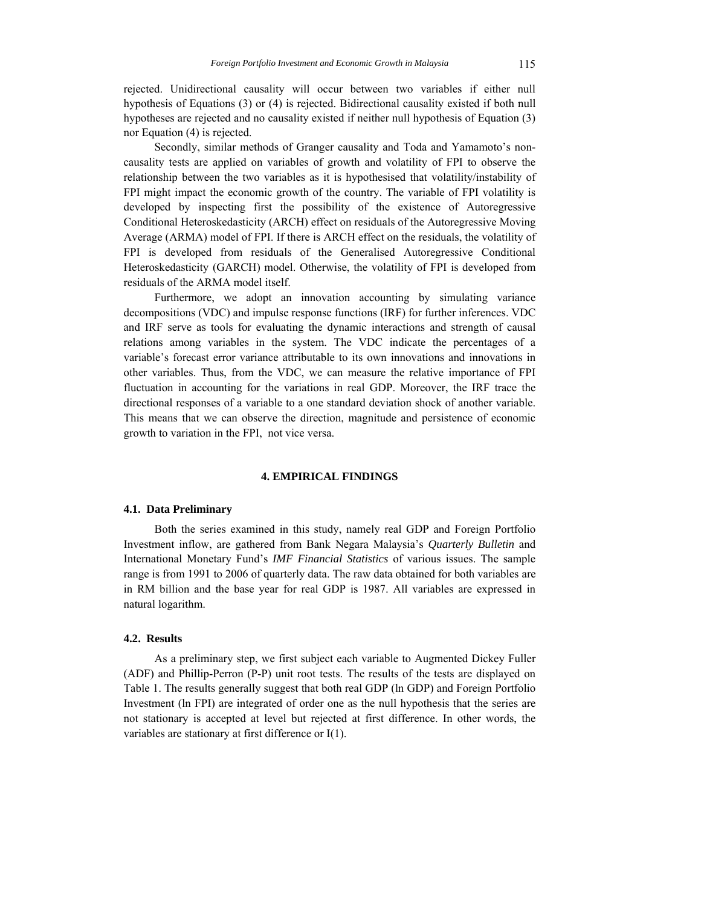rejected. Unidirectional causality will occur between two variables if either null hypothesis of Equations (3) or (4) is rejected. Bidirectional causality existed if both null hypotheses are rejected and no causality existed if neither null hypothesis of Equation (3) nor Equation (4) is rejected.

Secondly, similar methods of Granger causality and Toda and Yamamoto's non-causality tests are applied on variables of growth and volatility of FPI to observe the relationship between the two variables as it is hypothesised that volatility/instability of FPI might impact the economic growth of the country. The variable of FPI volatility is developed by inspecting first the possibility of the existence of Autoregressive Conditional Heteroskedasticity (ARCH) effect on residuals of the Autoregressive Moving Average (ARMA) model of FPI. If there is ARCH effect on the residuals, the volatility of FPI is developed from residuals of the Generalised Autoregressive Conditional Heteroskedasticity (GARCH) model. Otherwise, the volatility of FPI is developed from residuals of the ARMA model itself.

Furthermore, we adopt an innovation accounting by simulating variance decompositions (VDC) and impulse response functions (IRF) for further inferences. VDC and IRF serve as tools for evaluating the dynamic interactions and strength of causal relations among variables in the system. The VDC indicate the percentages of a variable's forecast error variance attributable to its own innovations and innovations in other variables. Thus, from the VDC, we can measure the relative importance of FPI fluctuation in accounting for the variations in real GDP. Moreover, the IRF trace the directional responses of a variable to a one standard deviation shock of another variable. This means that we can observe the direction, magnitude and persistence of economic growth to variation in the FPI, not vice versa.

## 4. EMPIRICAL FINDINGS

### 4.1. Data Preliminary

Both the series examined in this study, namely real GDP and Foreign Portfolio Investment inflow, are gathered from Bank Negara Malaysia's *Quarterly Bulletin* and International Monetary Fund's *IMF Financial Statistics* of various issues. The sample range is from 1991 to 2006 of quarterly data. The raw data obtained for both variables are in RM billion and the base year for real GDP is 1987. All variables are expressed in natural logarithm.

### 4.2. Results

As a preliminary step, we first subject each variable to Augmented Dickey Fuller (ADF) and Phillip-Perron (P-P) unit root tests. The results of the tests are displayed on Table 1. The results generally suggest that both real GDP (ln GDP) and Foreign Portfolio Investment (ln FPI) are integrated of order one as the null hypothesis that the series are not stationary is accepted at level but rejected at first difference. In other words, the variables are stationary at first difference or I(1).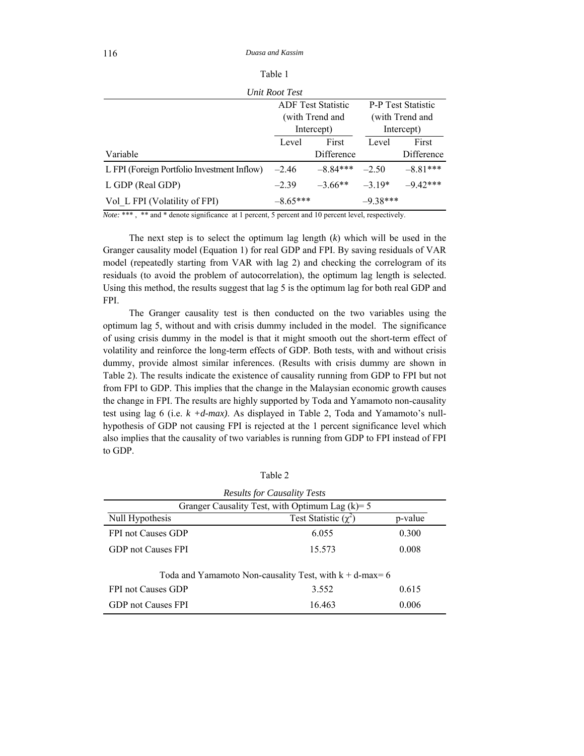Table 1

*Unit Root Test*

| Variable | ADF Test Statistic (with Trend and Intercept) | | P-P Test Statistic (with Trend and Intercept) | |
|---|---|---|---|---|
| | Level | First Difference | Level | First Difference |
| L FPI (Foreign Portfolio Investment Inflow) | –2.46 | –8.84*** | –2.50 | –8.81*** |
| L GDP (Real GDP) | –2.39 | –3.66** | –3.19* | –9.42*** |
| Vol_L FPI (Volatility of FPI) | –8.65*** | | –9.38*** | |

*Note:* *** , ** and * denote significance at 1 percent, 5 percent and 10 percent level, respectively.

The next step is to select the optimum lag length (*k*) which will be used in the Granger causality model (Equation 1) for real GDP and FPI. By saving residuals of VAR model (repeatedly starting from VAR with lag 2) and checking the correlogram of its residuals (to avoid the problem of autocorrelation), the optimum lag length is selected. Using this method, the results suggest that lag 5 is the optimum lag for both real GDP and FPI.

The Granger causality test is then conducted on the two variables using the optimum lag 5, without and with crisis dummy included in the model. The significance of using crisis dummy in the model is that it might smooth out the short-term effect of volatility and reinforce the long-term effects of GDP. Both tests, with and without crisis dummy, provide almost similar inferences. (Results with crisis dummy are shown in Table 2). The results indicate the existence of causality running from GDP to FPI but not from FPI to GDP. This implies that the change in the Malaysian economic growth causes the change in FPI. The results are highly supported by Toda and Yamamoto non-causality test using lag 6 (i.e. *k +d-max)*. As displayed in Table 2, Toda and Yamamoto's null-hypothesis of GDP not causing FPI is rejected at the 1 percent significance level which also implies that the causality of two variables is running from GDP to FPI instead of FPI to GDP.

Table 2

*Results for Causality Tests*

| Granger Causality Test, with Optimum Lag (k)= 5 | | |
|---|---|---|
| Null Hypothesis | Test Statistic ($\chi^2$) | p-value |
| FPI not Causes GDP | 6.055 | 0.300 |
| GDP not Causes FPI | 15.573 | 0.008 |
| **Toda and Yamamoto Non-causality Test, with k + d-max= 6** | | |
| FPI not Causes GDP | 3.552 | 0.615 |
| GDP not Causes FPI | 16.463 | 0.006 |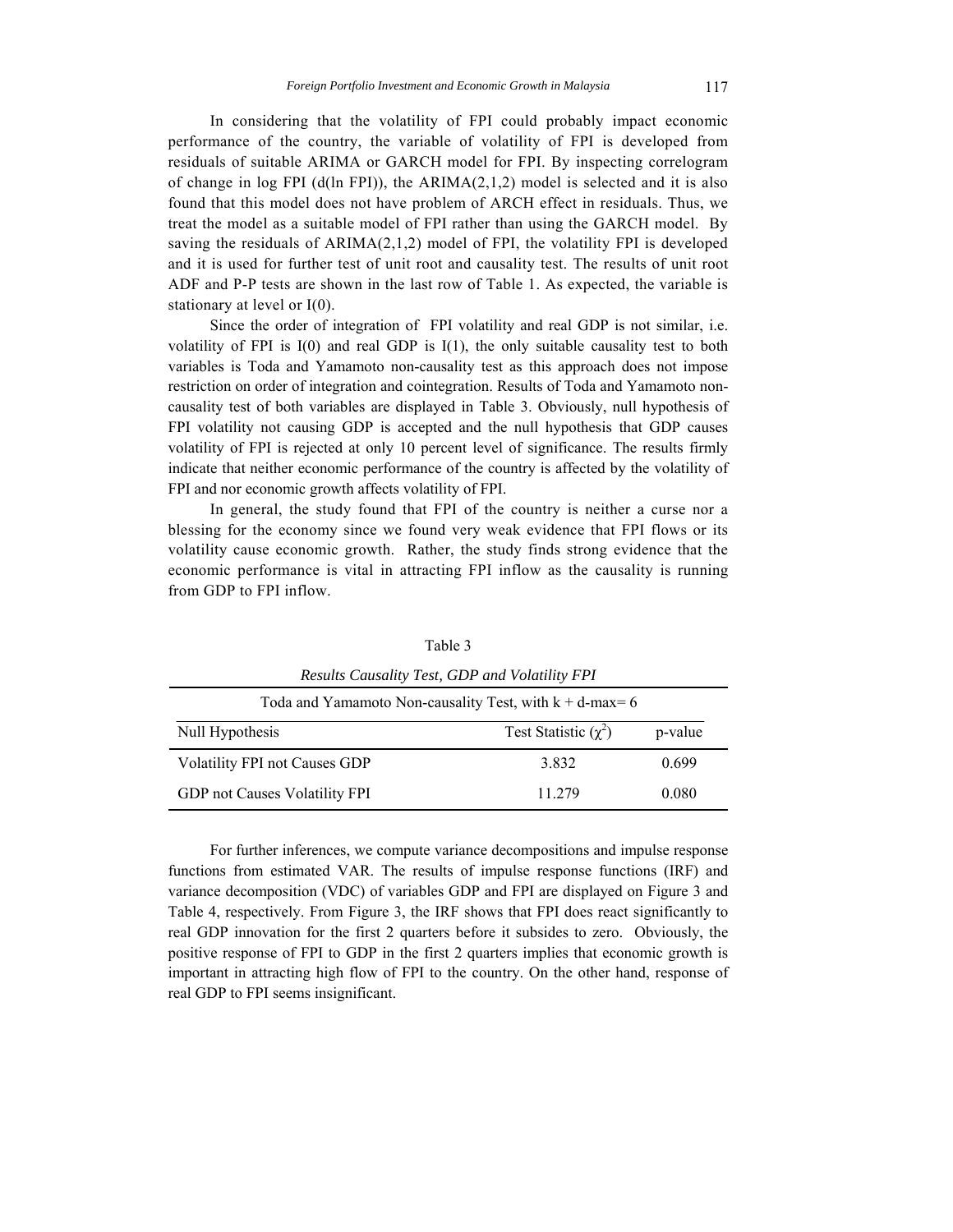In considering that the volatility of FPI could probably impact economic performance of the country, the variable of volatility of FPI is developed from residuals of suitable ARIMA or GARCH model for FPI. By inspecting correlogram of change in log FPI (d(ln FPI)), the ARIMA(2,1,2) model is selected and it is also found that this model does not have problem of ARCH effect in residuals. Thus, we treat the model as a suitable model of FPI rather than using the GARCH model. By saving the residuals of ARIMA(2,1,2) model of FPI, the volatility FPI is developed and it is used for further test of unit root and causality test. The results of unit root ADF and P-P tests are shown in the last row of Table 1. As expected, the variable is stationary at level or I(0).

Since the order of integration of FPI volatility and real GDP is not similar, i.e. volatility of FPI is I(0) and real GDP is I(1), the only suitable causality test to both variables is Toda and Yamamoto non-causality test as this approach does not impose restriction on order of integration and cointegration. Results of Toda and Yamamoto non-causality test of both variables are displayed in Table 3. Obviously, null hypothesis of FPI volatility not causing GDP is accepted and the null hypothesis that GDP causes volatility of FPI is rejected at only 10 percent level of significance. The results firmly indicate that neither economic performance of the country is affected by the volatility of FPI and nor economic growth affects volatility of FPI.

In general, the study found that FPI of the country is neither a curse nor a blessing for the economy since we found very weak evidence that FPI flows or its volatility cause economic growth. Rather, the study finds strong evidence that the economic performance is vital in attracting FPI inflow as the causality is running from GDP to FPI inflow.

Table 3

*Results Causality Test, GDP and Volatility FPI*

| Toda and Yamamoto Non-causality Test, with k + d-max= 6 | | |
|---|---|---|
| Null Hypothesis | Test Statistic ($\chi^2$) | p-value |
| Volatility FPI not Causes GDP | 3.832 | 0.699 |
| GDP not Causes Volatility FPI | 11.279 | 0.080 |

For further inferences, we compute variance decompositions and impulse response functions from estimated VAR. The results of impulse response functions (IRF) and variance decomposition (VDC) of variables GDP and FPI are displayed on Figure 3 and Table 4, respectively. From Figure 3, the IRF shows that FPI does react significantly to real GDP innovation for the first 2 quarters before it subsides to zero. Obviously, the positive response of FPI to GDP in the first 2 quarters implies that economic growth is important in attracting high flow of FPI to the country. On the other hand, response of real GDP to FPI seems insignificant.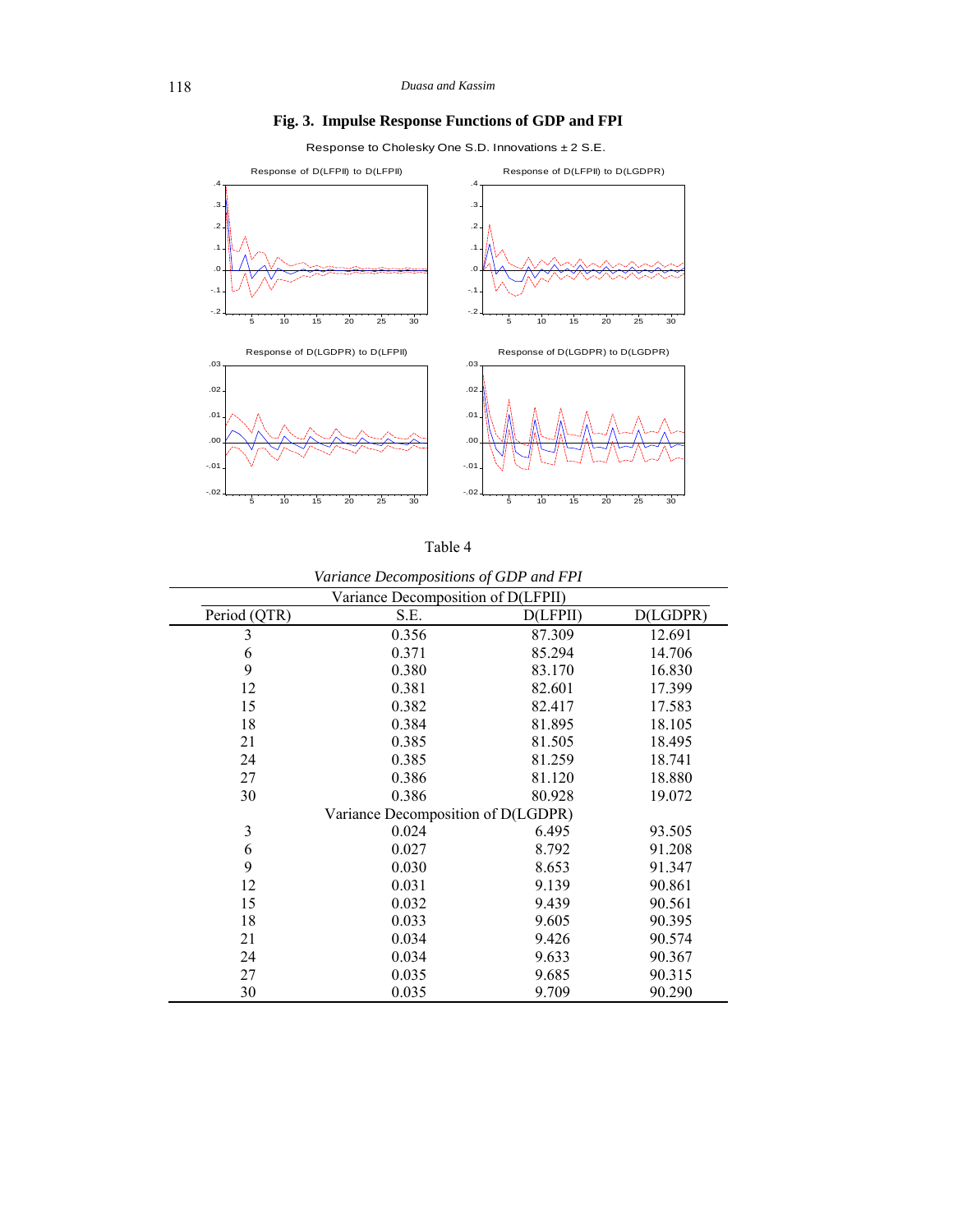**Fig. 3. Impulse Response Functions of GDP and FPI**

Response to Cholesky One S.D. Innovations ± 2 S.E.

Table 4

*Variance Decompositions of GDP and FPI*

| Period (QTR) | S.E. | D(LFPII) | D(LGDPR) |
|---|---|---|---|
| Variance Decomposition of D(LFPII) | | | |
| 3 | 0.356 | 87.309 | 12.691 |
| 6 | 0.371 | 85.294 | 14.706 |
| 9 | 0.380 | 83.170 | 16.830 |
| 12 | 0.381 | 82.601 | 17.399 |
| 15 | 0.382 | 82.417 | 17.583 |
| 18 | 0.384 | 81.895 | 18.105 |
| 21 | 0.385 | 81.505 | 18.495 |
| 24 | 0.385 | 81.259 | 18.741 |
| 27 | 0.386 | 81.120 | 18.880 |
| 30 | 0.386 | 80.928 | 19.072 |
| Variance Decomposition of D(LGDPR) | | | |
| 3 | 0.024 | 6.495 | 93.505 |
| 6 | 0.027 | 8.792 | 91.208 |
| 9 | 0.030 | 8.653 | 91.347 |
| 12 | 0.031 | 9.139 | 90.861 |
| 15 | 0.032 | 9.439 | 90.561 |
| 18 | 0.033 | 9.605 | 90.395 |
| 21 | 0.034 | 9.426 | 90.574 |
| 24 | 0.034 | 9.633 | 90.367 |
| 27 | 0.035 | 9.685 | 90.315 |
| 30 | 0.035 | 9.709 | 90.290 |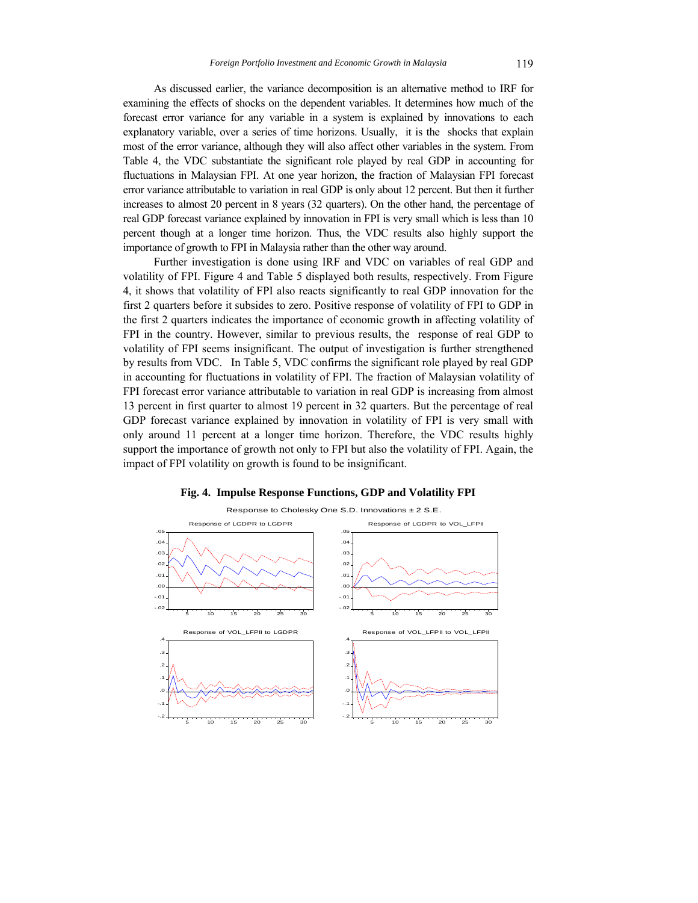As discussed earlier, the variance decomposition is an alternative method to IRF for examining the effects of shocks on the dependent variables. It determines how much of the forecast error variance for any variable in a system is explained by innovations to each explanatory variable, over a series of time horizons. Usually, it is the shocks that explain most of the error variance, although they will also affect other variables in the system. From Table 4, the VDC substantiate the significant role played by real GDP in accounting for fluctuations in Malaysian FPI. At one year horizon, the fraction of Malaysian FPI forecast error variance attributable to variation in real GDP is only about 12 percent. But then it further increases to almost 20 percent in 8 years (32 quarters). On the other hand, the percentage of real GDP forecast variance explained by innovation in FPI is very small which is less than 10 percent though at a longer time horizon. Thus, the VDC results also highly support the importance of growth to FPI in Malaysia rather than the other way around.

Further investigation is done using IRF and VDC on variables of real GDP and volatility of FPI. Figure 4 and Table 5 displayed both results, respectively. From Figure 4, it shows that volatility of FPI also reacts significantly to real GDP innovation for the first 2 quarters before it subsides to zero. Positive response of volatility of FPI to GDP in the first 2 quarters indicates the importance of economic growth in affecting volatility of FPI in the country. However, similar to previous results, the response of real GDP to volatility of FPI seems insignificant. The output of investigation is further strengthened by results from VDC. In Table 5, VDC confirms the significant role played by real GDP in accounting for fluctuations in volatility of FPI. The fraction of Malaysian volatility of FPI forecast error variance attributable to variation in real GDP is increasing from almost 13 percent in first quarter to almost 19 percent in 32 quarters. But the percentage of real GDP forecast variance explained by innovation in volatility of FPI is very small with only around 11 percent at a longer time horizon. Therefore, the VDC results highly support the importance of growth not only to FPI but also the volatility of FPI. Again, the impact of FPI volatility on growth is found to be insignificant.

**Fig. 4. Impulse Response Functions, GDP and Volatility FPI**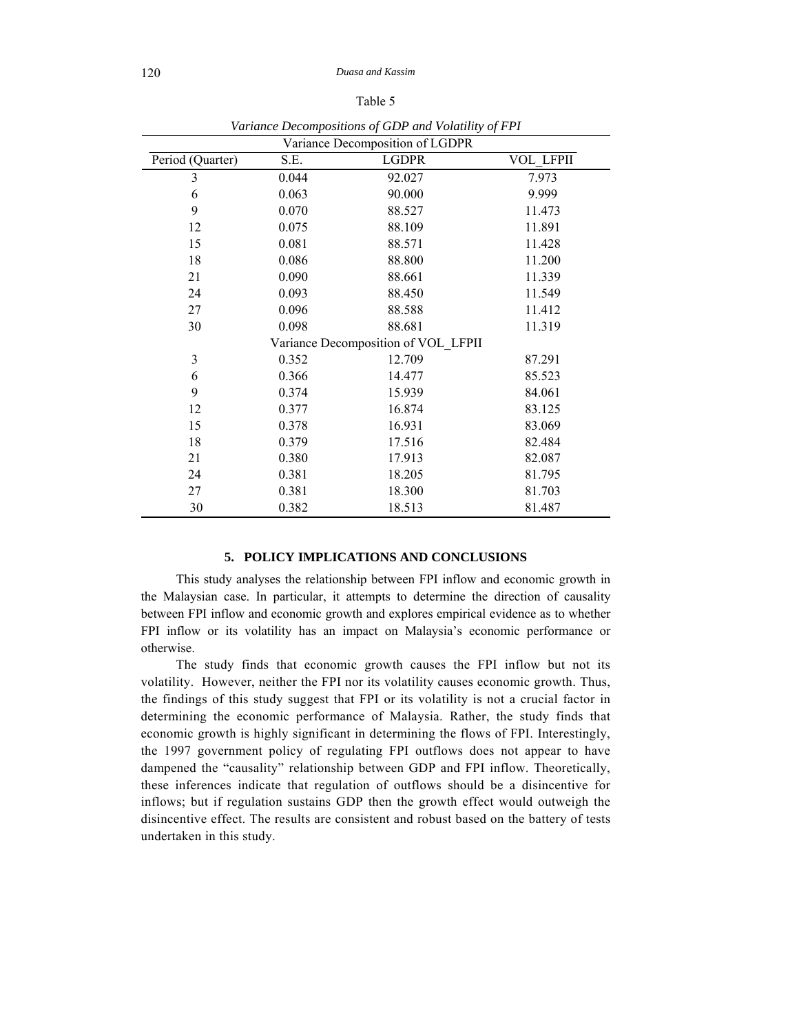Table 5

*Variance Decompositions of GDP and Volatility of FPI*

| Period (Quarter) | S.E. | LGDPR | VOL_LFPII |
|---|---|---|---|
| **Variance Decomposition of LGDPR** | | | |
| 3 | 0.044 | 92.027 | 7.973 |
| 6 | 0.063 | 90.000 | 9.999 |
| 9 | 0.070 | 88.527 | 11.473 |
| 12 | 0.075 | 88.109 | 11.891 |
| 15 | 0.081 | 88.571 | 11.428 |
| 18 | 0.086 | 88.800 | 11.200 |
| 21 | 0.090 | 88.661 | 11.339 |
| 24 | 0.093 | 88.450 | 11.549 |
| 27 | 0.096 | 88.588 | 11.412 |
| 30 | 0.098 | 88.681 | 11.319 |
| **Variance Decomposition of VOL_LFPII** | | | |
| 3 | 0.352 | 12.709 | 87.291 |
| 6 | 0.366 | 14.477 | 85.523 |
| 9 | 0.374 | 15.939 | 84.061 |
| 12 | 0.377 | 16.874 | 83.125 |
| 15 | 0.378 | 16.931 | 83.069 |
| 18 | 0.379 | 17.516 | 82.484 |
| 21 | 0.380 | 17.913 | 82.087 |
| 24 | 0.381 | 18.205 | 81.795 |
| 27 | 0.381 | 18.300 | 81.703 |
| 30 | 0.382 | 18.513 | 81.487 |

## 5. POLICY IMPLICATIONS AND CONCLUSIONS

This study analyses the relationship between FPI inflow and economic growth in the Malaysian case. In particular, it attempts to determine the direction of causality between FPI inflow and economic growth and explores empirical evidence as to whether FPI inflow or its volatility has an impact on Malaysia's economic performance or otherwise.

The study finds that economic growth causes the FPI inflow but not its volatility. However, neither the FPI nor its volatility causes economic growth. Thus, the findings of this study suggest that FPI or its volatility is not a crucial factor in determining the economic performance of Malaysia. Rather, the study finds that economic growth is highly significant in determining the flows of FPI. Interestingly, the 1997 government policy of regulating FPI outflows does not appear to have dampened the "causality" relationship between GDP and FPI inflow. Theoretically, these inferences indicate that regulation of outflows should be a disincentive for inflows; but if regulation sustains GDP then the growth effect would outweigh the disincentive effect. The results are consistent and robust based on the battery of tests undertaken in this study.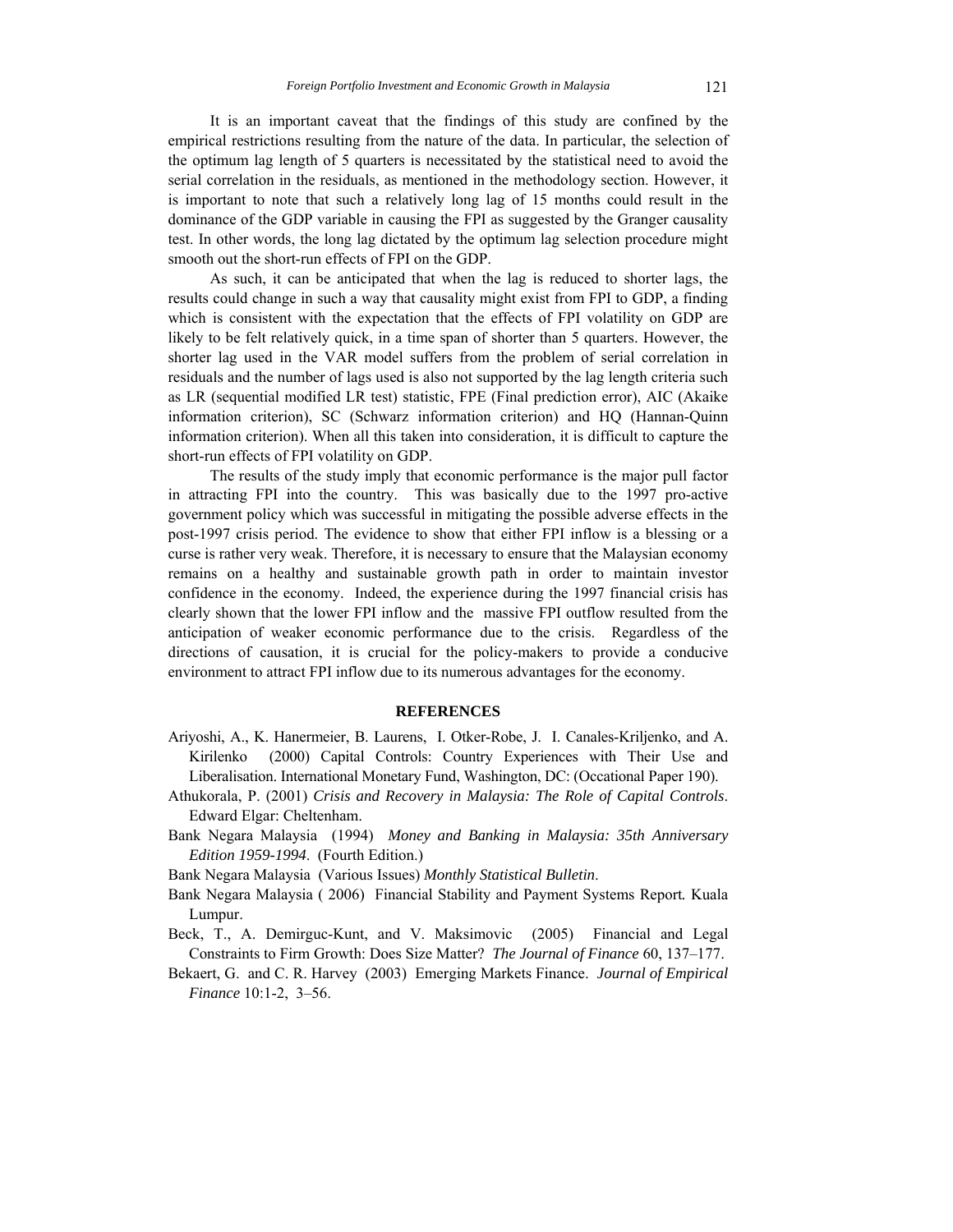It is an important caveat that the findings of this study are confined by the empirical restrictions resulting from the nature of the data. In particular, the selection of the optimum lag length of 5 quarters is necessitated by the statistical need to avoid the serial correlation in the residuals, as mentioned in the methodology section. However, it is important to note that such a relatively long lag of 15 months could result in the dominance of the GDP variable in causing the FPI as suggested by the Granger causality test. In other words, the long lag dictated by the optimum lag selection procedure might smooth out the short-run effects of FPI on the GDP.

As such, it can be anticipated that when the lag is reduced to shorter lags, the results could change in such a way that causality might exist from FPI to GDP, a finding which is consistent with the expectation that the effects of FPI volatility on GDP are likely to be felt relatively quick, in a time span of shorter than 5 quarters. However, the shorter lag used in the VAR model suffers from the problem of serial correlation in residuals and the number of lags used is also not supported by the lag length criteria such as LR (sequential modified LR test) statistic, FPE (Final prediction error), AIC (Akaike information criterion), SC (Schwarz information criterion) and HQ (Hannan-Quinn information criterion). When all this taken into consideration, it is difficult to capture the short-run effects of FPI volatility on GDP.

The results of the study imply that economic performance is the major pull factor in attracting FPI into the country. This was basically due to the 1997 pro-active government policy which was successful in mitigating the possible adverse effects in the post-1997 crisis period. The evidence to show that either FPI inflow is a blessing or a curse is rather very weak. Therefore, it is necessary to ensure that the Malaysian economy remains on a healthy and sustainable growth path in order to maintain investor confidence in the economy. Indeed, the experience during the 1997 financial crisis has clearly shown that the lower FPI inflow and the massive FPI outflow resulted from the anticipation of weaker economic performance due to the crisis. Regardless of the directions of causation, it is crucial for the policy-makers to provide a conducive environment to attract FPI inflow due to its numerous advantages for the economy.

## REFERENCES

Ariyoshi, A., K. Hanermeier, B. Laurens, I. Otker-Robe, J. I. Canales-Kriljenko, and A. Kirilenko (2000) Capital Controls: Country Experiences with Their Use and Liberalisation. International Monetary Fund, Washington, DC: (Occational Paper 190).

Athukorala, P. (2001) *Crisis and Recovery in Malaysia: The Role of Capital Controls*. Edward Elgar: Cheltenham.

Bank Negara Malaysia (1994) *Money and Banking in Malaysia: 35th Anniversary Edition 1959-1994*. (Fourth Edition.)

Bank Negara Malaysia (Various Issues) *Monthly Statistical Bulletin*.

Bank Negara Malaysia ( 2006) Financial Stability and Payment Systems Report*.* Kuala Lumpur.

Beck, T., A. Demirguc-Kunt, and V. Maksimovic (2005) Financial and Legal Constraints to Firm Growth: Does Size Matter? *The Journal of Finance* 60, 137–177.

Bekaert, G. and C. R. Harvey (2003) Emerging Markets Finance. *Journal of Empirical Finance* 10:1-2, 3–56.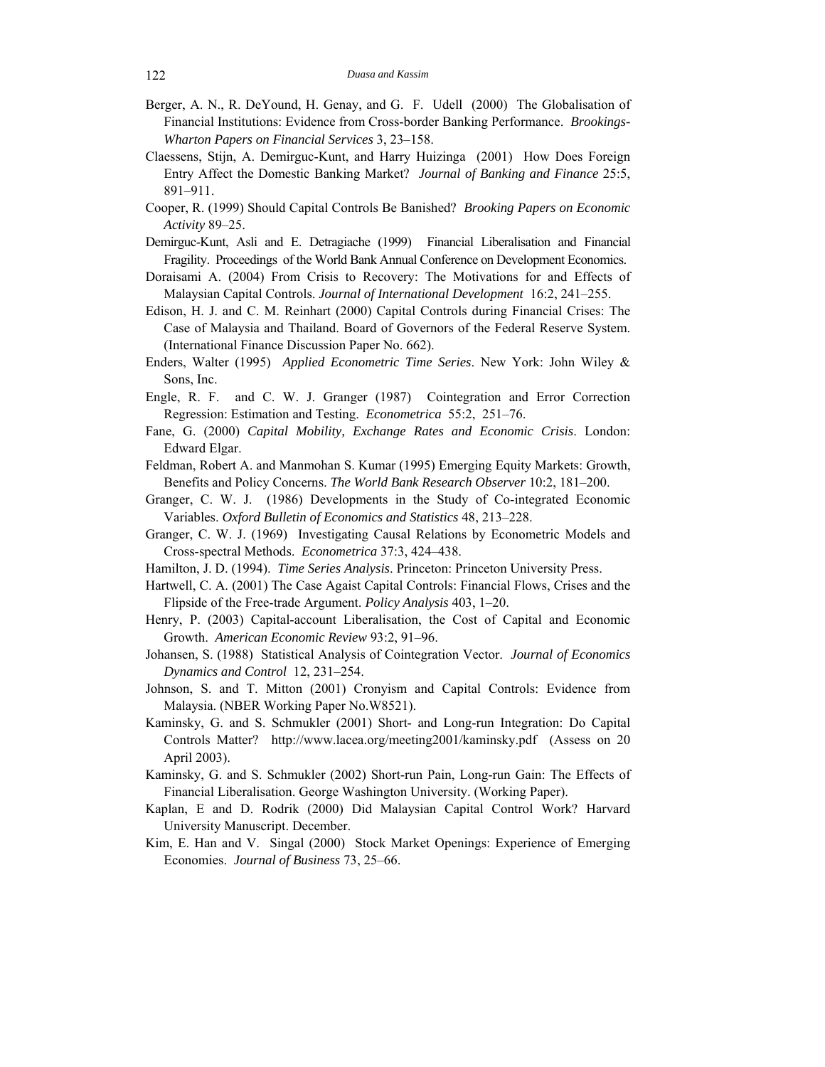Berger, A. N., R. DeYound, H. Genay, and G. F. Udell (2000) The Globalisation of Financial Institutions: Evidence from Cross-border Banking Performance. *Brookings-Wharton Papers on Financial Services* 3, 23–158.

Claessens, Stijn, A. Demirguc-Kunt, and Harry Huizinga (2001) How Does Foreign Entry Affect the Domestic Banking Market? *Journal of Banking and Finance* 25:5, 891–911.

Cooper, R. (1999) Should Capital Controls Be Banished? *Brooking Papers on Economic Activity* 89–25.

Demirguc-Kunt, Asli and E. Detragiache (1999) Financial Liberalisation and Financial Fragility. Proceedings of the World Bank Annual Conference on Development Economics.

Doraisami A. (2004) From Crisis to Recovery: The Motivations for and Effects of Malaysian Capital Controls. *Journal of International Development* 16:2, 241–255.

Edison, H. J. and C. M. Reinhart (2000) Capital Controls during Financial Crises: The Case of Malaysia and Thailand. Board of Governors of the Federal Reserve System. (International Finance Discussion Paper No. 662).

Enders, Walter (1995) *Applied Econometric Time Series*. New York: John Wiley & Sons, Inc.

Engle, R. F. and C. W. J. Granger (1987) Cointegration and Error Correction Regression: Estimation and Testing. *Econometrica* 55:2, 251–76.

Fane, G. (2000) *Capital Mobility, Exchange Rates and Economic Crisis*. London: Edward Elgar.

Feldman, Robert A. and Manmohan S. Kumar (1995) Emerging Equity Markets: Growth, Benefits and Policy Concerns. *The World Bank Research Observer* 10:2, 181–200.

Granger, C. W. J. (1986) Developments in the Study of Co-integrated Economic Variables. *Oxford Bulletin of Economics and Statistics* 48, 213–228.

Granger, C. W. J. (1969) Investigating Causal Relations by Econometric Models and Cross-spectral Methods. *Econometrica* 37:3, 424–438.

Hamilton, J. D. (1994). *Time Series Analysis*. Princeton: Princeton University Press.

Hartwell, C. A. (2001) The Case Agaist Capital Controls: Financial Flows, Crises and the Flipside of the Free-trade Argument. *Policy Analysis* 403, 1–20.

Henry, P. (2003) Capital-account Liberalisation, the Cost of Capital and Economic Growth. *American Economic Review* 93:2, 91–96.

Johansen, S. (1988) Statistical Analysis of Cointegration Vector. *Journal of Economics Dynamics and Control* 12, 231–254.

Johnson, S. and T. Mitton (2001) Cronyism and Capital Controls: Evidence from Malaysia. (NBER Working Paper No.W8521).

Kaminsky, G. and S. Schmukler (2001) Short- and Long-run Integration: Do Capital Controls Matter? http://www.lacea.org/meeting2001/kaminsky.pdf (Assess on 20 April 2003).

Kaminsky, G. and S. Schmukler (2002) Short-run Pain, Long-run Gain: The Effects of Financial Liberalisation. George Washington University. (Working Paper).

Kaplan, E and D. Rodrik (2000) Did Malaysian Capital Control Work? Harvard University Manuscript. December.

Kim, E. Han and V. Singal (2000) Stock Market Openings: Experience of Emerging Economies. *Journal of Business* 73, 25–66.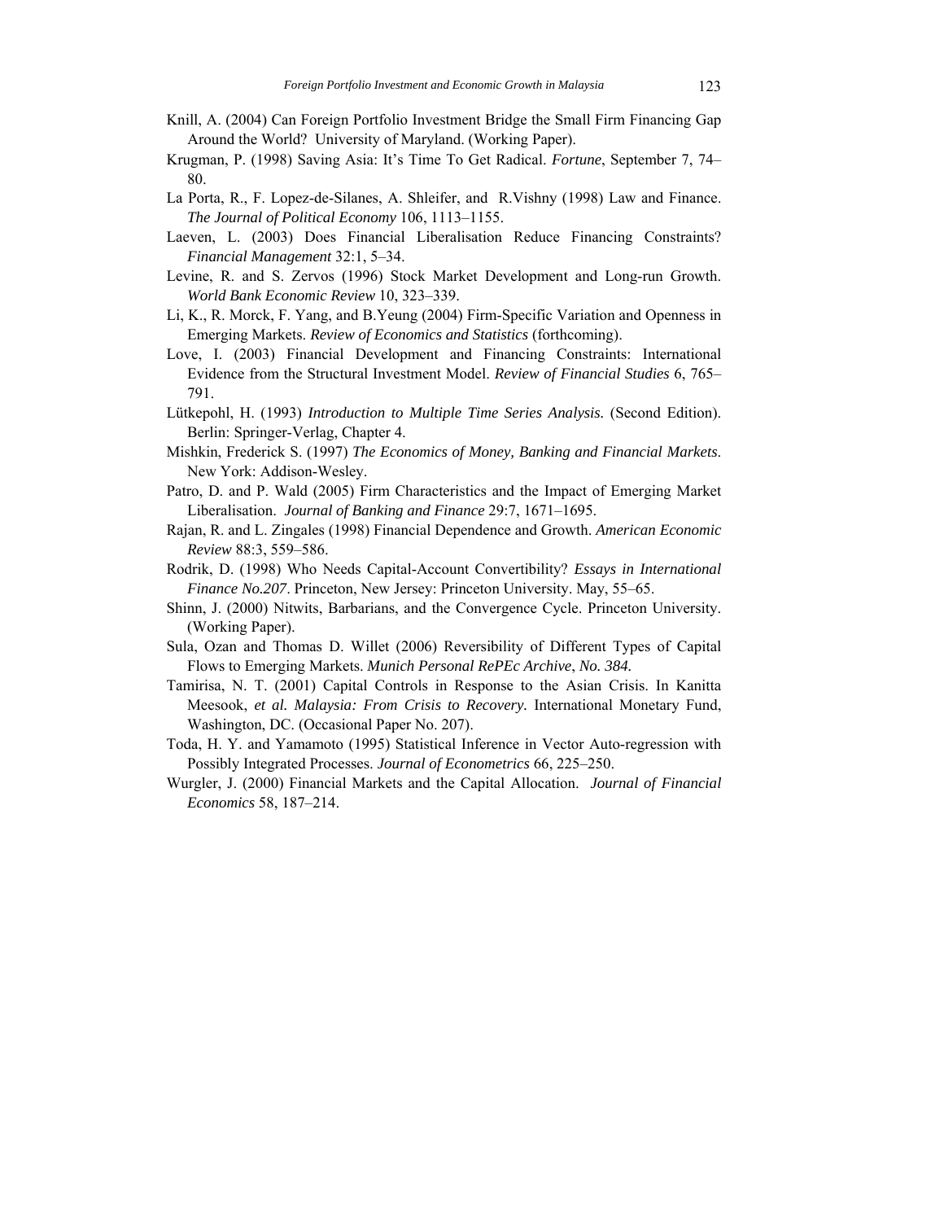Knill, A. (2004) Can Foreign Portfolio Investment Bridge the Small Firm Financing Gap Around the World? University of Maryland. (Working Paper).

Krugman, P. (1998) Saving Asia: It's Time To Get Radical. *Fortune*, September 7, 74–80.

La Porta, R., F. Lopez-de-Silanes, A. Shleifer, and R.Vishny (1998) Law and Finance. *The Journal of Political Economy* 106, 1113–1155.

Laeven, L. (2003) Does Financial Liberalisation Reduce Financing Constraints? *Financial Management* 32:1, 5–34.

Levine, R. and S. Zervos (1996) Stock Market Development and Long-run Growth. *World Bank Economic Review* 10, 323–339.

Li, K., R. Morck, F. Yang, and B.Yeung (2004) Firm-Specific Variation and Openness in Emerging Markets. *Review of Economics and Statistics* (forthcoming).

Love, I. (2003) Financial Development and Financing Constraints: International Evidence from the Structural Investment Model. *Review of Financial Studies* 6, 765–791.

Lütkepohl, H. (1993) *Introduction to Multiple Time Series Analysis.* (Second Edition). Berlin: Springer-Verlag, Chapter 4.

Mishkin, Frederick S. (1997) *The Economics of Money, Banking and Financial Markets*. New York: Addison-Wesley.

Patro, D. and P. Wald (2005) Firm Characteristics and the Impact of Emerging Market Liberalisation. *Journal of Banking and Finance* 29:7, 1671–1695.

Rajan, R. and L. Zingales (1998) Financial Dependence and Growth. *American Economic Review* 88:3, 559–586.

Rodrik, D. (1998) Who Needs Capital-Account Convertibility? *Essays in International Finance No.207*. Princeton, New Jersey: Princeton University. May, 55–65.

Shinn, J. (2000) Nitwits, Barbarians, and the Convergence Cycle. Princeton University. (Working Paper).

Sula, Ozan and Thomas D. Willet (2006) Reversibility of Different Types of Capital Flows to Emerging Markets. *Munich Personal RePEc Archive*, *No. 384.*

Tamirisa, N. T. (2001) Capital Controls in Response to the Asian Crisis. In Kanitta Meesook, *et al. Malaysia: From Crisis to Recovery.* International Monetary Fund, Washington, DC. (Occasional Paper No. 207).

Toda, H. Y. and Yamamoto (1995) Statistical Inference in Vector Auto-regression with Possibly Integrated Processes. *Journal of Econometrics* 66, 225–250.

Wurgler, J. (2000) Financial Markets and the Capital Allocation. *Journal of Financial Economics* 58, 187–214.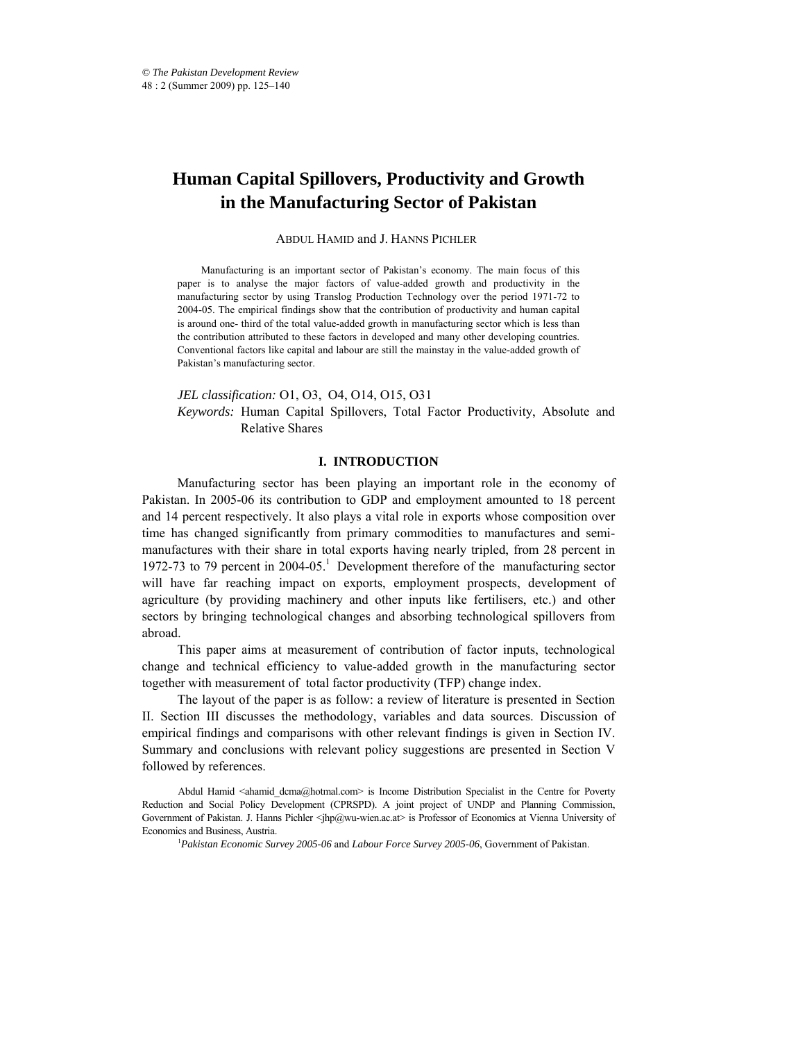# Human Capital Spillovers, Productivity and Growth in the Manufacturing Sector of Pakistan

ABDUL HAMID and J. HANNS PICHLER

Manufacturing is an important sector of Pakistan's economy. The main focus of this paper is to analyse the major factors of value-added growth and productivity in the manufacturing sector by using Translog Production Technology over the period 1971-72 to 2004-05. The empirical findings show that the contribution of productivity and human capital is around one- third of the total value-added growth in manufacturing sector which is less than the contribution attributed to these factors in developed and many other developing countries. Conventional factors like capital and labour are still the mainstay in the value-added growth of Pakistan's manufacturing sector.

*JEL classification:* O1, O3, O4, O14, O15, O31

*Keywords:* Human Capital Spillovers, Total Factor Productivity, Absolute and Relative Shares

## I. INTRODUCTION

Manufacturing sector has been playing an important role in the economy of Pakistan. In 2005-06 its contribution to GDP and employment amounted to 18 percent and 14 percent respectively. It also plays a vital role in exports whose composition over time has changed significantly from primary commodities to manufactures and semi-manufactures with their share in total exports having nearly tripled, from 28 percent in 1972-73 to 79 percent in 2004-05.[1] Development therefore of the manufacturing sector will have far reaching impact on exports, employment prospects, development of agriculture (by providing machinery and other inputs like fertilisers, etc.) and other sectors by bringing technological changes and absorbing technological spillovers from abroad.

This paper aims at measurement of contribution of factor inputs, technological change and technical efficiency to value-added growth in the manufacturing sector together with measurement of total factor productivity (TFP) change index.

The layout of the paper is as follow: a review of literature is presented in Section II. Section III discusses the methodology, variables and data sources. Discussion of empirical findings and comparisons with other relevant findings is given in Section IV. Summary and conclusions with relevant policy suggestions are presented in Section V followed by references.

Abdul Hamid <ahamid_dcma@hotmal.com> is Income Distribution Specialist in the Centre for Poverty Reduction and Social Policy Development (CPRSPD). A joint project of UNDP and Planning Commission, Government of Pakistan. J. Hanns Pichler <jhp@wu-wien.ac.at> is Professor of Economics at Vienna University of Economics and Business, Austria.

[1] *Pakistan Economic Survey 2005-06* and *Labour Force Survey 2005-06*, Government of Pakistan.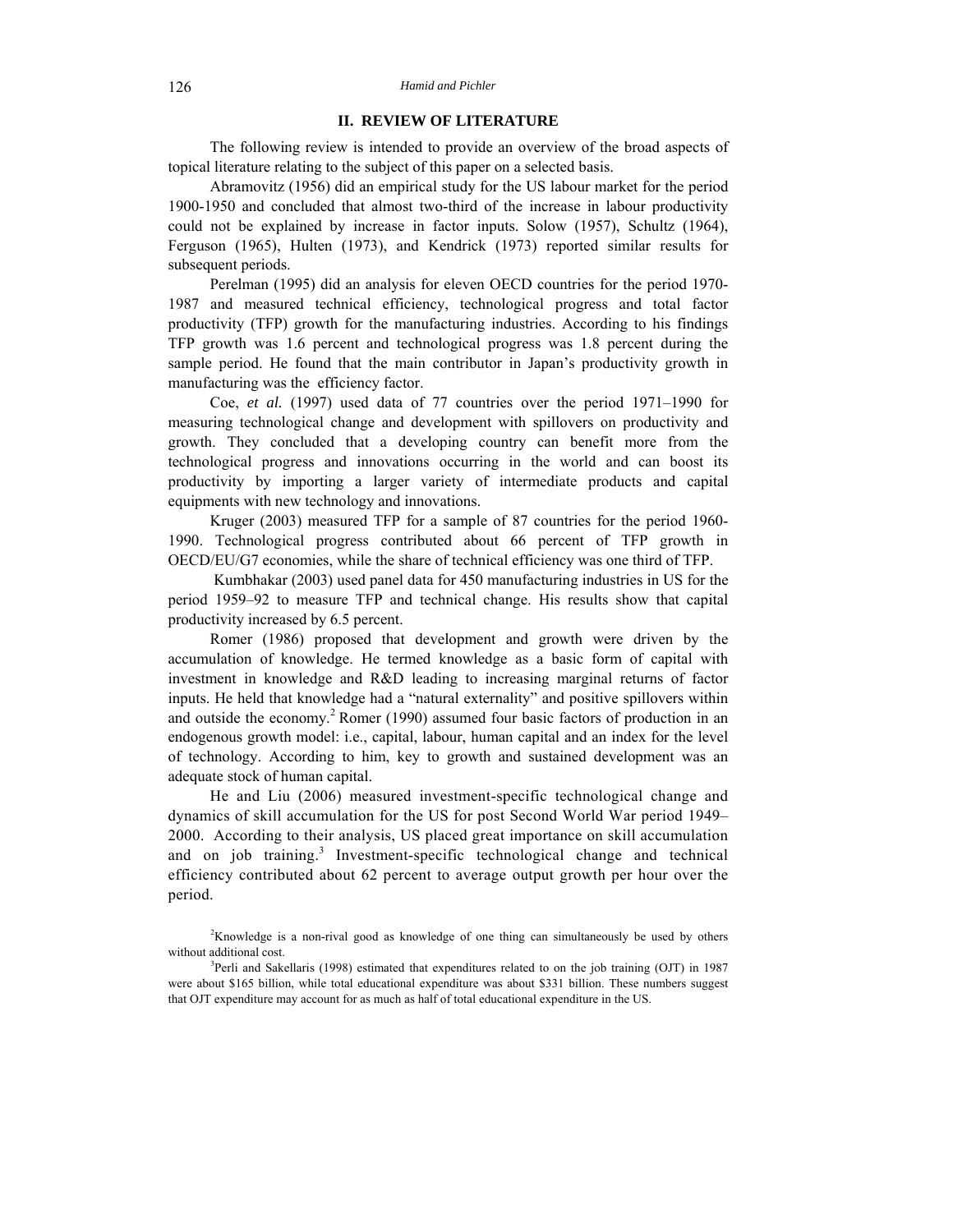## II. REVIEW OF LITERATURE

The following review is intended to provide an overview of the broad aspects of topical literature relating to the subject of this paper on a selected basis.

Abramovitz (1956) did an empirical study for the US labour market for the period 1900-1950 and concluded that almost two-third of the increase in labour productivity could not be explained by increase in factor inputs. Solow (1957), Schultz (1964), Ferguson (1965), Hulten (1973), and Kendrick (1973) reported similar results for subsequent periods.

Perelman (1995) did an analysis for eleven OECD countries for the period 1970-1987 and measured technical efficiency, technological progress and total factor productivity (TFP) growth for the manufacturing industries. According to his findings TFP growth was 1.6 percent and technological progress was 1.8 percent during the sample period. He found that the main contributor in Japan's productivity growth in manufacturing was the efficiency factor.

Coe, *et al.* (1997) used data of 77 countries over the period 1971–1990 for measuring technological change and development with spillovers on productivity and growth. They concluded that a developing country can benefit more from the technological progress and innovations occurring in the world and can boost its productivity by importing a larger variety of intermediate products and capital equipments with new technology and innovations.

Kruger (2003) measured TFP for a sample of 87 countries for the period 1960-1990. Technological progress contributed about 66 percent of TFP growth in OECD/EU/G7 economies, while the share of technical efficiency was one third of TFP.

Kumbhakar (2003) used panel data for 450 manufacturing industries in US for the period 1959–92 to measure TFP and technical change. His results show that capital productivity increased by 6.5 percent.

Romer (1986) proposed that development and growth were driven by the accumulation of knowledge. He termed knowledge as a basic form of capital with investment in knowledge and R&D leading to increasing marginal returns of factor inputs. He held that knowledge had a "natural externality" and positive spillovers within and outside the economy.[2] Romer (1990) assumed four basic factors of production in an endogenous growth model: i.e., capital, labour, human capital and an index for the level of technology. According to him, key to growth and sustained development was an adequate stock of human capital.

He and Liu (2006) measured investment-specific technological change and dynamics of skill accumulation for the US for post Second World War period 1949–2000. According to their analysis, US placed great importance on skill accumulation and on job training.[3] Investment-specific technological change and technical efficiency contributed about 62 percent to average output growth per hour over the period.

[2]Knowledge is a non-rival good as knowledge of one thing can simultaneously be used by others without additional cost.

[3]Perli and Sakellaris (1998) estimated that expenditures related to on the job training (OJT) in 1987 were about $165 billion, while total educational expenditure was about $331 billion. These numbers suggest that OJT expenditure may account for as much as half of total educational expenditure in the US.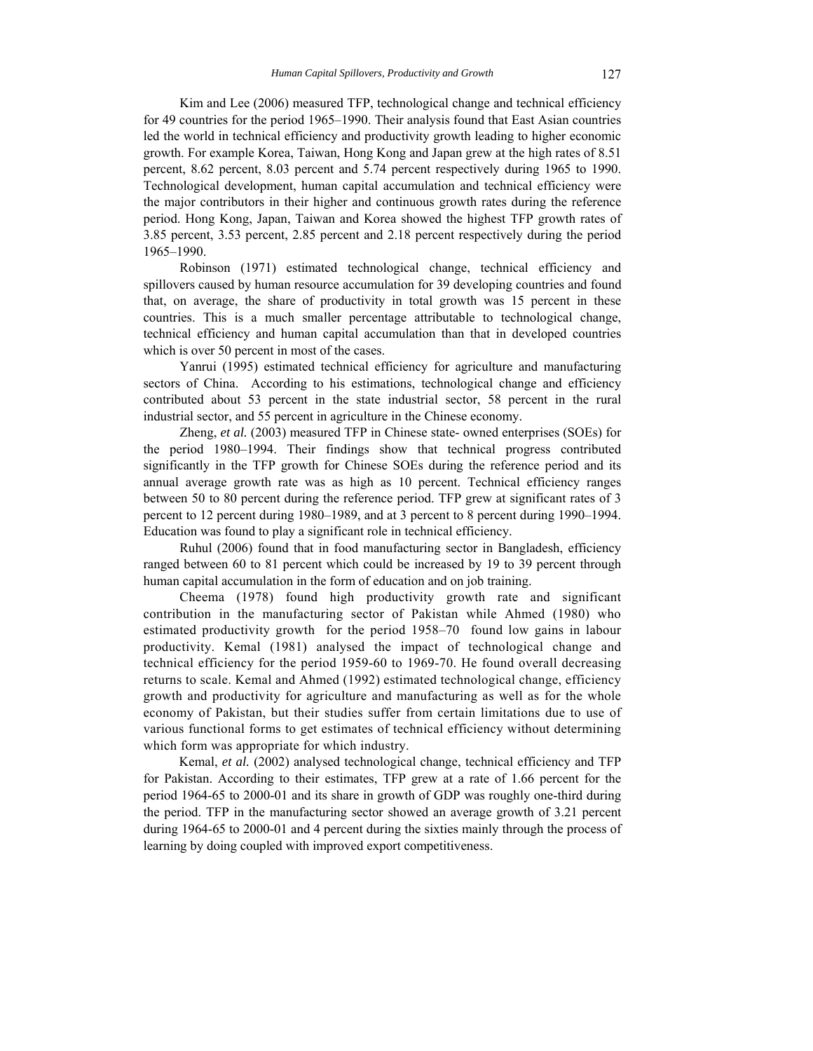Kim and Lee (2006) measured TFP, technological change and technical efficiency for 49 countries for the period 1965–1990. Their analysis found that East Asian countries led the world in technical efficiency and productivity growth leading to higher economic growth. For example Korea, Taiwan, Hong Kong and Japan grew at the high rates of 8.51 percent, 8.62 percent, 8.03 percent and 5.74 percent respectively during 1965 to 1990. Technological development, human capital accumulation and technical efficiency were the major contributors in their higher and continuous growth rates during the reference period. Hong Kong, Japan, Taiwan and Korea showed the highest TFP growth rates of 3.85 percent, 3.53 percent, 2.85 percent and 2.18 percent respectively during the period 1965–1990.

Robinson (1971) estimated technological change, technical efficiency and spillovers caused by human resource accumulation for 39 developing countries and found that, on average, the share of productivity in total growth was 15 percent in these countries. This is a much smaller percentage attributable to technological change, technical efficiency and human capital accumulation than that in developed countries which is over 50 percent in most of the cases.

Yanrui (1995) estimated technical efficiency for agriculture and manufacturing sectors of China. According to his estimations, technological change and efficiency contributed about 53 percent in the state industrial sector, 58 percent in the rural industrial sector, and 55 percent in agriculture in the Chinese economy.

Zheng, *et al.* (2003) measured TFP in Chinese state- owned enterprises (SOEs) for the period 1980–1994. Their findings show that technical progress contributed significantly in the TFP growth for Chinese SOEs during the reference period and its annual average growth rate was as high as 10 percent. Technical efficiency ranges between 50 to 80 percent during the reference period. TFP grew at significant rates of 3 percent to 12 percent during 1980–1989, and at 3 percent to 8 percent during 1990–1994. Education was found to play a significant role in technical efficiency.

Ruhul (2006) found that in food manufacturing sector in Bangladesh, efficiency ranged between 60 to 81 percent which could be increased by 19 to 39 percent through human capital accumulation in the form of education and on job training.

Cheema (1978) found high productivity growth rate and significant contribution in the manufacturing sector of Pakistan while Ahmed (1980) who estimated productivity growth for the period 1958–70 found low gains in labour productivity. Kemal (1981) analysed the impact of technological change and technical efficiency for the period 1959-60 to 1969-70. He found overall decreasing returns to scale. Kemal and Ahmed (1992) estimated technological change, efficiency growth and productivity for agriculture and manufacturing as well as for the whole economy of Pakistan, but their studies suffer from certain limitations due to use of various functional forms to get estimates of technical efficiency without determining which form was appropriate for which industry.

Kemal, *et al.* (2002) analysed technological change, technical efficiency and TFP for Pakistan. According to their estimates, TFP grew at a rate of 1.66 percent for the period 1964-65 to 2000-01 and its share in growth of GDP was roughly one-third during the period. TFP in the manufacturing sector showed an average growth of 3.21 percent during 1964-65 to 2000-01 and 4 percent during the sixties mainly through the process of learning by doing coupled with improved export competitiveness.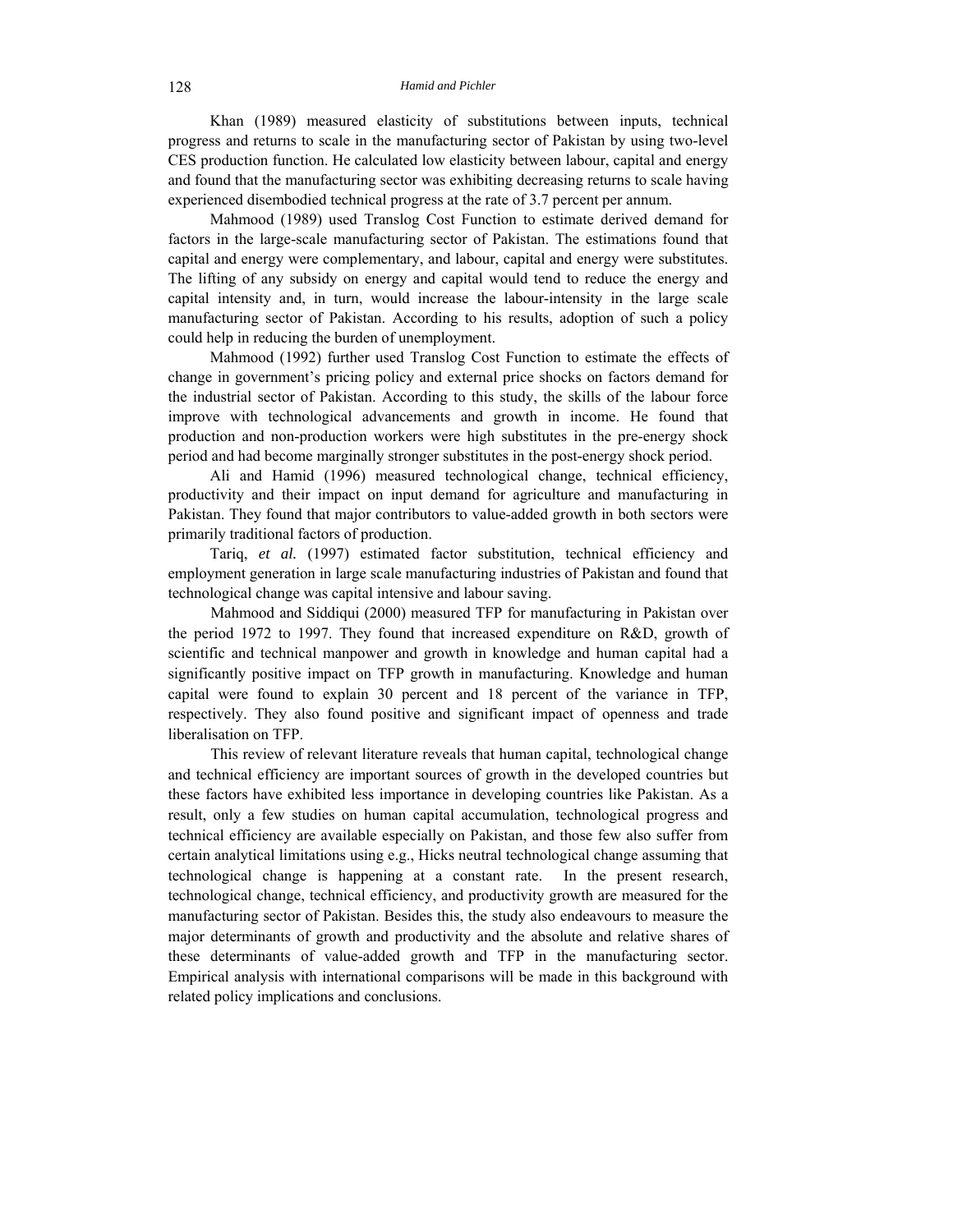Khan (1989) measured elasticity of substitutions between inputs, technical progress and returns to scale in the manufacturing sector of Pakistan by using two-level CES production function. He calculated low elasticity between labour, capital and energy and found that the manufacturing sector was exhibiting decreasing returns to scale having experienced disembodied technical progress at the rate of 3.7 percent per annum.

Mahmood (1989) used Translog Cost Function to estimate derived demand for factors in the large-scale manufacturing sector of Pakistan. The estimations found that capital and energy were complementary, and labour, capital and energy were substitutes. The lifting of any subsidy on energy and capital would tend to reduce the energy and capital intensity and, in turn, would increase the labour-intensity in the large scale manufacturing sector of Pakistan. According to his results, adoption of such a policy could help in reducing the burden of unemployment.

Mahmood (1992) further used Translog Cost Function to estimate the effects of change in government's pricing policy and external price shocks on factors demand for the industrial sector of Pakistan. According to this study, the skills of the labour force improve with technological advancements and growth in income. He found that production and non-production workers were high substitutes in the pre-energy shock period and had become marginally stronger substitutes in the post-energy shock period.

Ali and Hamid (1996) measured technological change, technical efficiency, productivity and their impact on input demand for agriculture and manufacturing in Pakistan. They found that major contributors to value-added growth in both sectors were primarily traditional factors of production.

Tariq, *et al.* (1997) estimated factor substitution, technical efficiency and employment generation in large scale manufacturing industries of Pakistan and found that technological change was capital intensive and labour saving.

Mahmood and Siddiqui (2000) measured TFP for manufacturing in Pakistan over the period 1972 to 1997. They found that increased expenditure on R&D, growth of scientific and technical manpower and growth in knowledge and human capital had a significantly positive impact on TFP growth in manufacturing. Knowledge and human capital were found to explain 30 percent and 18 percent of the variance in TFP, respectively. They also found positive and significant impact of openness and trade liberalisation on TFP.

This review of relevant literature reveals that human capital, technological change and technical efficiency are important sources of growth in the developed countries but these factors have exhibited less importance in developing countries like Pakistan. As a result, only a few studies on human capital accumulation, technological progress and technical efficiency are available especially on Pakistan, and those few also suffer from certain analytical limitations using e.g., Hicks neutral technological change assuming that technological change is happening at a constant rate. In the present research, technological change, technical efficiency, and productivity growth are measured for the manufacturing sector of Pakistan. Besides this, the study also endeavours to measure the major determinants of growth and productivity and the absolute and relative shares of these determinants of value-added growth and TFP in the manufacturing sector. Empirical analysis with international comparisons will be made in this background with related policy implications and conclusions.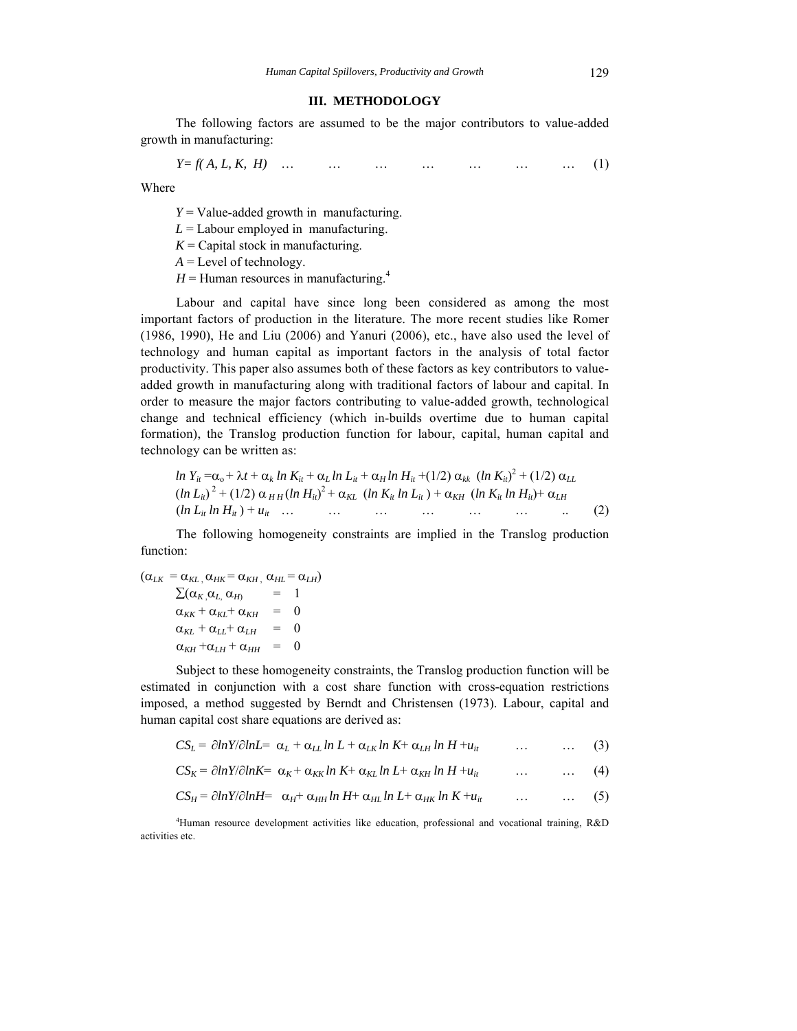## III. METHODOLOGY

The following factors are assumed to be the major contributors to value-added growth in manufacturing:

$$Y = f(A, L, K, H) \quad \ldots \quad (1)$$

Where

$Y$ = Value-added growth in manufacturing.
$L$ = Labour employed in manufacturing.
$K$ = Capital stock in manufacturing.
$A$ = Level of technology.
$H$ = Human resources in manufacturing.[4]

Labour and capital have since long been considered as among the most important factors of production in the literature. The more recent studies like Romer (1986, 1990), He and Liu (2006) and Yanuri (2006), etc., have also used the level of technology and human capital as important factors in the analysis of total factor productivity. This paper also assumes both of these factors as key contributors to value-added growth in manufacturing along with traditional factors of labour and capital. In order to measure the major factors contributing to value-added growth, technological change and technical efficiency (which in-builds overtime due to human capital formation), the Translog production function for labour, capital, human capital and technology can be written as:

$$\ln Y_{it} = \alpha_o + \lambda t + \alpha_k \ln K_{it} + \alpha_L \ln L_{it} + \alpha_H \ln H_{it} + (1/2)\,\alpha_{kk}\,(\ln K_{it})^2 + (1/2)\,\alpha_{LL}\,(\ln L_{it})^2 + (1/2)\,\alpha_{HH}\,(\ln H_{it})^2 + \alpha_{KL}\,(\ln K_{it} \ln L_{it}) + \alpha_{KH}\,(\ln K_{it} \ln H_{it}) + \alpha_{LH}\,(\ln L_{it} \ln H_{it}) + u_{it} \quad \ldots \quad (2)$$

The following homogeneity constraints are implied in the Translog production function:

$$(\alpha_{LK} = \alpha_{KL},\ \alpha_{HK} = \alpha_{KH},\ \alpha_{HL} = \alpha_{LH})$$

$$\sum(\alpha_K, \alpha_L, \alpha_H) = 1$$

$$\alpha_{KK} + \alpha_{KL} + \alpha_{KH} = 0$$

$$\alpha_{KL} + \alpha_{LL} + \alpha_{LH} = 0$$

$$\alpha_{KH} + \alpha_{LH} + \alpha_{HH} = 0$$

Subject to these homogeneity constraints, the Translog production function will be estimated in conjunction with a cost share function with cross-equation restrictions imposed, a method suggested by Berndt and Christensen (1973). Labour, capital and human capital cost share equations are derived as:

$$CS_L = \partial \ln Y / \partial \ln L = \alpha_L + \alpha_{LL} \ln L + \alpha_{LK} \ln K + \alpha_{LH} \ln H + u_{it} \quad \ldots \quad (3)$$

$$CS_K = \partial \ln Y / \partial \ln K = \alpha_K + \alpha_{KK} \ln K + \alpha_{KL} \ln L + \alpha_{KH} \ln H + u_{it} \quad \ldots \quad (4)$$

$$CS_H = \partial \ln Y / \partial \ln H = \alpha_H + \alpha_{HH} \ln H + \alpha_{HL} \ln L + \alpha_{HK} \ln K + u_{it} \quad \ldots \quad (5)$$

[4] Human resource development activities like education, professional and vocational training, R&D activities etc.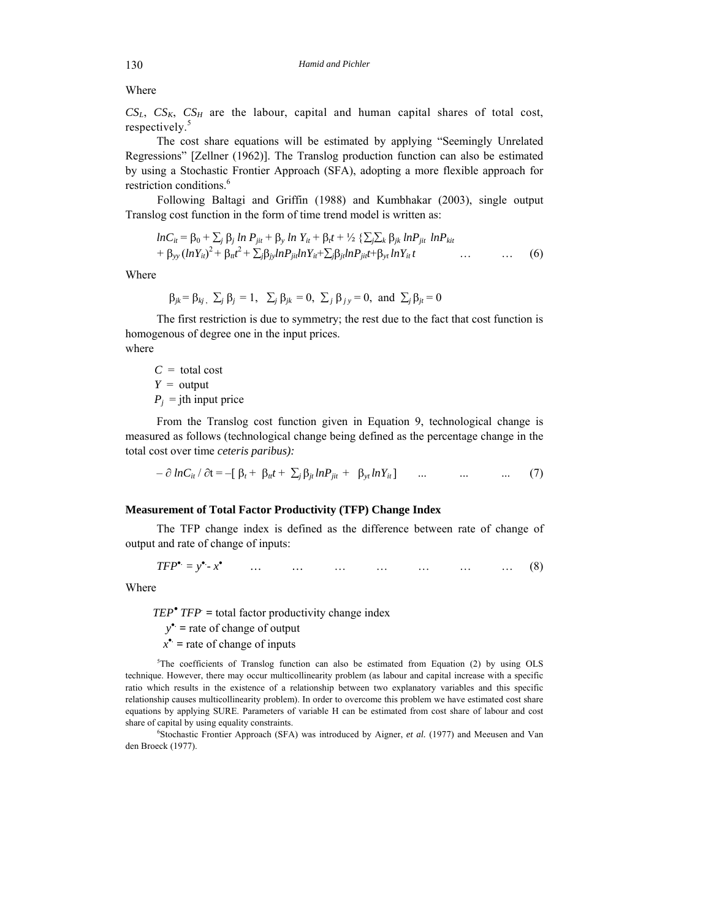Where

$CS_L$, $CS_K$, $CS_H$ are the labour, capital and human capital shares of total cost, respectively.[5]

The cost share equations will be estimated by applying "Seemingly Unrelated Regressions" [Zellner (1962)]. The Translog production function can also be estimated by using a Stochastic Frontier Approach (SFA), adopting a more flexible approach for restriction conditions.[6]

Following Baltagi and Griffin (1988) and Kumbhakar (2003), single output Translog cost function in the form of time trend model is written as:

$$lnC_{it} = \beta_0 + \sum_j \beta_j \ln P_{jit} + \beta_y \ln Y_{it} + \beta_t t + \tfrac{1}{2} \{\sum_j \sum_k \beta_{jk} lnP_{jit}\ lnP_{kit} + \beta_{yy} (lnY_{it})^2 + \beta_{tt} t^2 + \sum_j \beta_{jy} lnP_{jit} lnY_{it} + \sum_j \beta_{jt} lnP_{jit} t + \beta_{yt} lnY_{it}\, t \quad \ldots \quad \ldots \quad (6)$$

Where

$$\beta_{jk} = \beta_{kj}, \ \sum_j \beta_j = 1, \ \ \sum_j \beta_{jk} = 0, \ \sum_j \beta_{jy} = 0, \ \text{and} \ \sum_j \beta_{jt} = 0$$

The first restriction is due to symmetry; the rest due to the fact that cost function is homogenous of degree one in the input prices.

where

$C$ = total cost
$Y$ = output
$P_j$ = jth input price

From the Translog cost function given in Equation 9, technological change is measured as follows (technological change being defined as the percentage change in the total cost over time *ceteris paribus):*

$$-\partial\, lnC_{it} / \partial t = -[\ \beta_t + \beta_{tt} t + \sum_j \beta_{jt} lnP_{jit} + \beta_{yt} lnY_{it}\ ] \quad \ldots \quad \ldots \quad \ldots \quad (7)$$

## Measurement of Total Factor Productivity (TFP) Change Index

The TFP change index is defined as the difference between rate of change of output and rate of change of inputs:

$$TFP^{\bullet} = y^{\bullet} - x^{\bullet} \quad \ldots \quad \ldots \quad \ldots \quad \ldots \quad \ldots \quad \ldots \quad \ldots \quad (8)$$

Where

$TEP^{\bullet}$ $TFP^{\cdot}$ = total factor productivity change index
$y^{\bullet}$ = rate of change of output
$x^{\bullet}$ = rate of change of inputs

[5]The coefficients of Translog function can also be estimated from Equation (2) by using OLS technique. However, there may occur multicollinearity problem (as labour and capital increase with a specific ratio which results in the existence of a relationship between two explanatory variables and this specific relationship causes multicollinearity problem). In order to overcome this problem we have estimated cost share equations by applying SURE. Parameters of variable H can be estimated from cost share of labour and cost share of capital by using equality constraints.

[6]Stochastic Frontier Approach (SFA) was introduced by Aigner, *et al.* (1977) and Meeusen and Van den Broeck (1977).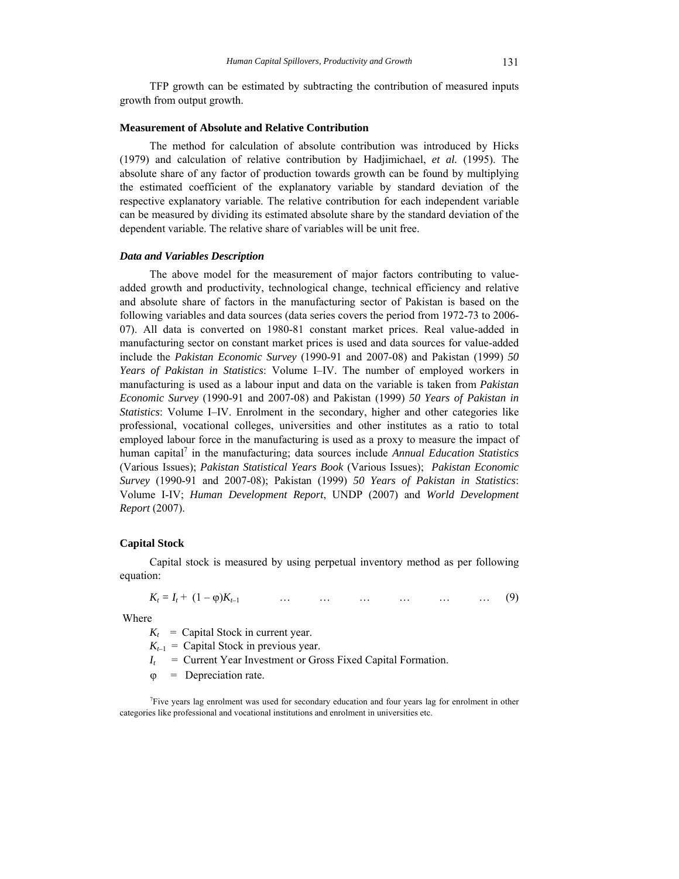TFP growth can be estimated by subtracting the contribution of measured inputs growth from output growth.

## Measurement of Absolute and Relative Contribution

The method for calculation of absolute contribution was introduced by Hicks (1979) and calculation of relative contribution by Hadjimichael, *et al.* (1995). The absolute share of any factor of production towards growth can be found by multiplying the estimated coefficient of the explanatory variable by standard deviation of the respective explanatory variable. The relative contribution for each independent variable can be measured by dividing its estimated absolute share by the standard deviation of the dependent variable. The relative share of variables will be unit free.

### *Data and Variables Description*

The above model for the measurement of major factors contributing to value-added growth and productivity, technological change, technical efficiency and relative and absolute share of factors in the manufacturing sector of Pakistan is based on the following variables and data sources (data series covers the period from 1972-73 to 2006-07). All data is converted on 1980-81 constant market prices. Real value-added in manufacturing sector on constant market prices is used and data sources for value-added include the *Pakistan Economic Survey* (1990-91 and 2007-08) and Pakistan (1999) *50 Years of Pakistan in Statistics*: Volume I–IV. The number of employed workers in manufacturing is used as a labour input and data on the variable is taken from *Pakistan Economic Survey* (1990-91 and 2007-08) and Pakistan (1999) *50 Years of Pakistan in Statistics*: Volume I–IV. Enrolment in the secondary, higher and other categories like professional, vocational colleges, universities and other institutes as a ratio to total employed labour force in the manufacturing is used as a proxy to measure the impact of human capital[7] in the manufacturing; data sources include *Annual Education Statistics* (Various Issues); *Pakistan Statistical Years Book* (Various Issues); *Pakistan Economic Survey* (1990-91 and 2007-08); Pakistan (1999) *50 Years of Pakistan in Statistics*: Volume I-IV; *Human Development Report*, UNDP (2007) and *World Development Report* (2007).

## Capital Stock

Capital stock is measured by using perpetual inventory method as per following equation:

$$K_t = I_t + (1 - \varphi)K_{t-1} \quad \ldots \quad \ldots \quad \ldots \quad \ldots \quad \ldots \quad \ldots \quad (9)$$

Where

$K_t$ = Capital Stock in current year.

$K_{t-1}$ = Capital Stock in previous year.

$I_t$ = Current Year Investment or Gross Fixed Capital Formation.

$\varphi$ = Depreciation rate.

[7]Five years lag enrolment was used for secondary education and four years lag for enrolment in other categories like professional and vocational institutions and enrolment in universities etc.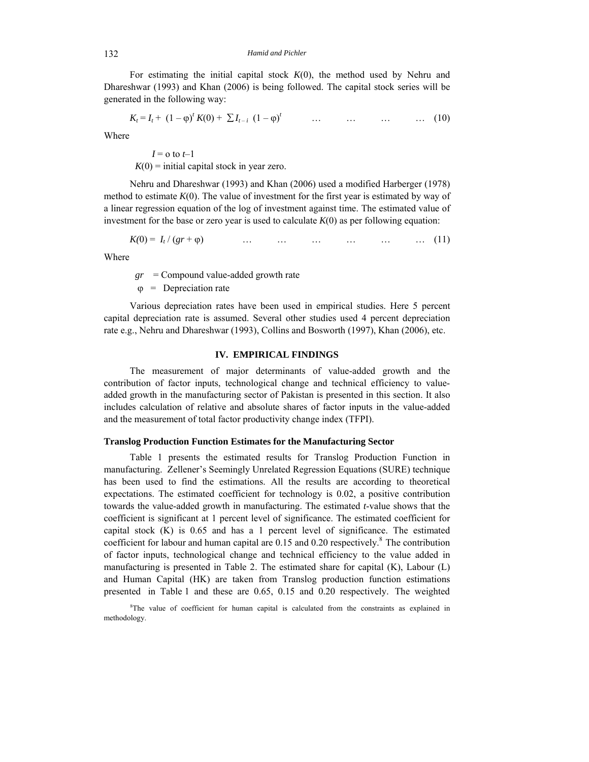For estimating the initial capital stock $K(0)$, the method used by Nehru and Dhareshwar (1993) and Khan (2006) is being followed. The capital stock series will be generated in the following way:

$$K_t = I_t + (1 - \varphi)^t K(0) + \sum I_{t-i} (1 - \varphi)^t \quad \ldots \quad \ldots \quad \ldots \quad \ldots \quad (10)$$

Where

$I$ = o to $t$–1

$K(0)$ = initial capital stock in year zero.

Nehru and Dhareshwar (1993) and Khan (2006) used a modified Harberger (1978) method to estimate $K(0)$. The value of investment for the first year is estimated by way of a linear regression equation of the log of investment against time. The estimated value of investment for the base or zero year is used to calculate $K(0)$ as per following equation:

$$K(0) = I_t / (gr + \varphi) \quad \ldots \quad \ldots \quad \ldots \quad \ldots \quad \ldots \quad \ldots \quad (11)$$

Where

$gr$ = Compound value-added growth rate

$\varphi$ = Depreciation rate

Various depreciation rates have been used in empirical studies. Here 5 percent capital depreciation rate is assumed. Several other studies used 4 percent depreciation rate e.g., Nehru and Dhareshwar (1993), Collins and Bosworth (1997), Khan (2006), etc.

## IV. EMPIRICAL FINDINGS

The measurement of major determinants of value-added growth and the contribution of factor inputs, technological change and technical efficiency to value-added growth in the manufacturing sector of Pakistan is presented in this section. It also includes calculation of relative and absolute shares of factor inputs in the value-added and the measurement of total factor productivity change index (TFPI).

### Translog Production Function Estimates for the Manufacturing Sector

Table 1 presents the estimated results for Translog Production Function in manufacturing. Zellener's Seemingly Unrelated Regression Equations (SURE) technique has been used to find the estimations. All the results are according to theoretical expectations. The estimated coefficient for technology is 0.02, a positive contribution towards the value-added growth in manufacturing. The estimated *t*-value shows that the coefficient is significant at 1 percent level of significance. The estimated coefficient for capital stock (K) is 0.65 and has a 1 percent level of significance. The estimated coefficient for labour and human capital are 0.15 and 0.20 respectively.[8] The contribution of factor inputs, technological change and technical efficiency to the value added in manufacturing is presented in Table 2. The estimated share for capital (K), Labour (L) and Human Capital (HK) are taken from Translog production function estimations presented in Table 1 and these are 0.65, 0.15 and 0.20 respectively. The weighted

[8]The value of coefficient for human capital is calculated from the constraints as explained in methodology.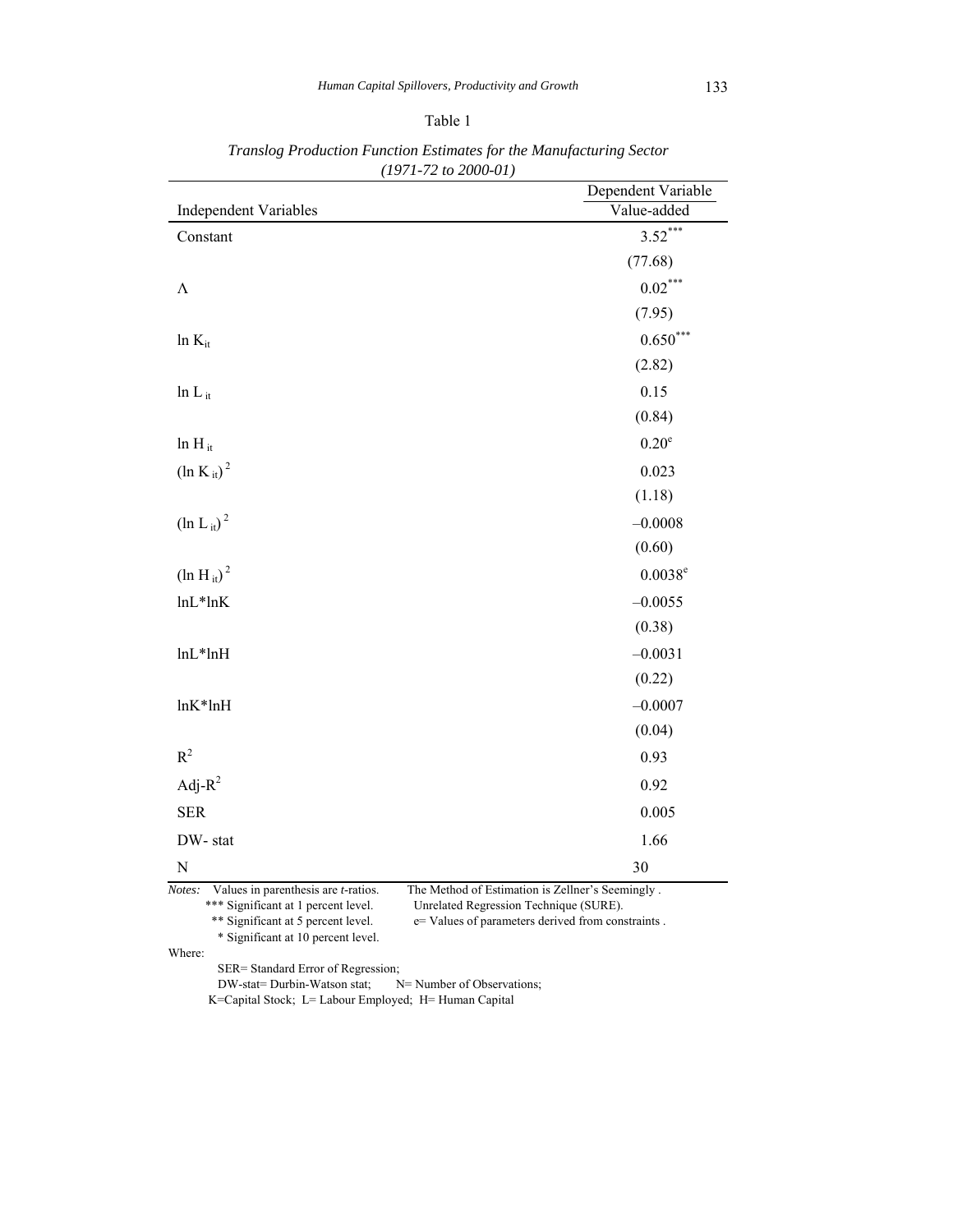Table 1

*Translog Production Function Estimates for the Manufacturing Sector (1971-72 to 2000-01)*

| Independent Variables | Dependent Variable Value-added |
|---|---|
| Constant | $3.52^{***}$ |
| | (77.68) |
| $\Lambda$ | $0.02^{***}$ |
| | (7.95) |
| $\ln K_{it}$ | $0.650^{***}$ |
| | (2.82) |
| $\ln L_{it}$ | 0.15 |
| | (0.84) |
| $\ln H_{it}$ | $0.20^{e}$ |
| $(\ln K_{it})^2$ | 0.023 |
| | (1.18) |
| $(\ln L_{it})^2$ | –0.0008 |
| | (0.60) |
| $(\ln H_{it})^2$ | $0.0038^{e}$ |
| lnL*lnK | –0.0055 |
| | (0.38) |
| lnL*lnH | –0.0031 |
| | (0.22) |
| lnK*lnH | –0.0007 |
| | (0.04) |
| $R^2$ | 0.93 |
| Adj-$R^2$ | 0.92 |
| SER | 0.005 |
| DW- stat | 1.66 |
| N | 30 |

*Notes:* Values in parenthesis are *t*-ratios.
*** Significant at 1 percent level.
** Significant at 5 percent level.
* Significant at 10 percent level.

The Method of Estimation is Zellner's Seemingly . Unrelated Regression Technique (SURE).
e= Values of parameters derived from constraints .

Where:

SER= Standard Error of Regression;
DW-stat= Durbin-Watson stat; N= Number of Observations;
K=Capital Stock; L= Labour Employed; H= Human Capital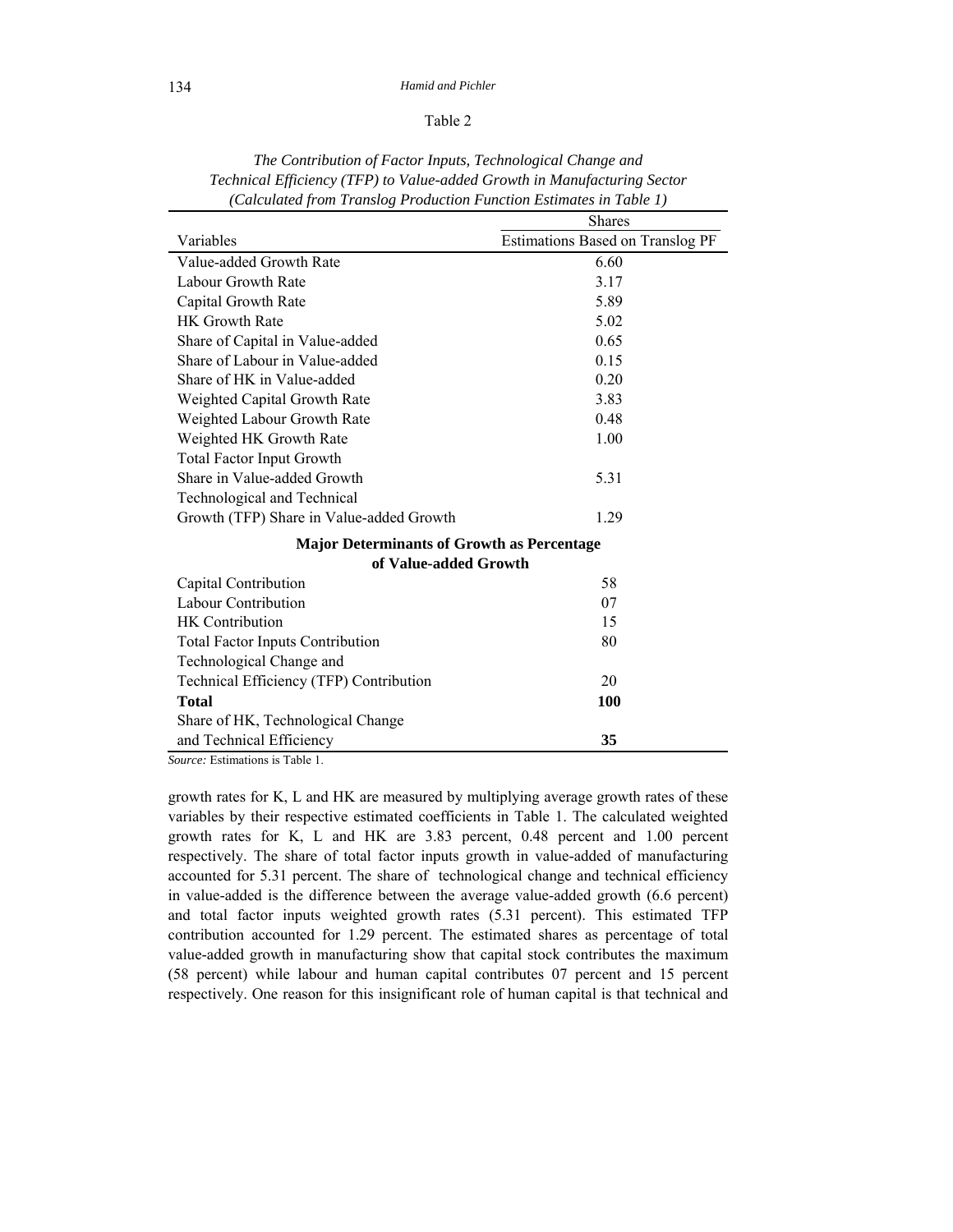Table 2

*The Contribution of Factor Inputs, Technological Change and Technical Efficiency (TFP) to Value-added Growth in Manufacturing Sector (Calculated from Translog Production Function Estimates in Table 1)*

| Variables | Shares |
|---|---|
| | Estimations Based on Translog PF |
| Value-added Growth Rate | 6.60 |
| Labour Growth Rate | 3.17 |
| Capital Growth Rate | 5.89 |
| HK Growth Rate | 5.02 |
| Share of Capital in Value-added | 0.65 |
| Share of Labour in Value-added | 0.15 |
| Share of HK in Value-added | 0.20 |
| Weighted Capital Growth Rate | 3.83 |
| Weighted Labour Growth Rate | 0.48 |
| Weighted HK Growth Rate | 1.00 |
| Total Factor Input Growth Share in Value-added Growth | 5.31 |
| Technological and Technical Growth (TFP) Share in Value-added Growth | 1.29 |
| **Major Determinants of Growth as Percentage of Value-added Growth** | |
| Capital Contribution | 58 |
| Labour Contribution | 07 |
| HK Contribution | 15 |
| Total Factor Inputs Contribution | 80 |
| Technological Change and Technical Efficiency (TFP) Contribution | 20 |
| **Total** | **100** |
| Share of HK, Technological Change and Technical Efficiency | **35** |

*Source:* Estimations is Table 1.

growth rates for K, L and HK are measured by multiplying average growth rates of these variables by their respective estimated coefficients in Table 1. The calculated weighted growth rates for K, L and HK are 3.83 percent, 0.48 percent and 1.00 percent respectively. The share of total factor inputs growth in value-added of manufacturing accounted for 5.31 percent. The share of technological change and technical efficiency in value-added is the difference between the average value-added growth (6.6 percent) and total factor inputs weighted growth rates (5.31 percent). This estimated TFP contribution accounted for 1.29 percent. The estimated shares as percentage of total value-added growth in manufacturing show that capital stock contributes the maximum (58 percent) while labour and human capital contributes 07 percent and 15 percent respectively. One reason for this insignificant role of human capital is that technical and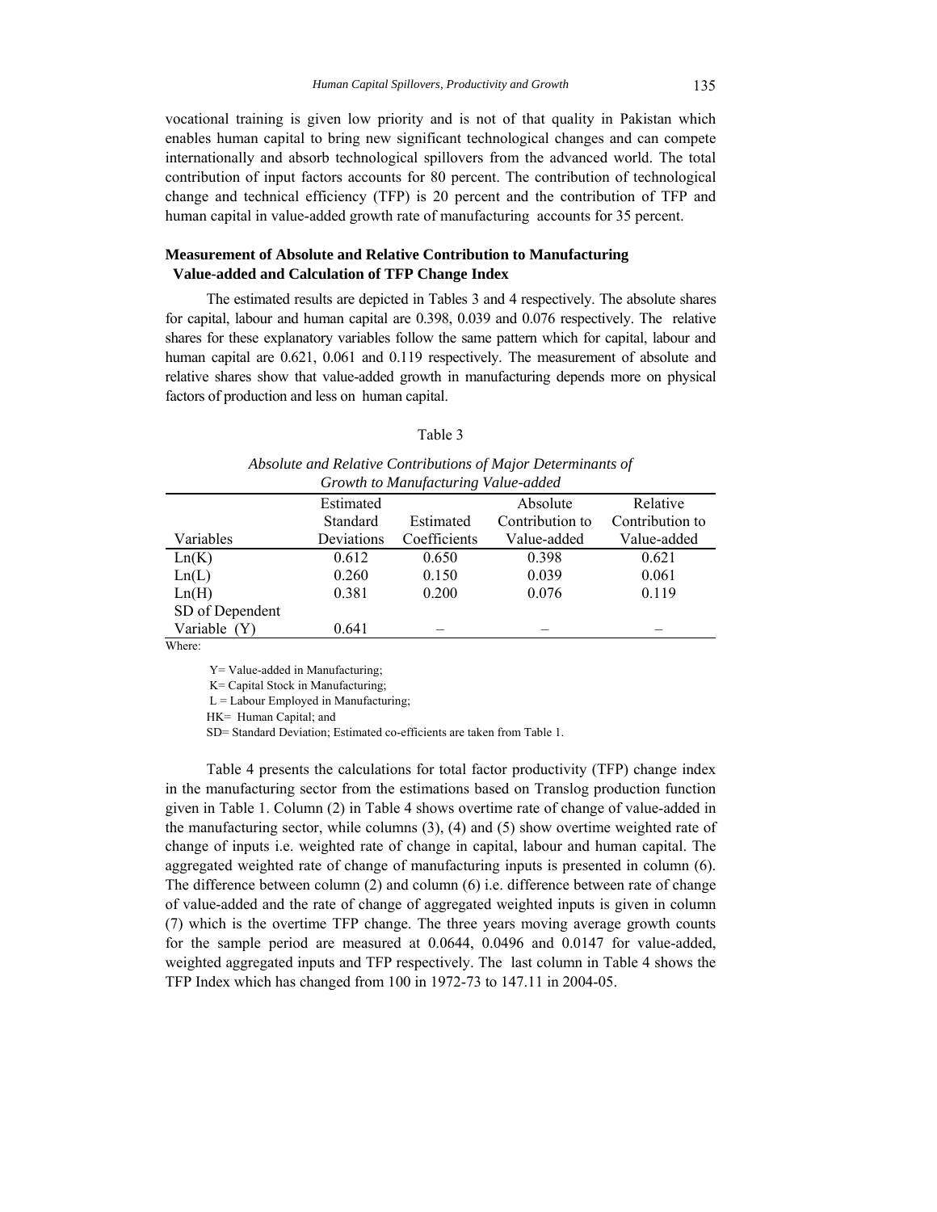vocational training is given low priority and is not of that quality in Pakistan which enables human capital to bring new significant technological changes and can compete internationally and absorb technological spillovers from the advanced world. The total contribution of input factors accounts for 80 percent. The contribution of technological change and technical efficiency (TFP) is 20 percent and the contribution of TFP and human capital in value-added growth rate of manufacturing accounts for 35 percent.

### Measurement of Absolute and Relative Contribution to Manufacturing Value-added and Calculation of TFP Change Index

The estimated results are depicted in Tables 3 and 4 respectively. The absolute shares for capital, labour and human capital are 0.398, 0.039 and 0.076 respectively. The relative shares for these explanatory variables follow the same pattern which for capital, labour and human capital are 0.621, 0.061 and 0.119 respectively. The measurement of absolute and relative shares show that value-added growth in manufacturing depends more on physical factors of production and less on human capital.

Table 3

*Absolute and Relative Contributions of Major Determinants of Growth to Manufacturing Value-added*

| Variables | Estimated Standard Deviations | Estimated Coefficients | Absolute Contribution to Value-added | Relative Contribution to Value-added |
|---|---|---|---|---|
| Ln(K) | 0.612 | 0.650 | 0.398 | 0.621 |
| Ln(L) | 0.260 | 0.150 | 0.039 | 0.061 |
| Ln(H) | 0.381 | 0.200 | 0.076 | 0.119 |
| SD of Dependent Variable (Y) | 0.641 | – | – | – |

Where:

Y= Value-added in Manufacturing;

K= Capital Stock in Manufacturing;

L = Labour Employed in Manufacturing;

HK= Human Capital; and

SD= Standard Deviation; Estimated co-efficients are taken from Table 1.

Table 4 presents the calculations for total factor productivity (TFP) change index in the manufacturing sector from the estimations based on Translog production function given in Table 1. Column (2) in Table 4 shows overtime rate of change of value-added in the manufacturing sector, while columns (3), (4) and (5) show overtime weighted rate of change of inputs i.e. weighted rate of change in capital, labour and human capital. The aggregated weighted rate of change of manufacturing inputs is presented in column (6). The difference between column (2) and column (6) i.e. difference between rate of change of value-added and the rate of change of aggregated weighted inputs is given in column (7) which is the overtime TFP change. The three years moving average growth counts for the sample period are measured at 0.0644, 0.0496 and 0.0147 for value-added, weighted aggregated inputs and TFP respectively. The last column in Table 4 shows the TFP Index which has changed from 100 in 1972-73 to 147.11 in 2004-05.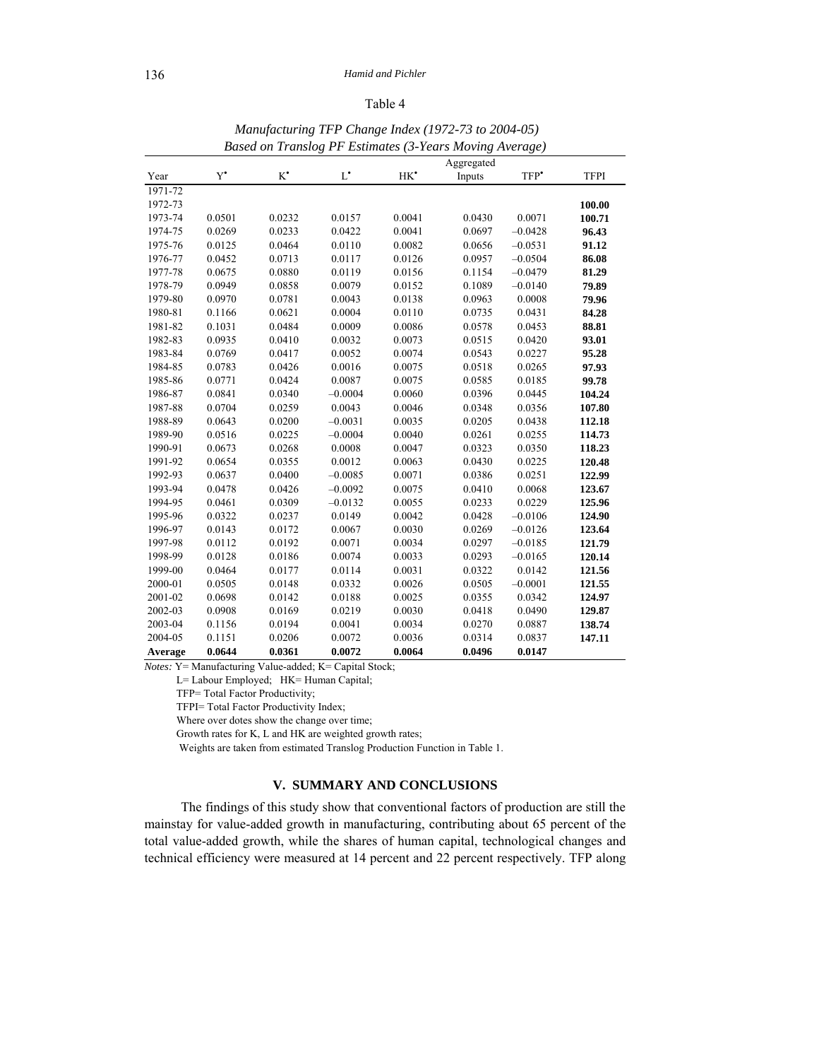Table 4

*Manufacturing TFP Change Index (1972-73 to 2004-05)*
*Based on Translog PF Estimates (3-Years Moving Average)*

| Year | $\dot{Y}$ | $\dot{K}$ | $\dot{L}$ | $\dot{HK}$ | Aggregated Inputs | $\dot{TFP}$ | TFPI |
|---|---|---|---|---|---|---|---|
| 1971-72 | | | | | | | |
| 1972-73 | | | | | | | **100.00** |
| 1973-74 | 0.0501 | 0.0232 | 0.0157 | 0.0041 | 0.0430 | 0.0071 | **100.71** |
| 1974-75 | 0.0269 | 0.0233 | 0.0422 | 0.0041 | 0.0697 | –0.0428 | **96.43** |
| 1975-76 | 0.0125 | 0.0464 | 0.0110 | 0.0082 | 0.0656 | –0.0531 | **91.12** |
| 1976-77 | 0.0452 | 0.0713 | 0.0117 | 0.0126 | 0.0957 | –0.0504 | **86.08** |
| 1977-78 | 0.0675 | 0.0880 | 0.0119 | 0.0156 | 0.1154 | –0.0479 | **81.29** |
| 1978-79 | 0.0949 | 0.0858 | 0.0079 | 0.0152 | 0.1089 | –0.0140 | **79.89** |
| 1979-80 | 0.0970 | 0.0781 | 0.0043 | 0.0138 | 0.0963 | 0.0008 | **79.96** |
| 1980-81 | 0.1166 | 0.0621 | 0.0004 | 0.0110 | 0.0735 | 0.0431 | **84.28** |
| 1981-82 | 0.1031 | 0.0484 | 0.0009 | 0.0086 | 0.0578 | 0.0453 | **88.81** |
| 1982-83 | 0.0935 | 0.0410 | 0.0032 | 0.0073 | 0.0515 | 0.0420 | **93.01** |
| 1983-84 | 0.0769 | 0.0417 | 0.0052 | 0.0074 | 0.0543 | 0.0227 | **95.28** |
| 1984-85 | 0.0783 | 0.0426 | 0.0016 | 0.0075 | 0.0518 | 0.0265 | **97.93** |
| 1985-86 | 0.0771 | 0.0424 | 0.0087 | 0.0075 | 0.0585 | 0.0185 | **99.78** |
| 1986-87 | 0.0841 | 0.0340 | –0.0004 | 0.0060 | 0.0396 | 0.0445 | **104.24** |
| 1987-88 | 0.0704 | 0.0259 | 0.0043 | 0.0046 | 0.0348 | 0.0356 | **107.80** |
| 1988-89 | 0.0643 | 0.0200 | –0.0031 | 0.0035 | 0.0205 | 0.0438 | **112.18** |
| 1989-90 | 0.0516 | 0.0225 | –0.0004 | 0.0040 | 0.0261 | 0.0255 | **114.73** |
| 1990-91 | 0.0673 | 0.0268 | 0.0008 | 0.0047 | 0.0323 | 0.0350 | **118.23** |
| 1991-92 | 0.0654 | 0.0355 | 0.0012 | 0.0063 | 0.0430 | 0.0225 | **120.48** |
| 1992-93 | 0.0637 | 0.0400 | –0.0085 | 0.0071 | 0.0386 | 0.0251 | **122.99** |
| 1993-94 | 0.0478 | 0.0426 | –0.0092 | 0.0075 | 0.0410 | 0.0068 | **123.67** |
| 1994-95 | 0.0461 | 0.0309 | –0.0132 | 0.0055 | 0.0233 | 0.0229 | **125.96** |
| 1995-96 | 0.0322 | 0.0237 | 0.0149 | 0.0042 | 0.0428 | –0.0106 | **124.90** |
| 1996-97 | 0.0143 | 0.0172 | 0.0067 | 0.0030 | 0.0269 | –0.0126 | **123.64** |
| 1997-98 | 0.0112 | 0.0192 | 0.0071 | 0.0034 | 0.0297 | –0.0185 | **121.79** |
| 1998-99 | 0.0128 | 0.0186 | 0.0074 | 0.0033 | 0.0293 | –0.0165 | **120.14** |
| 1999-00 | 0.0464 | 0.0177 | 0.0114 | 0.0031 | 0.0322 | 0.0142 | **121.56** |
| 2000-01 | 0.0505 | 0.0148 | 0.0332 | 0.0026 | 0.0505 | –0.0001 | **121.55** |
| 2001-02 | 0.0698 | 0.0142 | 0.0188 | 0.0025 | 0.0355 | 0.0342 | **124.97** |
| 2002-03 | 0.0908 | 0.0169 | 0.0219 | 0.0030 | 0.0418 | 0.0490 | **129.87** |
| 2003-04 | 0.1156 | 0.0194 | 0.0041 | 0.0034 | 0.0270 | 0.0887 | **138.74** |
| 2004-05 | 0.1151 | 0.0206 | 0.0072 | 0.0036 | 0.0314 | 0.0837 | **147.11** |
| **Average** | **0.0644** | **0.0361** | **0.0072** | **0.0064** | **0.0496** | **0.0147** | |

*Notes:* Y= Manufacturing Value-added; K= Capital Stock;
L= Labour Employed; HK= Human Capital;
TFP= Total Factor Productivity;
TFPI= Total Factor Productivity Index;
Where over dotes show the change over time;
Growth rates for K, L and HK are weighted growth rates;
Weights are taken from estimated Translog Production Function in Table 1.

## V. SUMMARY AND CONCLUSIONS

The findings of this study show that conventional factors of production are still the mainstay for value-added growth in manufacturing, contributing about 65 percent of the total value-added growth, while the shares of human capital, technological changes and technical efficiency were measured at 14 percent and 22 percent respectively. TFP along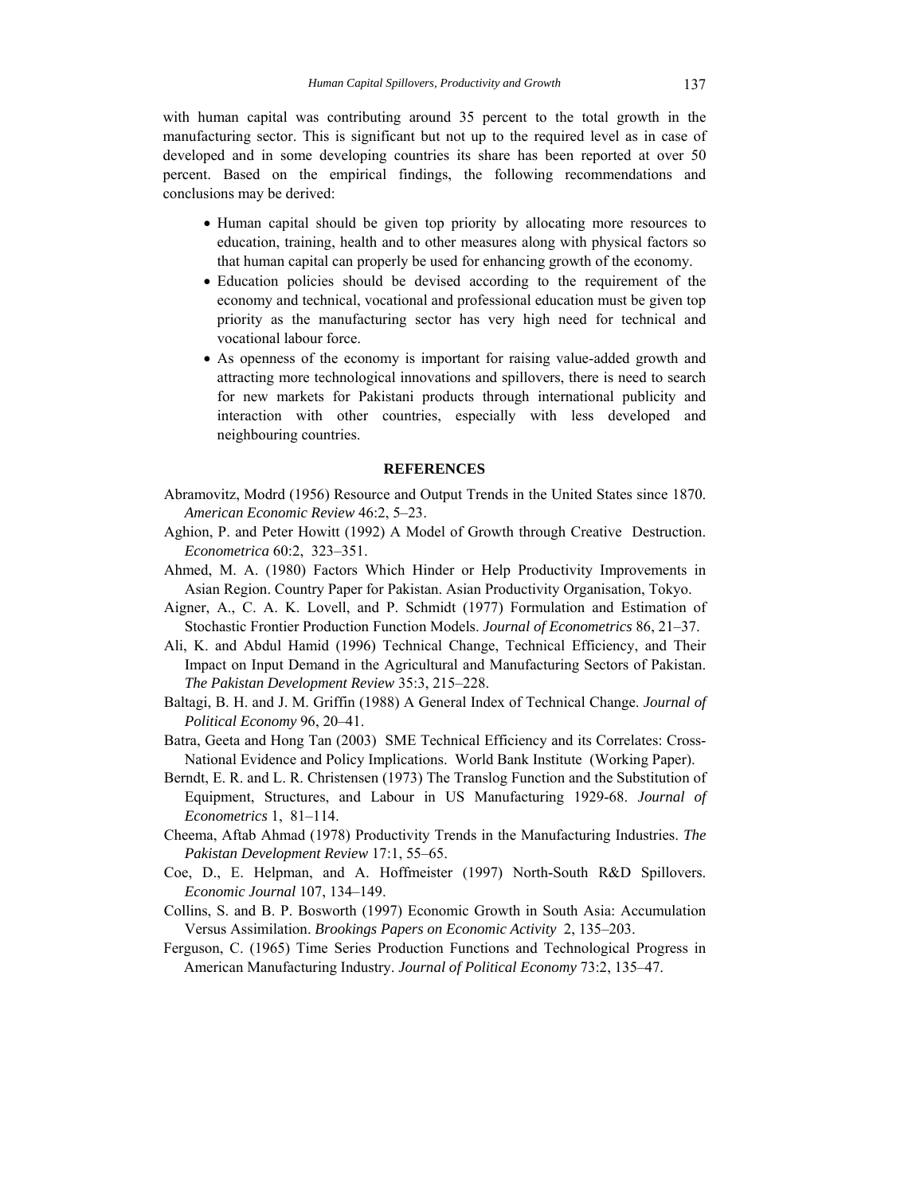with human capital was contributing around 35 percent to the total growth in the manufacturing sector. This is significant but not up to the required level as in case of developed and in some developing countries its share has been reported at over 50 percent. Based on the empirical findings, the following recommendations and conclusions may be derived:

- Human capital should be given top priority by allocating more resources to education, training, health and to other measures along with physical factors so that human capital can properly be used for enhancing growth of the economy.
- Education policies should be devised according to the requirement of the economy and technical, vocational and professional education must be given top priority as the manufacturing sector has very high need for technical and vocational labour force.
- As openness of the economy is important for raising value-added growth and attracting more technological innovations and spillovers, there is need to search for new markets for Pakistani products through international publicity and interaction with other countries, especially with less developed and neighbouring countries.

## REFERENCES

Abramovitz, Modrd (1956) Resource and Output Trends in the United States since 1870. *American Economic Review* 46:2, 5–23.

Aghion, P. and Peter Howitt (1992) A Model of Growth through Creative Destruction. *Econometrica* 60:2, 323–351.

Ahmed, M. A. (1980) Factors Which Hinder or Help Productivity Improvements in Asian Region. Country Paper for Pakistan. Asian Productivity Organisation, Tokyo.

Aigner, A., C. A. K. Lovell, and P. Schmidt (1977) Formulation and Estimation of Stochastic Frontier Production Function Models. *Journal of Econometrics* 86, 21–37.

Ali, K. and Abdul Hamid (1996) Technical Change, Technical Efficiency, and Their Impact on Input Demand in the Agricultural and Manufacturing Sectors of Pakistan. *The Pakistan Development Review* 35:3, 215–228.

Baltagi, B. H. and J. M. Griffin (1988) A General Index of Technical Change. *Journal of Political Economy* 96, 20–41.

Batra, Geeta and Hong Tan (2003) SME Technical Efficiency and its Correlates: Cross-National Evidence and Policy Implications. World Bank Institute (Working Paper).

Berndt, E. R. and L. R. Christensen (1973) The Translog Function and the Substitution of Equipment, Structures, and Labour in US Manufacturing 1929-68. *Journal of Econometrics* 1, 81–114.

Cheema, Aftab Ahmad (1978) Productivity Trends in the Manufacturing Industries. *The Pakistan Development Review* 17:1, 55–65.

Coe, D., E. Helpman, and A. Hoffmeister (1997) North-South R&D Spillovers. *Economic Journal* 107, 134–149.

Collins, S. and B. P. Bosworth (1997) Economic Growth in South Asia: Accumulation Versus Assimilation. *Brookings Papers on Economic Activity* 2, 135–203.

Ferguson, C. (1965) Time Series Production Functions and Technological Progress in American Manufacturing Industry. *Journal of Political Economy* 73:2, 135–47.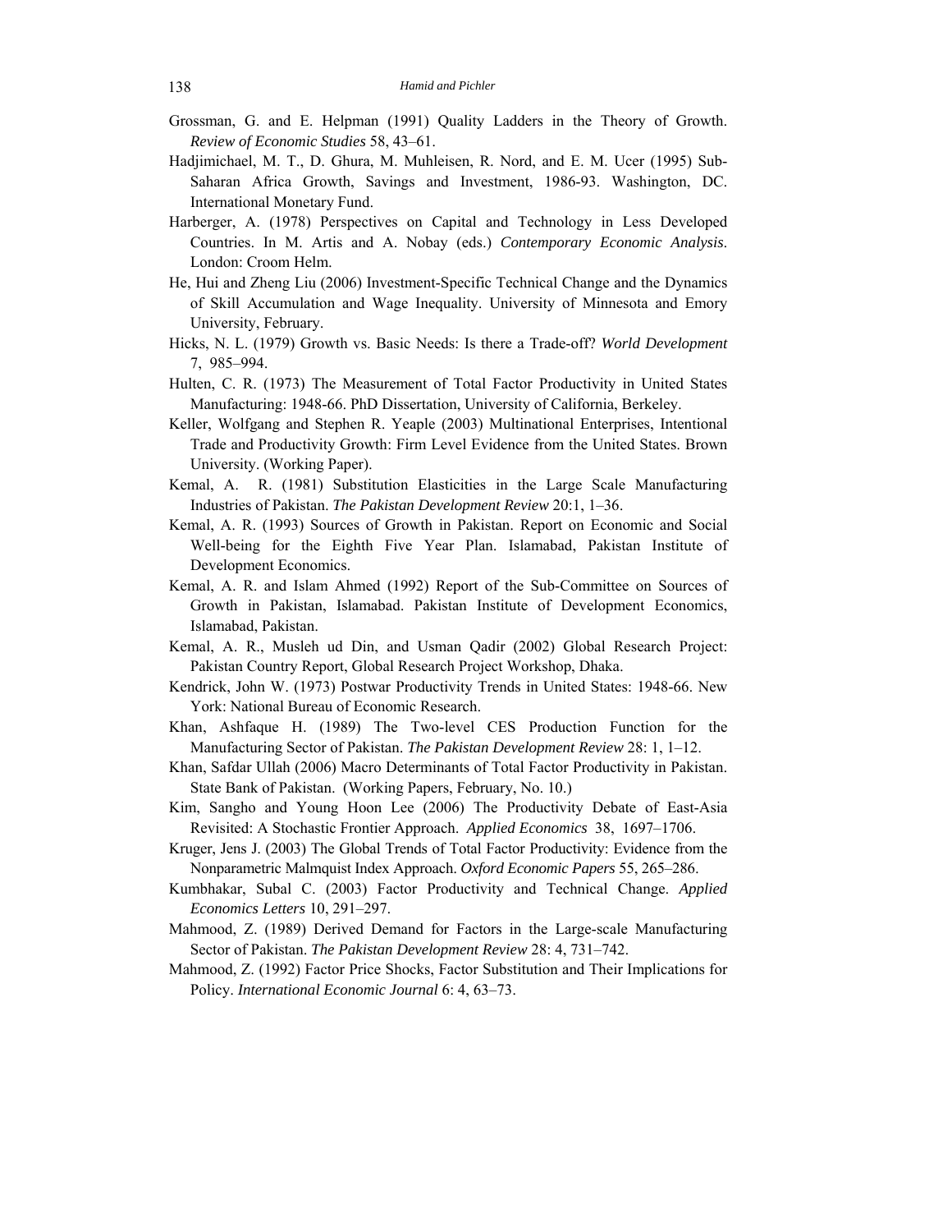Grossman, G. and E. Helpman (1991) Quality Ladders in the Theory of Growth. *Review of Economic Studies* 58, 43–61.

Hadjimichael, M. T., D. Ghura, M. Muhleisen, R. Nord, and E. M. Ucer (1995) Sub-Saharan Africa Growth, Savings and Investment, 1986-93. Washington, DC. International Monetary Fund.

Harberger, A. (1978) Perspectives on Capital and Technology in Less Developed Countries. In M. Artis and A. Nobay (eds.) *Contemporary Economic Analysis*. London: Croom Helm.

He, Hui and Zheng Liu (2006) Investment-Specific Technical Change and the Dynamics of Skill Accumulation and Wage Inequality. University of Minnesota and Emory University, February.

Hicks, N. L. (1979) Growth vs. Basic Needs: Is there a Trade-off? *World Development* 7, 985–994.

Hulten, C. R. (1973) The Measurement of Total Factor Productivity in United States Manufacturing: 1948-66. PhD Dissertation, University of California, Berkeley.

Keller, Wolfgang and Stephen R. Yeaple (2003) Multinational Enterprises, Intentional Trade and Productivity Growth: Firm Level Evidence from the United States. Brown University. (Working Paper).

Kemal, A. R. (1981) Substitution Elasticities in the Large Scale Manufacturing Industries of Pakistan. *The Pakistan Development Review* 20:1, 1–36.

Kemal, A. R. (1993) Sources of Growth in Pakistan. Report on Economic and Social Well-being for the Eighth Five Year Plan. Islamabad, Pakistan Institute of Development Economics.

Kemal, A. R. and Islam Ahmed (1992) Report of the Sub-Committee on Sources of Growth in Pakistan, Islamabad. Pakistan Institute of Development Economics, Islamabad, Pakistan.

Kemal, A. R., Musleh ud Din, and Usman Qadir (2002) Global Research Project: Pakistan Country Report, Global Research Project Workshop, Dhaka.

Kendrick, John W. (1973) Postwar Productivity Trends in United States: 1948-66. New York: National Bureau of Economic Research.

Khan, Ashfaque H. (1989) The Two-level CES Production Function for the Manufacturing Sector of Pakistan. *The Pakistan Development Review* 28: 1, 1–12.

Khan, Safdar Ullah (2006) Macro Determinants of Total Factor Productivity in Pakistan. State Bank of Pakistan. (Working Papers, February, No. 10.)

Kim, Sangho and Young Hoon Lee (2006) The Productivity Debate of East-Asia Revisited: A Stochastic Frontier Approach. *Applied Economics* 38, 1697–1706.

Kruger, Jens J. (2003) The Global Trends of Total Factor Productivity: Evidence from the Nonparametric Malmquist Index Approach. *Oxford Economic Papers* 55, 265–286.

Kumbhakar, Subal C. (2003) Factor Productivity and Technical Change. *Applied Economics Letters* 10, 291–297.

Mahmood, Z. (1989) Derived Demand for Factors in the Large-scale Manufacturing Sector of Pakistan. *The Pakistan Development Review* 28: 4, 731–742.

Mahmood, Z. (1992) Factor Price Shocks, Factor Substitution and Their Implications for Policy. *International Economic Journal* 6: 4, 63–73.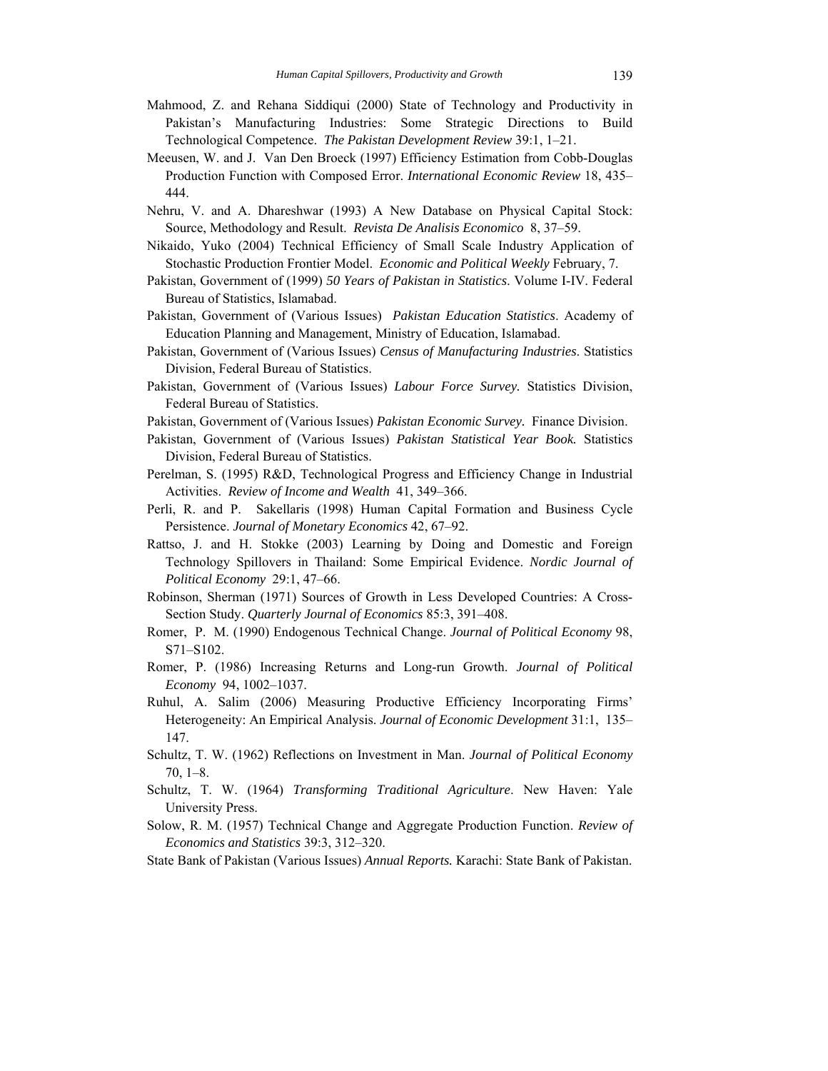Mahmood, Z. and Rehana Siddiqui (2000) State of Technology and Productivity in Pakistan's Manufacturing Industries: Some Strategic Directions to Build Technological Competence. *The Pakistan Development Review* 39:1, 1–21.

Meeusen, W. and J. Van Den Broeck (1997) Efficiency Estimation from Cobb-Douglas Production Function with Composed Error. *International Economic Review* 18, 435–444.

Nehru, V. and A. Dhareshwar (1993) A New Database on Physical Capital Stock: Source, Methodology and Result. *Revista De Analisis Economico* 8, 37–59.

Nikaido, Yuko (2004) Technical Efficiency of Small Scale Industry Application of Stochastic Production Frontier Model. *Economic and Political Weekly* February, 7.

Pakistan, Government of (1999) *50 Years of Pakistan in Statistics*. Volume I-IV. Federal Bureau of Statistics, Islamabad.

Pakistan, Government of (Various Issues) *Pakistan Education Statistics*. Academy of Education Planning and Management, Ministry of Education, Islamabad.

Pakistan, Government of (Various Issues) *Census of Manufacturing Industries*. Statistics Division, Federal Bureau of Statistics.

Pakistan, Government of (Various Issues) *Labour Force Survey.* Statistics Division, Federal Bureau of Statistics.

Pakistan, Government of (Various Issues) *Pakistan Economic Survey.* Finance Division.

Pakistan, Government of (Various Issues) *Pakistan Statistical Year Book.* Statistics Division, Federal Bureau of Statistics.

Perelman, S. (1995) R&D, Technological Progress and Efficiency Change in Industrial Activities. *Review of Income and Wealth* 41, 349–366.

Perli, R. and P. Sakellaris (1998) Human Capital Formation and Business Cycle Persistence. *Journal of Monetary Economics* 42, 67–92.

Rattso, J. and H. Stokke (2003) Learning by Doing and Domestic and Foreign Technology Spillovers in Thailand: Some Empirical Evidence. *Nordic Journal of Political Economy* 29:1, 47–66.

Robinson, Sherman (1971) Sources of Growth in Less Developed Countries: A Cross-Section Study. *Quarterly Journal of Economics* 85:3, 391–408.

Romer, P. M. (1990) Endogenous Technical Change. *Journal of Political Economy* 98, S71–S102.

Romer, P. (1986) Increasing Returns and Long-run Growth. *Journal of Political Economy* 94, 1002–1037.

Ruhul, A. Salim (2006) Measuring Productive Efficiency Incorporating Firms' Heterogeneity: An Empirical Analysis. *Journal of Economic Development* 31:1, 135–147.

Schultz, T. W. (1962) Reflections on Investment in Man. *Journal of Political Economy* 70, 1–8.

Schultz, T. W. (1964) *Transforming Traditional Agriculture*. New Haven: Yale University Press.

Solow, R. M. (1957) Technical Change and Aggregate Production Function. *Review of Economics and Statistics* 39:3, 312–320.

State Bank of Pakistan (Various Issues) *Annual Reports.* Karachi: State Bank of Pakistan.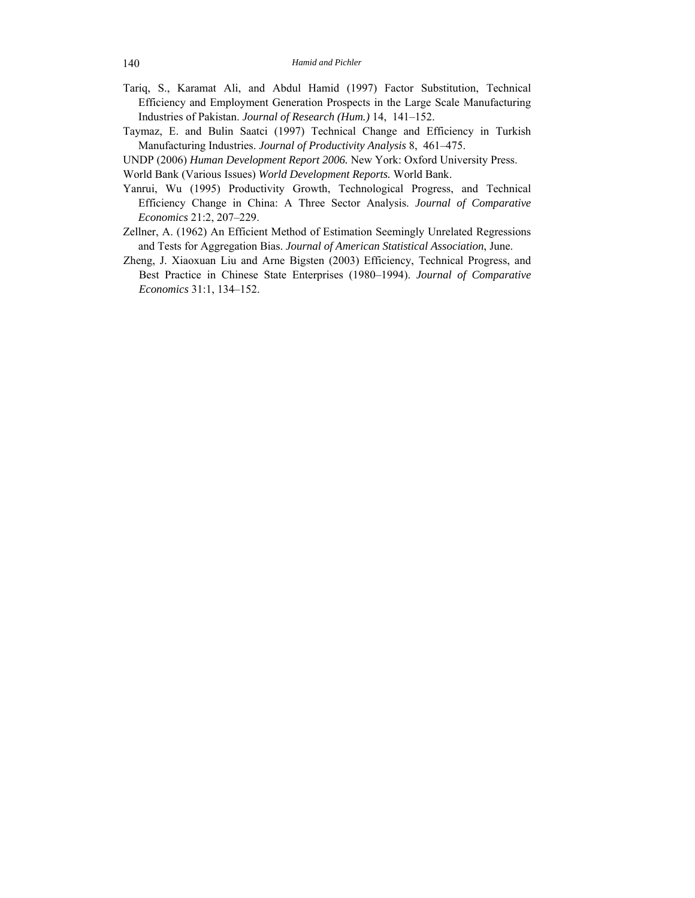Tariq, S., Karamat Ali, and Abdul Hamid (1997) Factor Substitution, Technical Efficiency and Employment Generation Prospects in the Large Scale Manufacturing Industries of Pakistan. *Journal of Research (Hum.)* 14, 141–152.

Taymaz, E. and Bulin Saatci (1997) Technical Change and Efficiency in Turkish Manufacturing Industries. *Journal of Productivity Analysis* 8, 461–475.

UNDP (2006) *Human Development Report 2006.* New York: Oxford University Press.

World Bank (Various Issues) *World Development Reports.* World Bank.

Yanrui, Wu (1995) Productivity Growth, Technological Progress, and Technical Efficiency Change in China: A Three Sector Analysis. *Journal of Comparative Economics* 21:2, 207–229.

Zellner, A. (1962) An Efficient Method of Estimation Seemingly Unrelated Regressions and Tests for Aggregation Bias. *Journal of American Statistical Association*, June.

Zheng, J. Xiaoxuan Liu and Arne Bigsten (2003) Efficiency, Technical Progress, and Best Practice in Chinese State Enterprises (1980–1994). *Journal of Comparative Economics* 31:1, 134–152.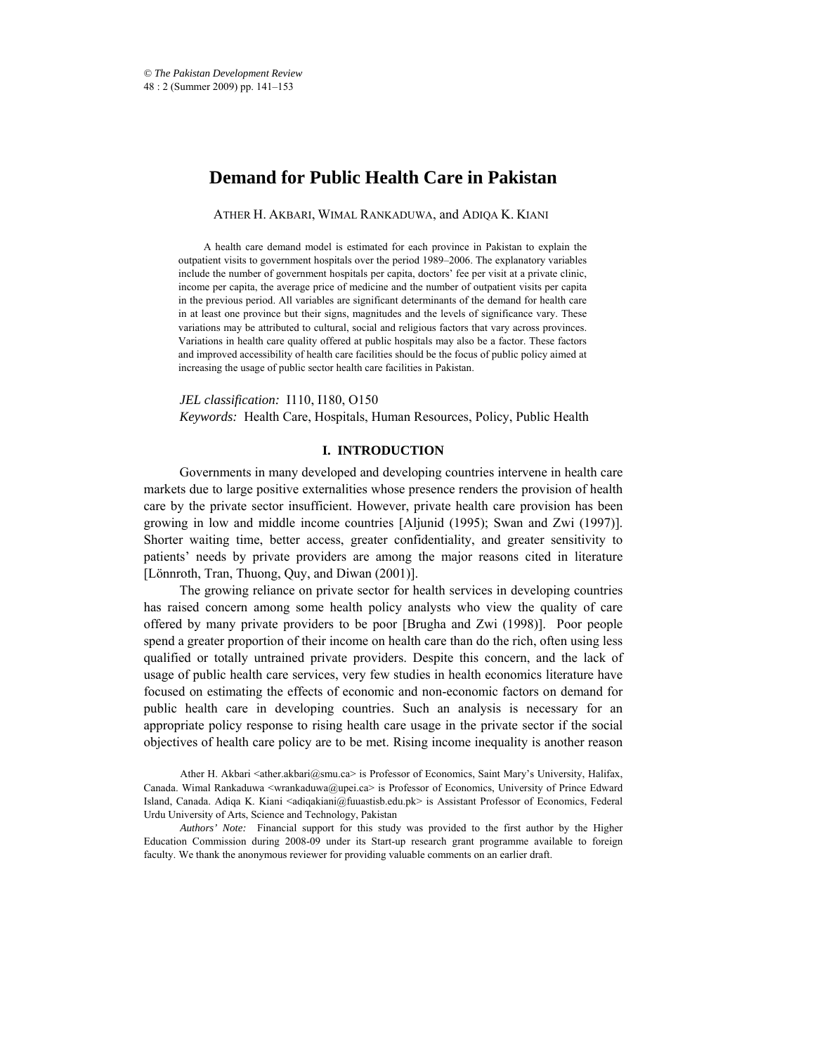# Demand for Public Health Care in Pakistan

ATHER H. AKBARI, WIMAL RANKADUWA, and ADIQA K. KIANI

A health care demand model is estimated for each province in Pakistan to explain the outpatient visits to government hospitals over the period 1989–2006. The explanatory variables include the number of government hospitals per capita, doctors' fee per visit at a private clinic, income per capita, the average price of medicine and the number of outpatient visits per capita in the previous period. All variables are significant determinants of the demand for health care in at least one province but their signs, magnitudes and the levels of significance vary. These variations may be attributed to cultural, social and religious factors that vary across provinces. Variations in health care quality offered at public hospitals may also be a factor. These factors and improved accessibility of health care facilities should be the focus of public policy aimed at increasing the usage of public sector health care facilities in Pakistan.

*JEL classification:* I110, I180, O150
*Keywords:* Health Care, Hospitals, Human Resources, Policy, Public Health

## I. INTRODUCTION

Governments in many developed and developing countries intervene in health care markets due to large positive externalities whose presence renders the provision of health care by the private sector insufficient. However, private health care provision has been growing in low and middle income countries [Aljunid (1995); Swan and Zwi (1997)]. Shorter waiting time, better access, greater confidentiality, and greater sensitivity to patients' needs by private providers are among the major reasons cited in literature [Lönnroth, Tran, Thuong, Quy, and Diwan (2001)].

The growing reliance on private sector for health services in developing countries has raised concern among some health policy analysts who view the quality of care offered by many private providers to be poor [Brugha and Zwi (1998)]. Poor people spend a greater proportion of their income on health care than do the rich, often using less qualified or totally untrained private providers. Despite this concern, and the lack of usage of public health care services, very few studies in health economics literature have focused on estimating the effects of economic and non-economic factors on demand for public health care in developing countries. Such an analysis is necessary for an appropriate policy response to rising health care usage in the private sector if the social objectives of health care policy are to be met. Rising income inequality is another reason

Ather H. Akbari <ather.akbari@smu.ca> is Professor of Economics, Saint Mary's University, Halifax, Canada. Wimal Rankaduwa <wrankaduwa@upei.ca> is Professor of Economics, University of Prince Edward Island, Canada. Adiqa K. Kiani <adiqakiani@fuuastisb.edu.pk> is Assistant Professor of Economics, Federal Urdu University of Arts, Science and Technology, Pakistan

*Authors' Note:* Financial support for this study was provided to the first author by the Higher Education Commission during 2008-09 under its Start-up research grant programme available to foreign faculty. We thank the anonymous reviewer for providing valuable comments on an earlier draft.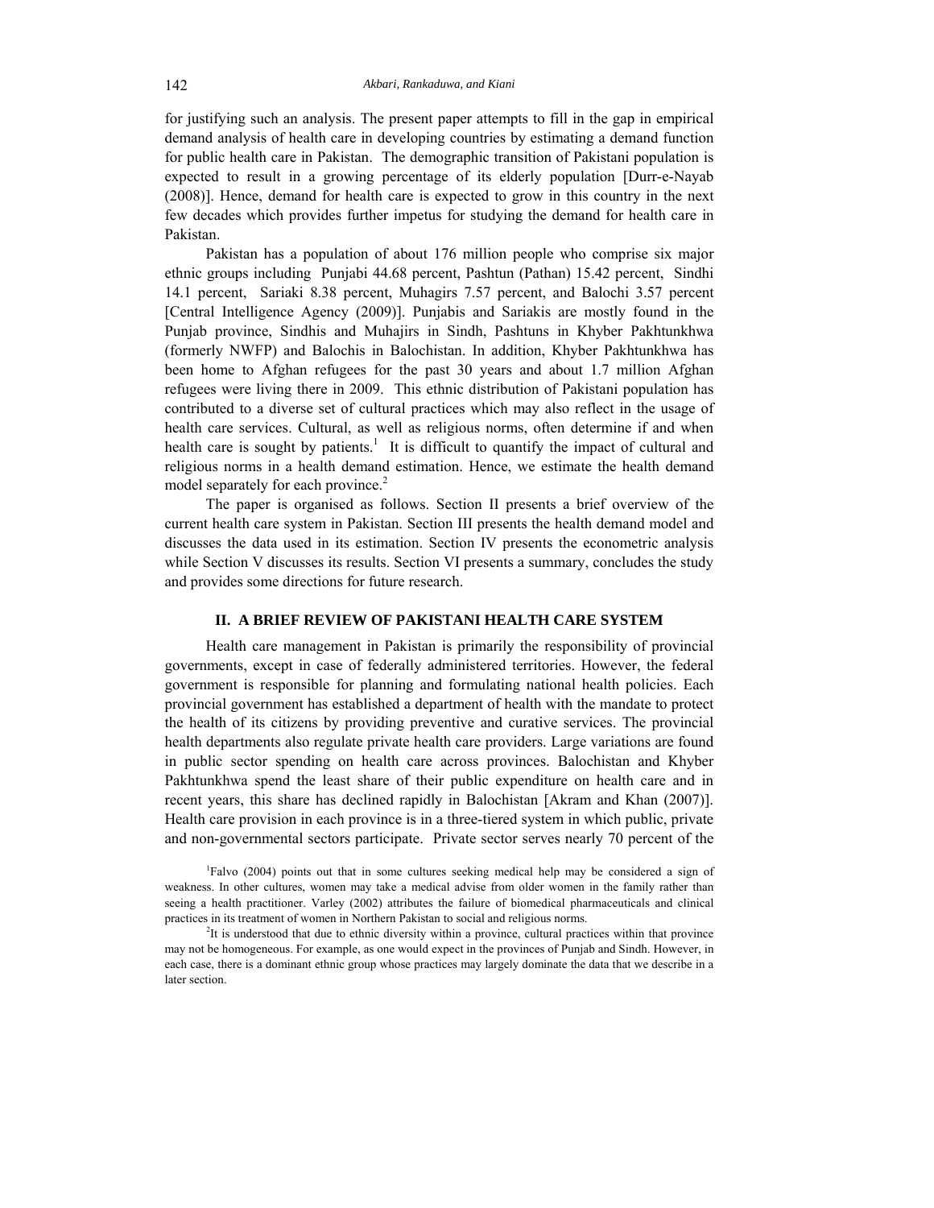for justifying such an analysis. The present paper attempts to fill in the gap in empirical demand analysis of health care in developing countries by estimating a demand function for public health care in Pakistan. The demographic transition of Pakistani population is expected to result in a growing percentage of its elderly population [Durr-e-Nayab (2008)]. Hence, demand for health care is expected to grow in this country in the next few decades which provides further impetus for studying the demand for health care in Pakistan.

Pakistan has a population of about 176 million people who comprise six major ethnic groups including Punjabi 44.68 percent, Pashtun (Pathan) 15.42 percent, Sindhi 14.1 percent, Sariaki 8.38 percent, Muhagirs 7.57 percent, and Balochi 3.57 percent [Central Intelligence Agency (2009)]. Punjabis and Sariakis are mostly found in the Punjab province, Sindhis and Muhajirs in Sindh, Pashtuns in Khyber Pakhtunkhwa (formerly NWFP) and Balochis in Balochistan. In addition, Khyber Pakhtunkhwa has been home to Afghan refugees for the past 30 years and about 1.7 million Afghan refugees were living there in 2009. This ethnic distribution of Pakistani population has contributed to a diverse set of cultural practices which may also reflect in the usage of health care services. Cultural, as well as religious norms, often determine if and when health care is sought by patients.[1] It is difficult to quantify the impact of cultural and religious norms in a health demand estimation. Hence, we estimate the health demand model separately for each province.[2]

The paper is organised as follows. Section II presents a brief overview of the current health care system in Pakistan. Section III presents the health demand model and discusses the data used in its estimation. Section IV presents the econometric analysis while Section V discusses its results. Section VI presents a summary, concludes the study and provides some directions for future research.

## II. A BRIEF REVIEW OF PAKISTANI HEALTH CARE SYSTEM

Health care management in Pakistan is primarily the responsibility of provincial governments, except in case of federally administered territories. However, the federal government is responsible for planning and formulating national health policies. Each provincial government has established a department of health with the mandate to protect the health of its citizens by providing preventive and curative services. The provincial health departments also regulate private health care providers. Large variations are found in public sector spending on health care across provinces. Balochistan and Khyber Pakhtunkhwa spend the least share of their public expenditure on health care and in recent years, this share has declined rapidly in Balochistan [Akram and Khan (2007)]. Health care provision in each province is in a three-tiered system in which public, private and non-governmental sectors participate. Private sector serves nearly 70 percent of the

[1]Falvo (2004) points out that in some cultures seeking medical help may be considered a sign of weakness. In other cultures, women may take a medical advise from older women in the family rather than seeing a health practitioner. Varley (2002) attributes the failure of biomedical pharmaceuticals and clinical practices in its treatment of women in Northern Pakistan to social and religious norms.

[2]It is understood that due to ethnic diversity within a province, cultural practices within that province may not be homogeneous. For example, as one would expect in the provinces of Punjab and Sindh. However, in each case, there is a dominant ethnic group whose practices may largely dominate the data that we describe in a later section.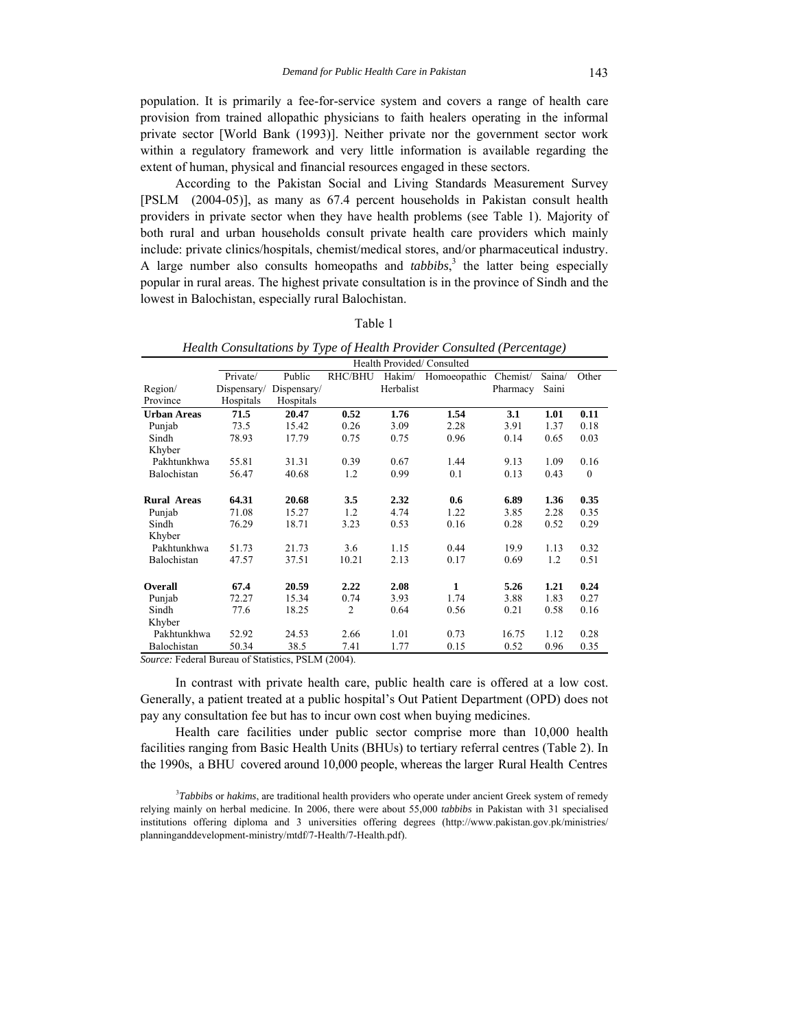population. It is primarily a fee-for-service system and covers a range of health care provision from trained allopathic physicians to faith healers operating in the informal private sector [World Bank (1993)]. Neither private nor the government sector work within a regulatory framework and very little information is available regarding the extent of human, physical and financial resources engaged in these sectors.

According to the Pakistan Social and Living Standards Measurement Survey [PSLM (2004-05)], as many as 67.4 percent households in Pakistan consult health providers in private sector when they have health problems (see Table 1). Majority of both rural and urban households consult private health care providers which mainly include: private clinics/hospitals, chemist/medical stores, and/or pharmaceutical industry. A large number also consults homeopaths and *tabbibs*,[3] the latter being especially popular in rural areas. The highest private consultation is in the province of Sindh and the lowest in Balochistan, especially rural Balochistan.

Table 1

*Health Consultations by Type of Health Provider Consulted (Percentage)*

| Region/ Province | Health Provided/ Consulted | | | | | | | |
|---|---|---|---|---|---|---|---|---|
| | Private/ Dispensary/ Hospitals | Public Dispensary/ Hospitals | RHC/BHU | Hakim/ Herbalist | Homoeopathic | Chemist/ Pharmacy | Saina/ Saini | Other |
| **Urban Areas** | **71.5** | **20.47** | **0.52** | **1.76** | **1.54** | **3.1** | **1.01** | **0.11** |
| Punjab | 73.5 | 15.42 | 0.26 | 3.09 | 2.28 | 3.91 | 1.37 | 0.18 |
| Sindh | 78.93 | 17.79 | 0.75 | 0.75 | 0.96 | 0.14 | 0.65 | 0.03 |
| Khyber Pakhtunkhwa | 55.81 | 31.31 | 0.39 | 0.67 | 1.44 | 9.13 | 1.09 | 0.16 |
| Balochistan | 56.47 | 40.68 | 1.2 | 0.99 | 0.1 | 0.13 | 0.43 | 0 |
| **Rural Areas** | **64.31** | **20.68** | **3.5** | **2.32** | **0.6** | **6.89** | **1.36** | **0.35** |
| Punjab | 71.08 | 15.27 | 1.2 | 4.74 | 1.22 | 3.85 | 2.28 | 0.35 |
| Sindh | 76.29 | 18.71 | 3.23 | 0.53 | 0.16 | 0.28 | 0.52 | 0.29 |
| Khyber Pakhtunkhwa | 51.73 | 21.73 | 3.6 | 1.15 | 0.44 | 19.9 | 1.13 | 0.32 |
| Balochistan | 47.57 | 37.51 | 10.21 | 2.13 | 0.17 | 0.69 | 1.2 | 0.51 |
| **Overall** | **67.4** | **20.59** | **2.22** | **2.08** | **1** | **5.26** | **1.21** | **0.24** |
| Punjab | 72.27 | 15.34 | 0.74 | 3.93 | 1.74 | 3.88 | 1.83 | 0.27 |
| Sindh | 77.6 | 18.25 | 2 | 0.64 | 0.56 | 0.21 | 0.58 | 0.16 |
| Khyber Pakhtunkhwa | 52.92 | 24.53 | 2.66 | 1.01 | 0.73 | 16.75 | 1.12 | 0.28 |
| Balochistan | 50.34 | 38.5 | 7.41 | 1.77 | 0.15 | 0.52 | 0.96 | 0.35 |

*Source:* Federal Bureau of Statistics, PSLM (2004).

In contrast with private health care, public health care is offered at a low cost. Generally, a patient treated at a public hospital's Out Patient Department (OPD) does not pay any consultation fee but has to incur own cost when buying medicines.

Health care facilities under public sector comprise more than 10,000 health facilities ranging from Basic Health Units (BHUs) to tertiary referral centres (Table 2). In the 1990s, a BHU covered around 10,000 people, whereas the larger Rural Health Centres

[3]*Tabbibs* or *hakims*, are traditional health providers who operate under ancient Greek system of remedy relying mainly on herbal medicine. In 2006, there were about 55,000 *tabbibs* in Pakistan with 31 specialised institutions offering diploma and 3 universities offering degrees (http://www.pakistan.gov.pk/ministries/planninganddevelopment-ministry/mtdf/7-Health/7-Health.pdf).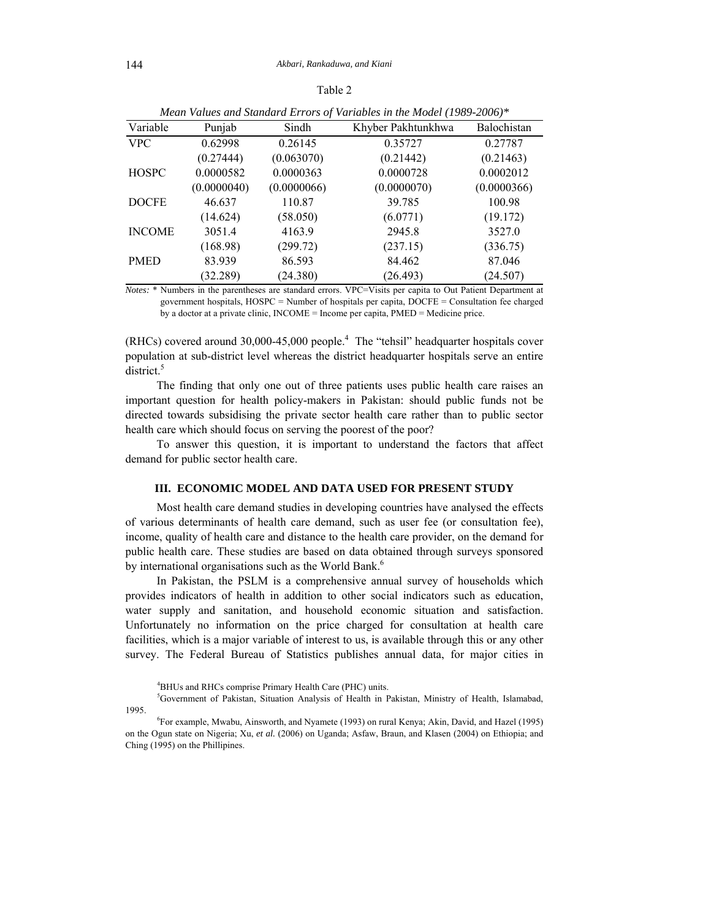Table 2

*Mean Values and Standard Errors of Variables in the Model (1989-2006)**

| Variable | Punjab | Sindh | Khyber Pakhtunkhwa | Balochistan |
|---|---|---|---|---|
| VPC | 0.62998 | 0.26145 | 0.35727 | 0.27787 |
| | (0.27444) | (0.063070) | (0.21442) | (0.21463) |
| HOSPC | 0.0000582 | 0.0000363 | 0.0000728 | 0.0002012 |
| | (0.0000040) | (0.0000066) | (0.0000070) | (0.0000366) |
| DOCFE | 46.637 | 110.87 | 39.785 | 100.98 |
| | (14.624) | (58.050) | (6.0771) | (19.172) |
| INCOME | 3051.4 | 4163.9 | 2945.8 | 3527.0 |
| | (168.98) | (299.72) | (237.15) | (336.75) |
| PMED | 83.939 | 86.593 | 84.462 | 87.046 |
| | (32.289) | (24.380) | (26.493) | (24.507) |

*Notes:* * Numbers in the parentheses are standard errors. VPC=Visits per capita to Out Patient Department at government hospitals, HOSPC = Number of hospitals per capita, DOCFE = Consultation fee charged by a doctor at a private clinic, INCOME = Income per capita, PMED = Medicine price.

(RHCs) covered around 30,000-45,000 people.[4] The "tehsil" headquarter hospitals cover population at sub-district level whereas the district headquarter hospitals serve an entire district.[5]

The finding that only one out of three patients uses public health care raises an important question for health policy-makers in Pakistan: should public funds not be directed towards subsidising the private sector health care rather than to public sector health care which should focus on serving the poorest of the poor?

To answer this question, it is important to understand the factors that affect demand for public sector health care.

## III. ECONOMIC MODEL AND DATA USED FOR PRESENT STUDY

Most health care demand studies in developing countries have analysed the effects of various determinants of health care demand, such as user fee (or consultation fee), income, quality of health care and distance to the health care provider, on the demand for public health care. These studies are based on data obtained through surveys sponsored by international organisations such as the World Bank.[6]

In Pakistan, the PSLM is a comprehensive annual survey of households which provides indicators of health in addition to other social indicators such as education, water supply and sanitation, and household economic situation and satisfaction. Unfortunately no information on the price charged for consultation at health care facilities, which is a major variable of interest to us, is available through this or any other survey. The Federal Bureau of Statistics publishes annual data, for major cities in

[4]BHUs and RHCs comprise Primary Health Care (PHC) units.

[5]Government of Pakistan, Situation Analysis of Health in Pakistan, Ministry of Health, Islamabad, 1995.

[6]For example, Mwabu, Ainsworth, and Nyamete (1993) on rural Kenya; Akin, David, and Hazel (1995) on the Ogun state on Nigeria; Xu, *et al.* (2006) on Uganda; Asfaw, Braun, and Klasen (2004) on Ethiopia; and Ching (1995) on the Phillipines.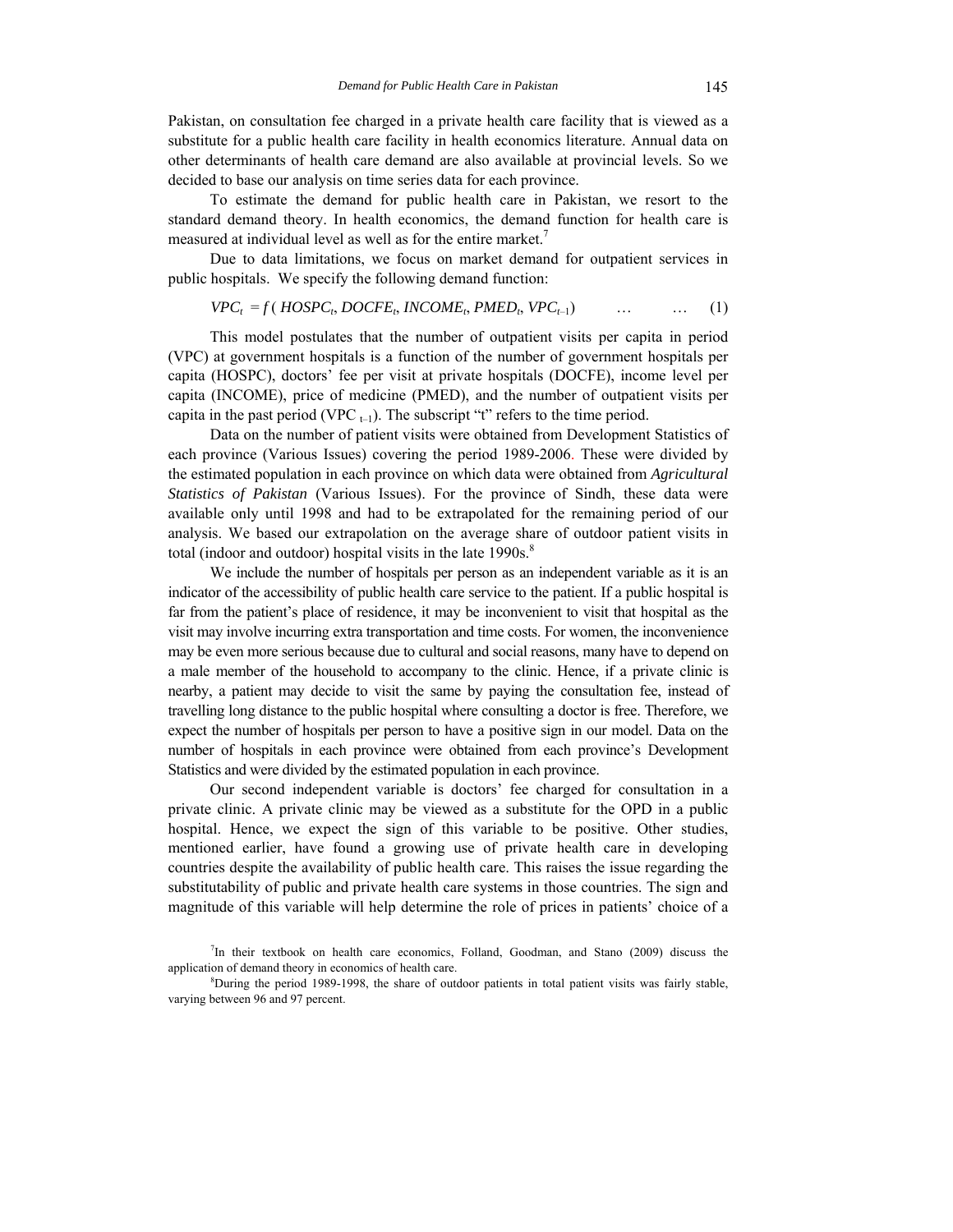Pakistan, on consultation fee charged in a private health care facility that is viewed as a substitute for a public health care facility in health economics literature. Annual data on other determinants of health care demand are also available at provincial levels. So we decided to base our analysis on time series data for each province.

To estimate the demand for public health care in Pakistan, we resort to the standard demand theory. In health economics, the demand function for health care is measured at individual level as well as for the entire market.[7]

Due to data limitations, we focus on market demand for outpatient services in public hospitals. We specify the following demand function:

$$VPC_t = f\,(HOSPC_t, DOCFE_t, INCOME_t, PMED_t, VPC_{t-1}) \qquad \ldots \qquad \ldots \qquad (1)$$

This model postulates that the number of outpatient visits per capita in period (VPC) at government hospitals is a function of the number of government hospitals per capita (HOSPC), doctors' fee per visit at private hospitals (DOCFE), income level per capita (INCOME), price of medicine (PMED), and the number of outpatient visits per capita in the past period ($VPC_{t-1}$). The subscript "t" refers to the time period.

Data on the number of patient visits were obtained from Development Statistics of each province (Various Issues) covering the period 1989-2006. These were divided by the estimated population in each province on which data were obtained from *Agricultural Statistics of Pakistan* (Various Issues). For the province of Sindh, these data were available only until 1998 and had to be extrapolated for the remaining period of our analysis. We based our extrapolation on the average share of outdoor patient visits in total (indoor and outdoor) hospital visits in the late 1990s.[8]

We include the number of hospitals per person as an independent variable as it is an indicator of the accessibility of public health care service to the patient. If a public hospital is far from the patient's place of residence, it may be inconvenient to visit that hospital as the visit may involve incurring extra transportation and time costs. For women, the inconvenience may be even more serious because due to cultural and social reasons, many have to depend on a male member of the household to accompany to the clinic. Hence, if a private clinic is nearby, a patient may decide to visit the same by paying the consultation fee, instead of travelling long distance to the public hospital where consulting a doctor is free. Therefore, we expect the number of hospitals per person to have a positive sign in our model. Data on the number of hospitals in each province were obtained from each province's Development Statistics and were divided by the estimated population in each province.

Our second independent variable is doctors' fee charged for consultation in a private clinic. A private clinic may be viewed as a substitute for the OPD in a public hospital. Hence, we expect the sign of this variable to be positive. Other studies, mentioned earlier, have found a growing use of private health care in developing countries despite the availability of public health care. This raises the issue regarding the substitutability of public and private health care systems in those countries. The sign and magnitude of this variable will help determine the role of prices in patients' choice of a

[7] In their textbook on health care economics, Folland, Goodman, and Stano (2009) discuss the application of demand theory in economics of health care.

[8] During the period 1989-1998, the share of outdoor patients in total patient visits was fairly stable, varying between 96 and 97 percent.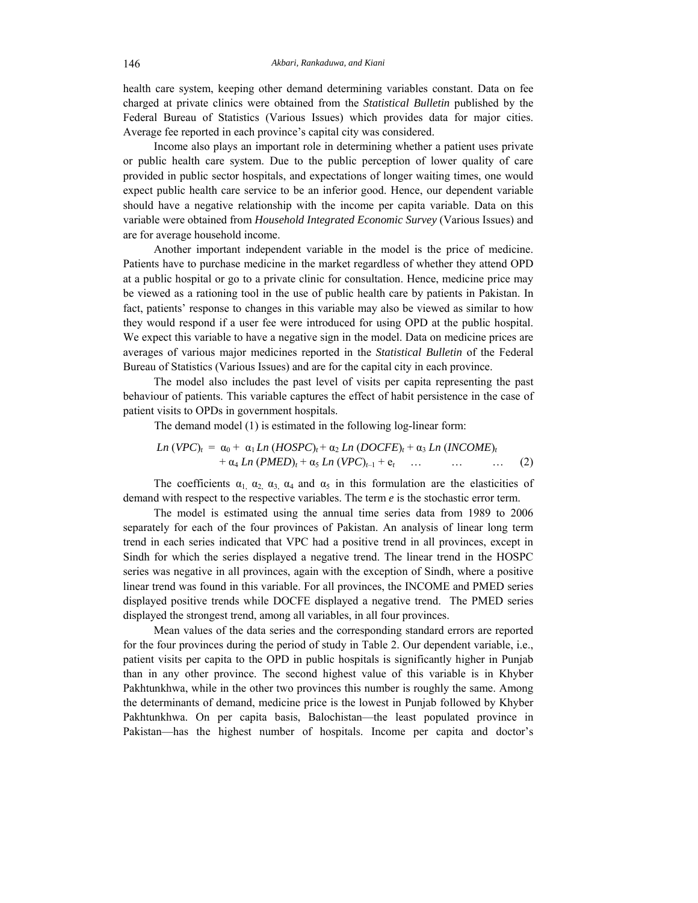health care system, keeping other demand determining variables constant. Data on fee charged at private clinics were obtained from the *Statistical Bulletin* published by the Federal Bureau of Statistics (Various Issues) which provides data for major cities. Average fee reported in each province's capital city was considered.

Income also plays an important role in determining whether a patient uses private or public health care system. Due to the public perception of lower quality of care provided in public sector hospitals, and expectations of longer waiting times, one would expect public health care service to be an inferior good. Hence, our dependent variable should have a negative relationship with the income per capita variable. Data on this variable were obtained from *Household Integrated Economic Survey* (Various Issues) and are for average household income.

Another important independent variable in the model is the price of medicine. Patients have to purchase medicine in the market regardless of whether they attend OPD at a public hospital or go to a private clinic for consultation. Hence, medicine price may be viewed as a rationing tool in the use of public health care by patients in Pakistan. In fact, patients' response to changes in this variable may also be viewed as similar to how they would respond if a user fee were introduced for using OPD at the public hospital. We expect this variable to have a negative sign in the model. Data on medicine prices are averages of various major medicines reported in the *Statistical Bulletin* of the Federal Bureau of Statistics (Various Issues) and are for the capital city in each province.

The model also includes the past level of visits per capita representing the past behaviour of patients. This variable captures the effect of habit persistence in the case of patient visits to OPDs in government hospitals.

The demand model (1) is estimated in the following log-linear form:

$$Ln\,(VPC)_t = \alpha_0 + \alpha_1 Ln\,(HOSPC)_t + \alpha_2 Ln\,(DOCFE)_t + \alpha_3 Ln\,(INCOME)_t + \alpha_4 Ln\,(PMED)_t + \alpha_5 Ln\,(VPC)_{t-1} + e_t \quad \ldots \quad \ldots \quad \ldots \quad (2)$$

The coefficients $\alpha_1$, $\alpha_2$, $\alpha_3$, $\alpha_4$ and $\alpha_5$ in this formulation are the elasticities of demand with respect to the respective variables. The term ***e*** is the stochastic error term.

The model is estimated using the annual time series data from 1989 to 2006 separately for each of the four provinces of Pakistan. An analysis of linear long term trend in each series indicated that VPC had a positive trend in all provinces, except in Sindh for which the series displayed a negative trend. The linear trend in the HOSPC series was negative in all provinces, again with the exception of Sindh, where a positive linear trend was found in this variable. For all provinces, the INCOME and PMED series displayed positive trends while DOCFE displayed a negative trend. The PMED series displayed the strongest trend, among all variables, in all four provinces.

Mean values of the data series and the corresponding standard errors are reported for the four provinces during the period of study in Table 2. Our dependent variable, i.e., patient visits per capita to the OPD in public hospitals is significantly higher in Punjab than in any other province. The second highest value of this variable is in Khyber Pakhtunkhwa, while in the other two provinces this number is roughly the same. Among the determinants of demand, medicine price is the lowest in Punjab followed by Khyber Pakhtunkhwa. On per capita basis, Balochistan—the least populated province in Pakistan—has the highest number of hospitals. Income per capita and doctor's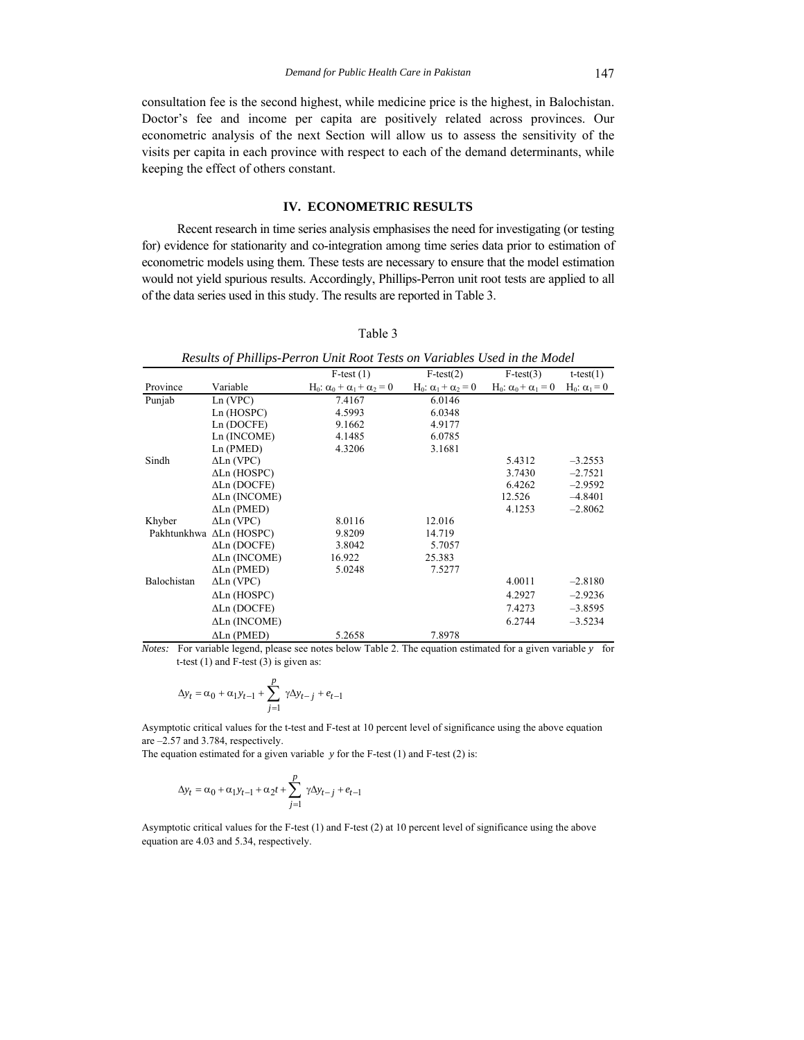consultation fee is the second highest, while medicine price is the highest, in Balochistan. Doctor's fee and income per capita are positively related across provinces. Our econometric analysis of the next Section will allow us to assess the sensitivity of the visits per capita in each province with respect to each of the demand determinants, while keeping the effect of others constant.

## IV. ECONOMETRIC RESULTS

Recent research in time series analysis emphasises the need for investigating (or testing for) evidence for stationarity and co-integration among time series data prior to estimation of econometric models using them. These tests are necessary to ensure that the model estimation would not yield spurious results. Accordingly, Phillips-Perron unit root tests are applied to all of the data series used in this study. The results are reported in Table 3.

Table 3

*Results of Phillips-Perron Unit Root Tests on Variables Used in the Model*

| Province | Variable | F-test (1) $H_0: \alpha_0 + \alpha_1 + \alpha_2 = 0$ | F-test(2) $H_0: \alpha_1 + \alpha_2 = 0$ | F-test(3) $H_0: \alpha_0 + \alpha_1 = 0$ | t-test(1) $H_0: \alpha_1 = 0$ |
|---|---|---|---|---|---|
| Punjab | Ln (VPC) | 7.4167 | 6.0146 | | |
| | Ln (HOSPC) | 4.5993 | 6.0348 | | |
| | Ln (DOCFE) | 9.1662 | 4.9177 | | |
| | Ln (INCOME) | 4.1485 | 6.0785 | | |
| | Ln (PMED) | 4.3206 | 3.1681 | | |
| Sindh | ΔLn (VPC) | | | 5.4312 | –3.2553 |
| | ΔLn (HOSPC) | | | 3.7430 | –2.7521 |
| | ΔLn (DOCFE) | | | 6.4262 | –2.9592 |
| | ΔLn (INCOME) | | | 12.526 | –4.8401 |
| | ΔLn (PMED) | | | 4.1253 | –2.8062 |
| Khyber Pakhtunkhwa | ΔLn (VPC) | 8.0116 | 12.016 | | |
| | ΔLn (HOSPC) | 9.8209 | 14.719 | | |
| | ΔLn (DOCFE) | 3.8042 | 5.7057 | | |
| | ΔLn (INCOME) | 16.922 | 25.383 | | |
| | ΔLn (PMED) | 5.0248 | 7.5277 | | |
| Balochistan | ΔLn (VPC) | | | 4.0011 | –2.8180 |
| | ΔLn (HOSPC) | | | 4.2927 | –2.9236 |
| | ΔLn (DOCFE) | | | 7.4273 | –3.8595 |
| | ΔLn (INCOME) | | | 6.2744 | –3.5234 |
| | ΔLn (PMED) | 5.2658 | 7.8978 | | |

*Notes:* For variable legend, please see notes below Table 2. The equation estimated for a given variable $y$ for t-test (1) and F-test (3) is given as:

$$\Delta y_t = \alpha_0 + \alpha_1 y_{t-1} + \sum_{j=1}^{p} \gamma \Delta y_{t-j} + e_{t-1}$$

Asymptotic critical values for the t-test and F-test at 10 percent level of significance using the above equation are –2.57 and 3.784, respectively.

The equation estimated for a given variable $y$ for the F-test (1) and F-test (2) is:

$$\Delta y_t = \alpha_0 + \alpha_1 y_{t-1} + \alpha_2 t + \sum_{j=1}^{p} \gamma \Delta y_{t-j} + e_{t-1}$$

Asymptotic critical values for the F-test (1) and F-test (2) at 10 percent level of significance using the above equation are 4.03 and 5.34, respectively.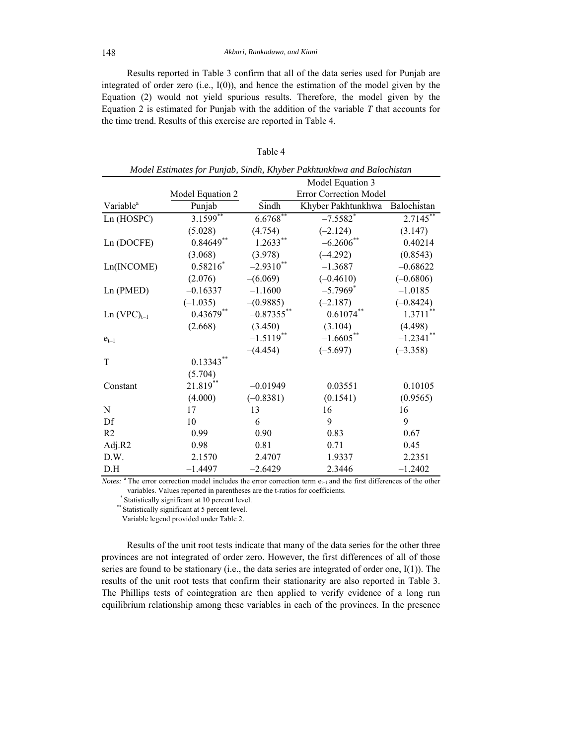Results reported in Table 3 confirm that all of the data series used for Punjab are integrated of order zero (i.e., I(0)), and hence the estimation of the model given by the Equation (2) would not yield spurious results. Therefore, the model given by the Equation 2 is estimated for Punjab with the addition of the variable *T* that accounts for the time trend. Results of this exercise are reported in Table 4.

Table 4

*Model Estimates for Punjab, Sindh, Khyber Pakhtunkhwa and Balochistan*

| Variable[a] | Model Equation 2 | Model Equation 3 Error Correction Model | | |
|---|---|---|---|---|
| | Punjab | Sindh | Khyber Pakhtunkhwa | Balochistan |
| Ln (HOSPC) | 3.1599** | 6.6768** | –7.5582* | 2.7145** |
| | (5.028) | (4.754) | (–2.124) | (3.147) |
| Ln (DOCFE) | 0.84649** | 1.2633** | –6.2606** | 0.40214 |
| | (3.068) | (3.978) | (–4.292) | (0.8543) |
| Ln(INCOME) | 0.58216* | –2.9310** | –1.3687 | –0.68622 |
| | (2.076) | –(6.069) | (–0.4610) | (–0.6806) |
| Ln (PMED) | –0.16337 | –1.1600 | –5.7969* | –1.0185 |
| | (–1.035) | –(0.9885) | (–2.187) | (–0.8424) |
| $\text{Ln (VPC)}_{t-1}$ | 0.43679** | –0.87355** | 0.61074** | 1.3711** |
| | (2.668) | –(3.450) | (3.104) | (4.498) |
| $e_{t-1}$ | | –1.5119** | –1.6605** | –1.2341** |
| | | –(4.454) | (–5.697) | (–3.358) |
| T | 0.13343** | | | |
| | (5.704) | | | |
| Constant | 21.819** | –0.01949 | 0.03551 | 0.10105 |
| | (4.000) | (–0.8381) | (0.1541) | (0.9565) |
| N | 17 | 13 | 16 | 16 |
| Df | 10 | 6 | 9 | 9 |
| R2 | 0.99 | 0.90 | 0.83 | 0.67 |
| Adj.R2 | 0.98 | 0.81 | 0.71 | 0.45 |
| D.W. | 2.1570 | 2.4707 | 1.9337 | 2.2351 |
| D.H | –1.4497 | –2.6429 | 2.3446 | –1.2402 |

*Notes:* [a] The error correction model includes the error correction term $e_{t-1}$ and the first differences of the other variables. Values reported in parentheses are the t-ratios for coefficients.
\* Statistically significant at 10 percent level.
\*\* Statistically significant at 5 percent level.
Variable legend provided under Table 2.

Results of the unit root tests indicate that many of the data series for the other three provinces are not integrated of order zero. However, the first differences of all of those series are found to be stationary (i.e., the data series are integrated of order one, I(1)). The results of the unit root tests that confirm their stationarity are also reported in Table 3. The Phillips tests of cointegration are then applied to verify evidence of a long run equilibrium relationship among these variables in each of the provinces. In the presence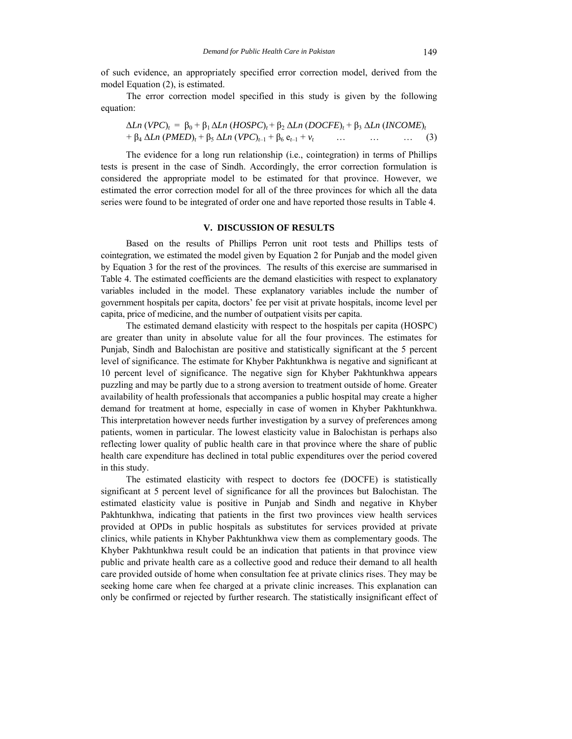of such evidence, an appropriately specified error correction model, derived from the model Equation (2), is estimated.

The error correction model specified in this study is given by the following equation:

$$\Delta Ln\,(VPC)_t = \beta_0 + \beta_1\,\Delta Ln\,(HOSPC)_t + \beta_2\,\Delta Ln\,(DOCFE)_t + \beta_3\,\Delta Ln\,(INCOME)_t + \beta_4\,\Delta Ln\,(PMED)_t + \beta_5\,\Delta Ln\,(VPC)_{t-1} + \beta_6\,e_{t-1} + v_t \quad \ldots \quad \ldots \quad \ldots \quad (3)$$

The evidence for a long run relationship (i.e., cointegration) in terms of Phillips tests is present in the case of Sindh. Accordingly, the error correction formulation is considered the appropriate model to be estimated for that province. However, we estimated the error correction model for all of the three provinces for which all the data series were found to be integrated of order one and have reported those results in Table 4.

## V. DISCUSSION OF RESULTS

Based on the results of Phillips Perron unit root tests and Phillips tests of cointegration, we estimated the model given by Equation 2 for Punjab and the model given by Equation 3 for the rest of the provinces. The results of this exercise are summarised in Table 4. The estimated coefficients are the demand elasticities with respect to explanatory variables included in the model. These explanatory variables include the number of government hospitals per capita, doctors' fee per visit at private hospitals, income level per capita, price of medicine, and the number of outpatient visits per capita.

The estimated demand elasticity with respect to the hospitals per capita (HOSPC) are greater than unity in absolute value for all the four provinces. The estimates for Punjab, Sindh and Balochistan are positive and statistically significant at the 5 percent level of significance. The estimate for Khyber Pakhtunkhwa is negative and significant at 10 percent level of significance. The negative sign for Khyber Pakhtunkhwa appears puzzling and may be partly due to a strong aversion to treatment outside of home. Greater availability of health professionals that accompanies a public hospital may create a higher demand for treatment at home, especially in case of women in Khyber Pakhtunkhwa. This interpretation however needs further investigation by a survey of preferences among patients, women in particular. The lowest elasticity value in Balochistan is perhaps also reflecting lower quality of public health care in that province where the share of public health care expenditure has declined in total public expenditures over the period covered in this study.

The estimated elasticity with respect to doctors fee (DOCFE) is statistically significant at 5 percent level of significance for all the provinces but Balochistan. The estimated elasticity value is positive in Punjab and Sindh and negative in Khyber Pakhtunkhwa, indicating that patients in the first two provinces view health services provided at OPDs in public hospitals as substitutes for services provided at private clinics, while patients in Khyber Pakhtunkhwa view them as complementary goods. The Khyber Pakhtunkhwa result could be an indication that patients in that province view public and private health care as a collective good and reduce their demand to all health care provided outside of home when consultation fee at private clinics rises. They may be seeking home care when fee charged at a private clinic increases. This explanation can only be confirmed or rejected by further research. The statistically insignificant effect of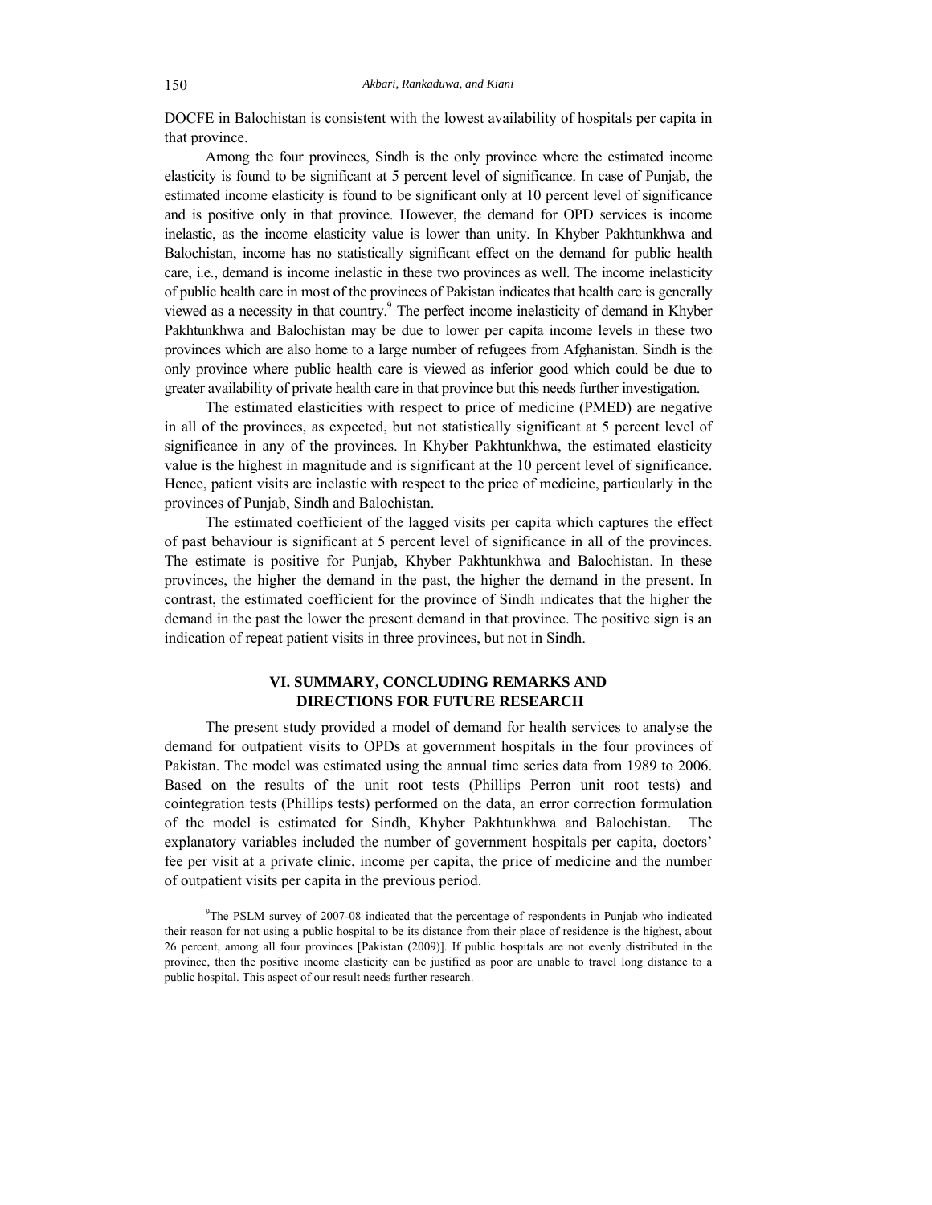DOCFE in Balochistan is consistent with the lowest availability of hospitals per capita in that province.

Among the four provinces, Sindh is the only province where the estimated income elasticity is found to be significant at 5 percent level of significance. In case of Punjab, the estimated income elasticity is found to be significant only at 10 percent level of significance and is positive only in that province. However, the demand for OPD services is income inelastic, as the income elasticity value is lower than unity. In Khyber Pakhtunkhwa and Balochistan, income has no statistically significant effect on the demand for public health care, i.e., demand is income inelastic in these two provinces as well. The income inelasticity of public health care in most of the provinces of Pakistan indicates that health care is generally viewed as a necessity in that country.[9] The perfect income inelasticity of demand in Khyber Pakhtunkhwa and Balochistan may be due to lower per capita income levels in these two provinces which are also home to a large number of refugees from Afghanistan. Sindh is the only province where public health care is viewed as inferior good which could be due to greater availability of private health care in that province but this needs further investigation.

The estimated elasticities with respect to price of medicine (PMED) are negative in all of the provinces, as expected, but not statistically significant at 5 percent level of significance in any of the provinces. In Khyber Pakhtunkhwa, the estimated elasticity value is the highest in magnitude and is significant at the 10 percent level of significance. Hence, patient visits are inelastic with respect to the price of medicine, particularly in the provinces of Punjab, Sindh and Balochistan.

The estimated coefficient of the lagged visits per capita which captures the effect of past behaviour is significant at 5 percent level of significance in all of the provinces. The estimate is positive for Punjab, Khyber Pakhtunkhwa and Balochistan. In these provinces, the higher the demand in the past, the higher the demand in the present. In contrast, the estimated coefficient for the province of Sindh indicates that the higher the demand in the past the lower the present demand in that province. The positive sign is an indication of repeat patient visits in three provinces, but not in Sindh.

## VI. SUMMARY, CONCLUDING REMARKS AND DIRECTIONS FOR FUTURE RESEARCH

The present study provided a model of demand for health services to analyse the demand for outpatient visits to OPDs at government hospitals in the four provinces of Pakistan. The model was estimated using the annual time series data from 1989 to 2006. Based on the results of the unit root tests (Phillips Perron unit root tests) and cointegration tests (Phillips tests) performed on the data, an error correction formulation of the model is estimated for Sindh, Khyber Pakhtunkhwa and Balochistan. The explanatory variables included the number of government hospitals per capita, doctors' fee per visit at a private clinic, income per capita, the price of medicine and the number of outpatient visits per capita in the previous period.

[9]The PSLM survey of 2007-08 indicated that the percentage of respondents in Punjab who indicated their reason for not using a public hospital to be its distance from their place of residence is the highest, about 26 percent, among all four provinces [Pakistan (2009)]. If public hospitals are not evenly distributed in the province, then the positive income elasticity can be justified as poor are unable to travel long distance to a public hospital. This aspect of our result needs further research.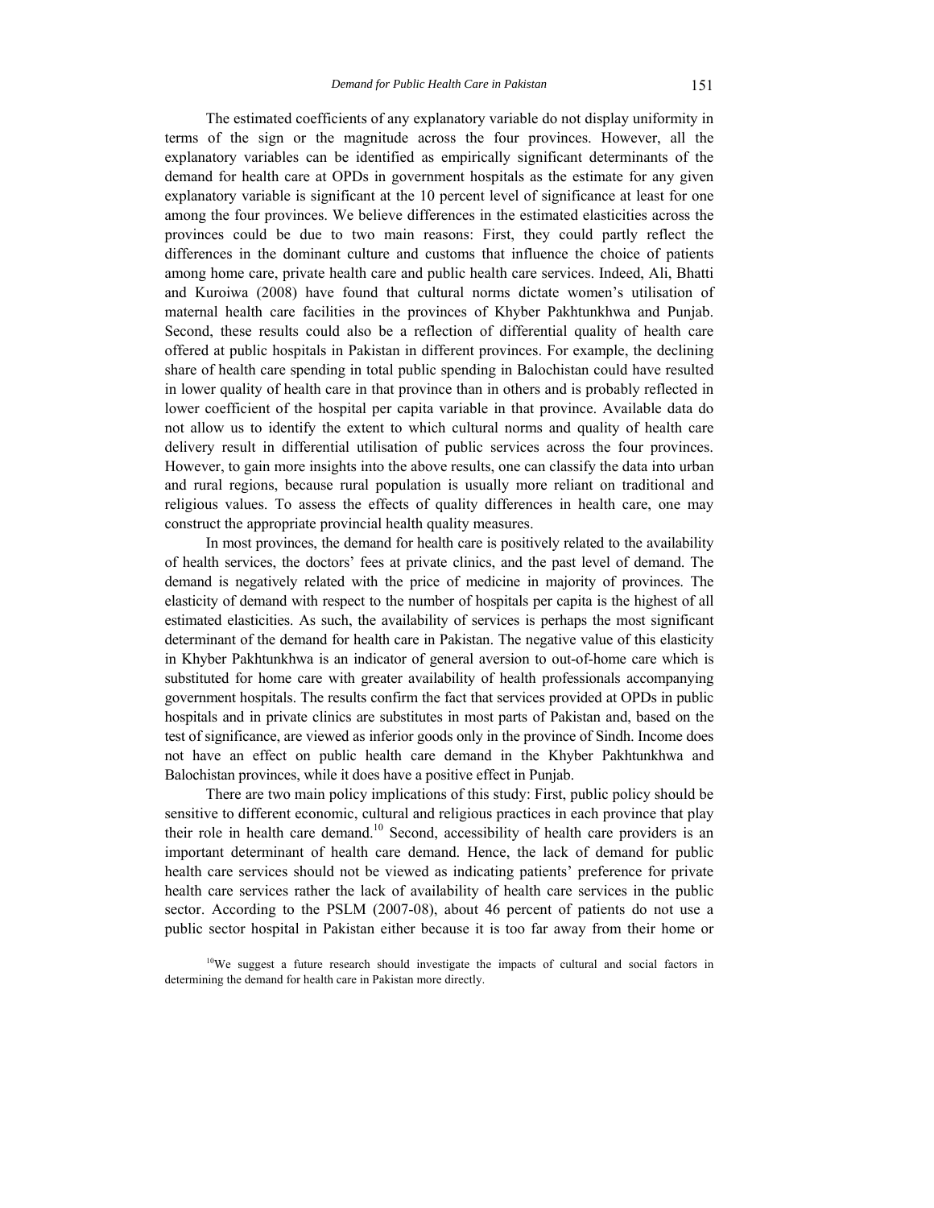The estimated coefficients of any explanatory variable do not display uniformity in terms of the sign or the magnitude across the four provinces. However, all the explanatory variables can be identified as empirically significant determinants of the demand for health care at OPDs in government hospitals as the estimate for any given explanatory variable is significant at the 10 percent level of significance at least for one among the four provinces. We believe differences in the estimated elasticities across the provinces could be due to two main reasons: First, they could partly reflect the differences in the dominant culture and customs that influence the choice of patients among home care, private health care and public health care services. Indeed, Ali, Bhatti and Kuroiwa (2008) have found that cultural norms dictate women's utilisation of maternal health care facilities in the provinces of Khyber Pakhtunkhwa and Punjab. Second, these results could also be a reflection of differential quality of health care offered at public hospitals in Pakistan in different provinces. For example, the declining share of health care spending in total public spending in Balochistan could have resulted in lower quality of health care in that province than in others and is probably reflected in lower coefficient of the hospital per capita variable in that province. Available data do not allow us to identify the extent to which cultural norms and quality of health care delivery result in differential utilisation of public services across the four provinces. However, to gain more insights into the above results, one can classify the data into urban and rural regions, because rural population is usually more reliant on traditional and religious values. To assess the effects of quality differences in health care, one may construct the appropriate provincial health quality measures.

In most provinces, the demand for health care is positively related to the availability of health services, the doctors' fees at private clinics, and the past level of demand. The demand is negatively related with the price of medicine in majority of provinces. The elasticity of demand with respect to the number of hospitals per capita is the highest of all estimated elasticities. As such, the availability of services is perhaps the most significant determinant of the demand for health care in Pakistan. The negative value of this elasticity in Khyber Pakhtunkhwa is an indicator of general aversion to out-of-home care which is substituted for home care with greater availability of health professionals accompanying government hospitals. The results confirm the fact that services provided at OPDs in public hospitals and in private clinics are substitutes in most parts of Pakistan and, based on the test of significance, are viewed as inferior goods only in the province of Sindh. Income does not have an effect on public health care demand in the Khyber Pakhtunkhwa and Balochistan provinces, while it does have a positive effect in Punjab.

There are two main policy implications of this study: First, public policy should be sensitive to different economic, cultural and religious practices in each province that play their role in health care demand.[10] Second, accessibility of health care providers is an important determinant of health care demand. Hence, the lack of demand for public health care services should not be viewed as indicating patients' preference for private health care services rather the lack of availability of health care services in the public sector. According to the PSLM (2007-08), about 46 percent of patients do not use a public sector hospital in Pakistan either because it is too far away from their home or

[10]We suggest a future research should investigate the impacts of cultural and social factors in determining the demand for health care in Pakistan more directly.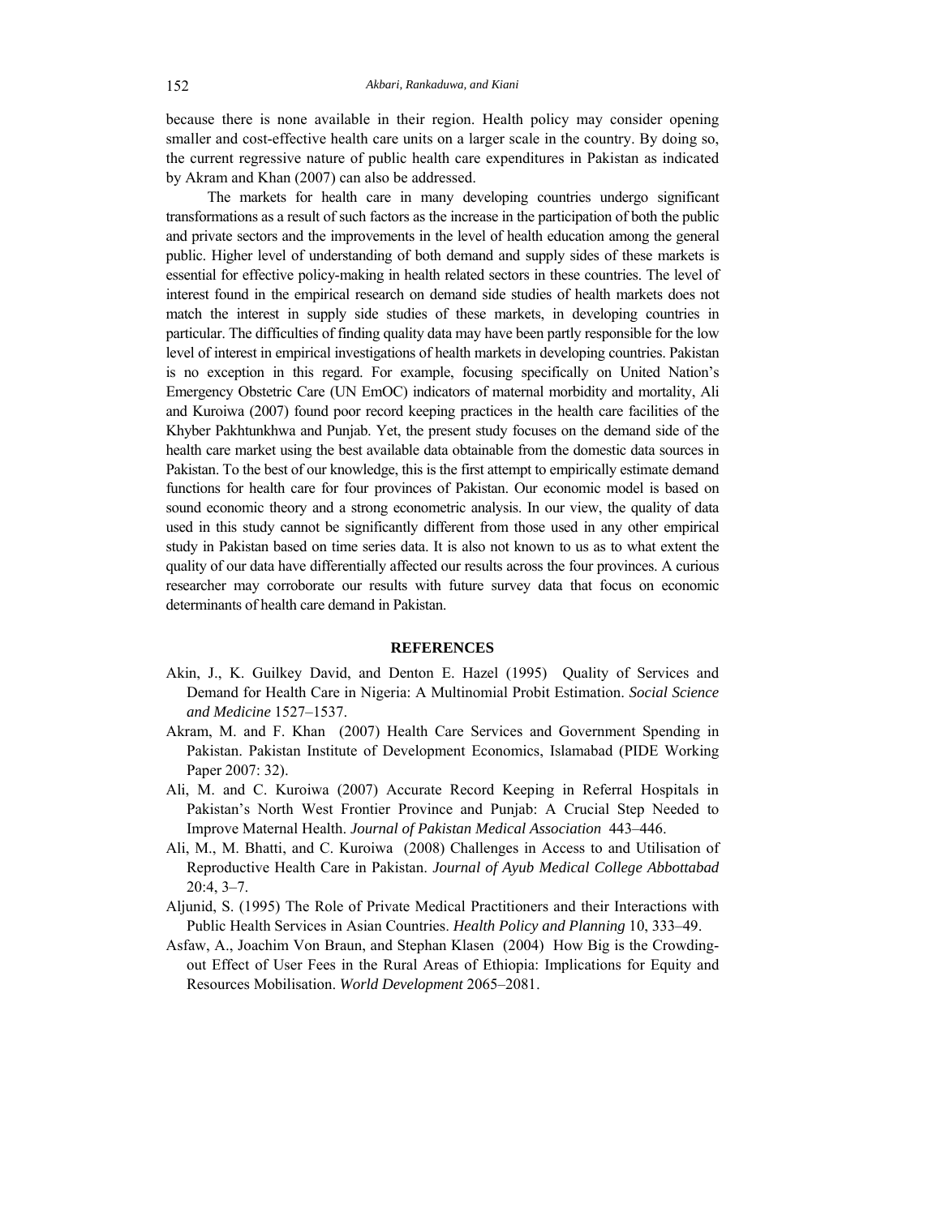because there is none available in their region. Health policy may consider opening smaller and cost-effective health care units on a larger scale in the country. By doing so, the current regressive nature of public health care expenditures in Pakistan as indicated by Akram and Khan (2007) can also be addressed.

The markets for health care in many developing countries undergo significant transformations as a result of such factors as the increase in the participation of both the public and private sectors and the improvements in the level of health education among the general public. Higher level of understanding of both demand and supply sides of these markets is essential for effective policy-making in health related sectors in these countries. The level of interest found in the empirical research on demand side studies of health markets does not match the interest in supply side studies of these markets, in developing countries in particular. The difficulties of finding quality data may have been partly responsible for the low level of interest in empirical investigations of health markets in developing countries. Pakistan is no exception in this regard. For example, focusing specifically on United Nation's Emergency Obstetric Care (UN EmOC) indicators of maternal morbidity and mortality, Ali and Kuroiwa (2007) found poor record keeping practices in the health care facilities of the Khyber Pakhtunkhwa and Punjab. Yet, the present study focuses on the demand side of the health care market using the best available data obtainable from the domestic data sources in Pakistan. To the best of our knowledge, this is the first attempt to empirically estimate demand functions for health care for four provinces of Pakistan. Our economic model is based on sound economic theory and a strong econometric analysis. In our view, the quality of data used in this study cannot be significantly different from those used in any other empirical study in Pakistan based on time series data. It is also not known to us as to what extent the quality of our data have differentially affected our results across the four provinces. A curious researcher may corroborate our results with future survey data that focus on economic determinants of health care demand in Pakistan.

## REFERENCES

Akin, J., K. Guilkey David, and Denton E. Hazel (1995) Quality of Services and Demand for Health Care in Nigeria: A Multinomial Probit Estimation. *Social Science and Medicine* 1527–1537.

Akram, M. and F. Khan (2007) Health Care Services and Government Spending in Pakistan. Pakistan Institute of Development Economics, Islamabad (PIDE Working Paper 2007: 32).

Ali, M. and C. Kuroiwa (2007) Accurate Record Keeping in Referral Hospitals in Pakistan's North West Frontier Province and Punjab: A Crucial Step Needed to Improve Maternal Health. *Journal of Pakistan Medical Association* 443–446.

Ali, M., M. Bhatti, and C. Kuroiwa (2008) Challenges in Access to and Utilisation of Reproductive Health Care in Pakistan. *Journal of Ayub Medical College Abbottabad* 20:4, 3–7.

Aljunid, S. (1995) The Role of Private Medical Practitioners and their Interactions with Public Health Services in Asian Countries. *Health Policy and Planning* 10, 333–49.

Asfaw, A., Joachim Von Braun, and Stephan Klasen (2004) How Big is the Crowding-out Effect of User Fees in the Rural Areas of Ethiopia: Implications for Equity and Resources Mobilisation. *World Development* 2065–2081.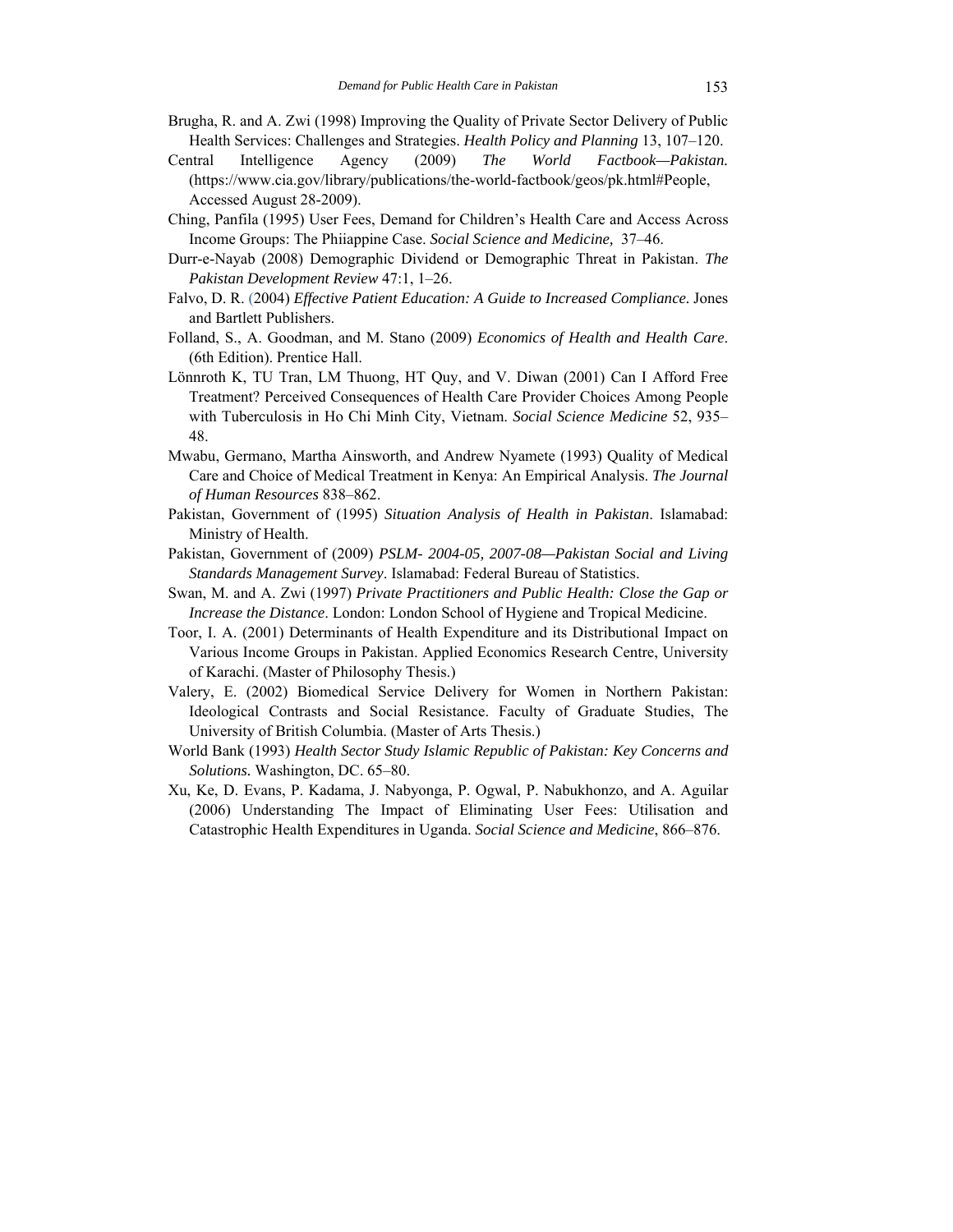Brugha, R. and A. Zwi (1998) Improving the Quality of Private Sector Delivery of Public Health Services: Challenges and Strategies. *Health Policy and Planning* 13, 107–120.

Central Intelligence Agency (2009) *The World Factbook—Pakistan.* (https://www.cia.gov/library/publications/the-world-factbook/geos/pk.html#People, Accessed August 28-2009).

Ching, Panfila (1995) User Fees, Demand for Children's Health Care and Access Across Income Groups: The Phiiappine Case. *Social Science and Medicine,* 37–46.

Durr-e-Nayab (2008) Demographic Dividend or Demographic Threat in Pakistan. *The Pakistan Development Review* 47:1, 1–26.

Falvo, D. R. (2004) *Effective Patient Education: A Guide to Increased Compliance.* Jones and Bartlett Publishers.

Folland, S., A. Goodman, and M. Stano (2009) *Economics of Health and Health Care*. (6th Edition). Prentice Hall.

Lönnroth K, TU Tran, LM Thuong, HT Quy, and V. Diwan (2001) Can I Afford Free Treatment? Perceived Consequences of Health Care Provider Choices Among People with Tuberculosis in Ho Chi Minh City, Vietnam. *Social Science Medicine* 52, 935–48.

Mwabu, Germano, Martha Ainsworth, and Andrew Nyamete (1993) Quality of Medical Care and Choice of Medical Treatment in Kenya: An Empirical Analysis. *The Journal of Human Resources* 838–862.

Pakistan, Government of (1995) *Situation Analysis of Health in Pakistan*. Islamabad: Ministry of Health.

Pakistan, Government of (2009) *PSLM- 2004-05, 2007-08—Pakistan Social and Living Standards Management Survey*. Islamabad: Federal Bureau of Statistics.

Swan, M. and A. Zwi (1997) *Private Practitioners and Public Health: Close the Gap or Increase the Distance*. London: London School of Hygiene and Tropical Medicine.

Toor, I. A. (2001) Determinants of Health Expenditure and its Distributional Impact on Various Income Groups in Pakistan. Applied Economics Research Centre, University of Karachi. (Master of Philosophy Thesis.)

Valery, E. (2002) Biomedical Service Delivery for Women in Northern Pakistan: Ideological Contrasts and Social Resistance. Faculty of Graduate Studies, The University of British Columbia. (Master of Arts Thesis.)

World Bank (1993) *Health Sector Study Islamic Republic of Pakistan: Key Concerns and Solutions.* Washington, DC. 65–80.

Xu, Ke, D. Evans, P. Kadama, J. Nabyonga, P. Ogwal, P. Nabukhonzo, and A. Aguilar (2006) Understanding The Impact of Eliminating User Fees: Utilisation and Catastrophic Health Expenditures in Uganda. *Social Science and Medicine*, 866–876.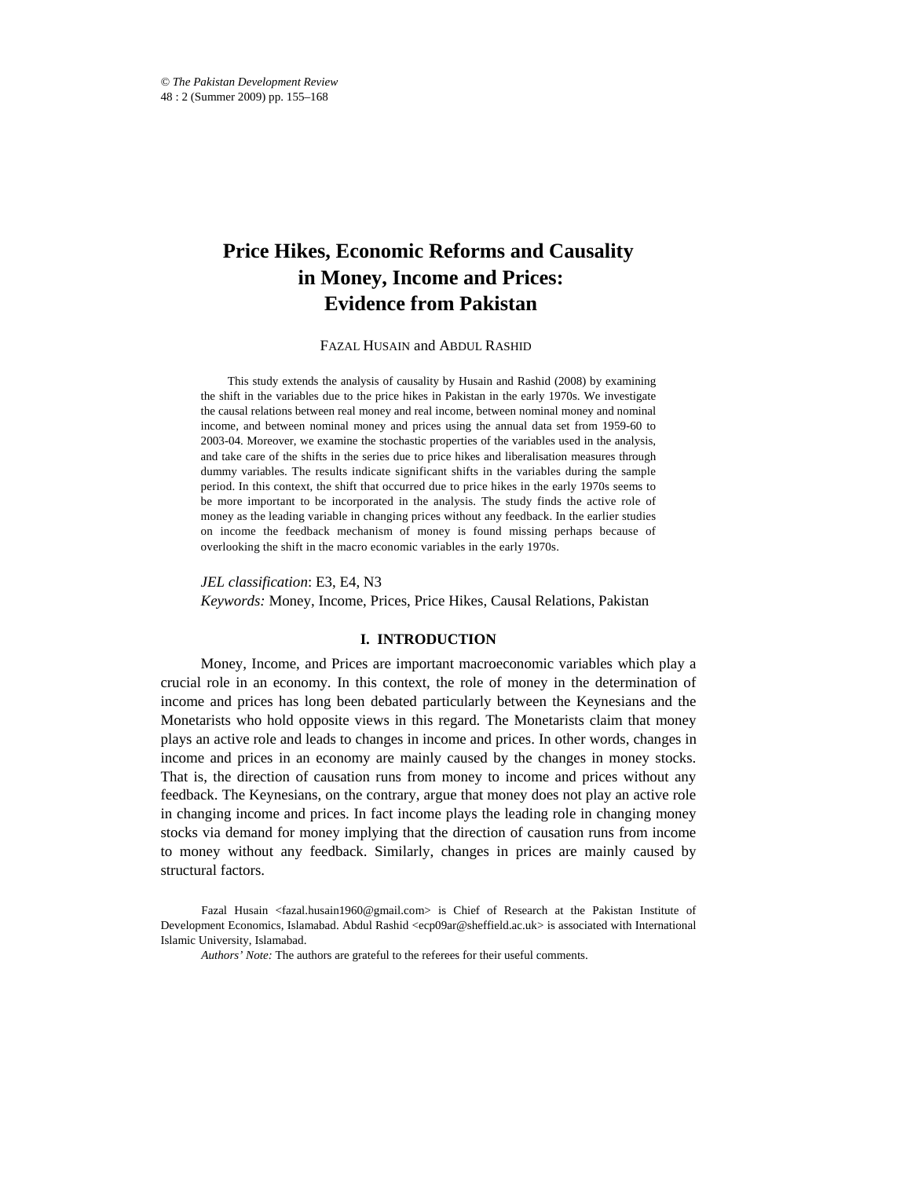# Price Hikes, Economic Reforms and Causality in Money, Income and Prices: Evidence from Pakistan

FAZAL HUSAIN and ABDUL RASHID

This study extends the analysis of causality by Husain and Rashid (2008) by examining the shift in the variables due to the price hikes in Pakistan in the early 1970s. We investigate the causal relations between real money and real income, between nominal money and nominal income, and between nominal money and prices using the annual data set from 1959-60 to 2003-04. Moreover, we examine the stochastic properties of the variables used in the analysis, and take care of the shifts in the series due to price hikes and liberalisation measures through dummy variables. The results indicate significant shifts in the variables during the sample period. In this context, the shift that occurred due to price hikes in the early 1970s seems to be more important to be incorporated in the analysis. The study finds the active role of money as the leading variable in changing prices without any feedback. In the earlier studies on income the feedback mechanism of money is found missing perhaps because of overlooking the shift in the macro economic variables in the early 1970s.

*JEL classification*: E3, E4, N3

*Keywords:* Money, Income, Prices, Price Hikes, Causal Relations, Pakistan

## I. INTRODUCTION

Money, Income, and Prices are important macroeconomic variables which play a crucial role in an economy. In this context, the role of money in the determination of income and prices has long been debated particularly between the Keynesians and the Monetarists who hold opposite views in this regard. The Monetarists claim that money plays an active role and leads to changes in income and prices. In other words, changes in income and prices in an economy are mainly caused by the changes in money stocks. That is, the direction of causation runs from money to income and prices without any feedback. The Keynesians, on the contrary, argue that money does not play an active role in changing income and prices. In fact income plays the leading role in changing money stocks via demand for money implying that the direction of causation runs from income to money without any feedback. Similarly, changes in prices are mainly caused by structural factors.

Fazal Husain <fazal.husain1960@gmail.com> is Chief of Research at the Pakistan Institute of Development Economics, Islamabad. Abdul Rashid <ecp09ar@sheffield.ac.uk> is associated with International Islamic University, Islamabad.

*Authors' Note:* The authors are grateful to the referees for their useful comments.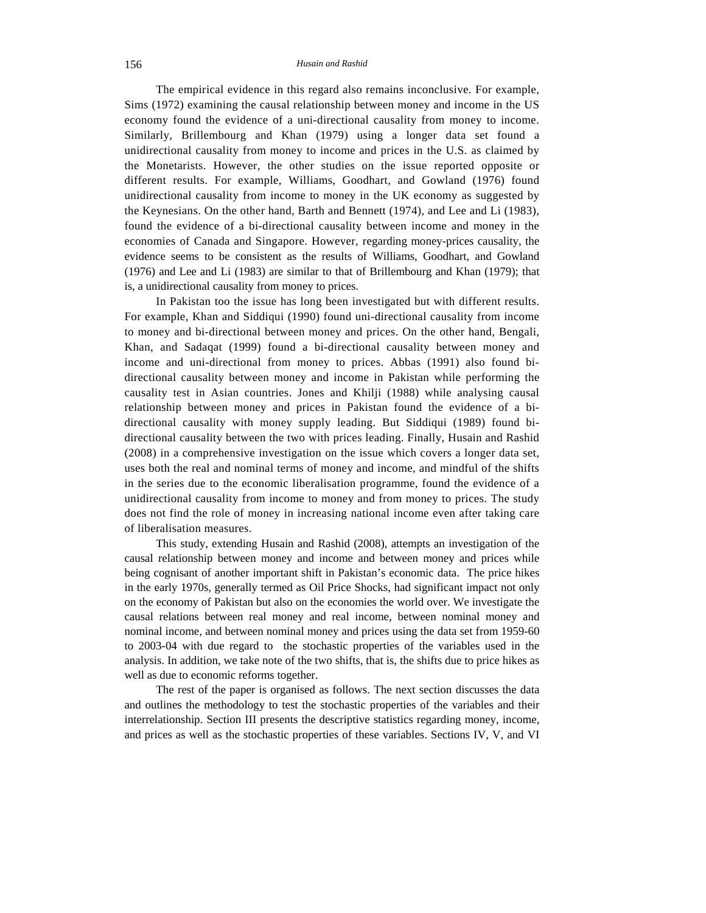The empirical evidence in this regard also remains inconclusive. For example, Sims (1972) examining the causal relationship between money and income in the US economy found the evidence of a uni-directional causality from money to income. Similarly, Brillembourg and Khan (1979) using a longer data set found a unidirectional causality from money to income and prices in the U.S. as claimed by the Monetarists. However, the other studies on the issue reported opposite or different results. For example, Williams, Goodhart, and Gowland (1976) found unidirectional causality from income to money in the UK economy as suggested by the Keynesians. On the other hand, Barth and Bennett (1974), and Lee and Li (1983), found the evidence of a bi-directional causality between income and money in the economies of Canada and Singapore. However, regarding money-prices causality, the evidence seems to be consistent as the results of Williams, Goodhart, and Gowland (1976) and Lee and Li (1983) are similar to that of Brillembourg and Khan (1979); that is, a unidirectional causality from money to prices.

In Pakistan too the issue has long been investigated but with different results. For example, Khan and Siddiqui (1990) found uni-directional causality from income to money and bi-directional between money and prices. On the other hand, Bengali, Khan, and Sadaqat (1999) found a bi-directional causality between money and income and uni-directional from money to prices. Abbas (1991) also found bi-directional causality between money and income in Pakistan while performing the causality test in Asian countries. Jones and Khilji (1988) while analysing causal relationship between money and prices in Pakistan found the evidence of a bi-directional causality with money supply leading. But Siddiqui (1989) found bi-directional causality between the two with prices leading. Finally, Husain and Rashid (2008) in a comprehensive investigation on the issue which covers a longer data set, uses both the real and nominal terms of money and income, and mindful of the shifts in the series due to the economic liberalisation programme, found the evidence of a unidirectional causality from income to money and from money to prices. The study does not find the role of money in increasing national income even after taking care of liberalisation measures.

This study, extending Husain and Rashid (2008), attempts an investigation of the causal relationship between money and income and between money and prices while being cognisant of another important shift in Pakistan's economic data. The price hikes in the early 1970s, generally termed as Oil Price Shocks, had significant impact not only on the economy of Pakistan but also on the economies the world over. We investigate the causal relations between real money and real income, between nominal money and nominal income, and between nominal money and prices using the data set from 1959-60 to 2003-04 with due regard to the stochastic properties of the variables used in the analysis. In addition, we take note of the two shifts, that is, the shifts due to price hikes as well as due to economic reforms together.

The rest of the paper is organised as follows. The next section discusses the data and outlines the methodology to test the stochastic properties of the variables and their interrelationship. Section III presents the descriptive statistics regarding money, income, and prices as well as the stochastic properties of these variables. Sections IV, V, and VI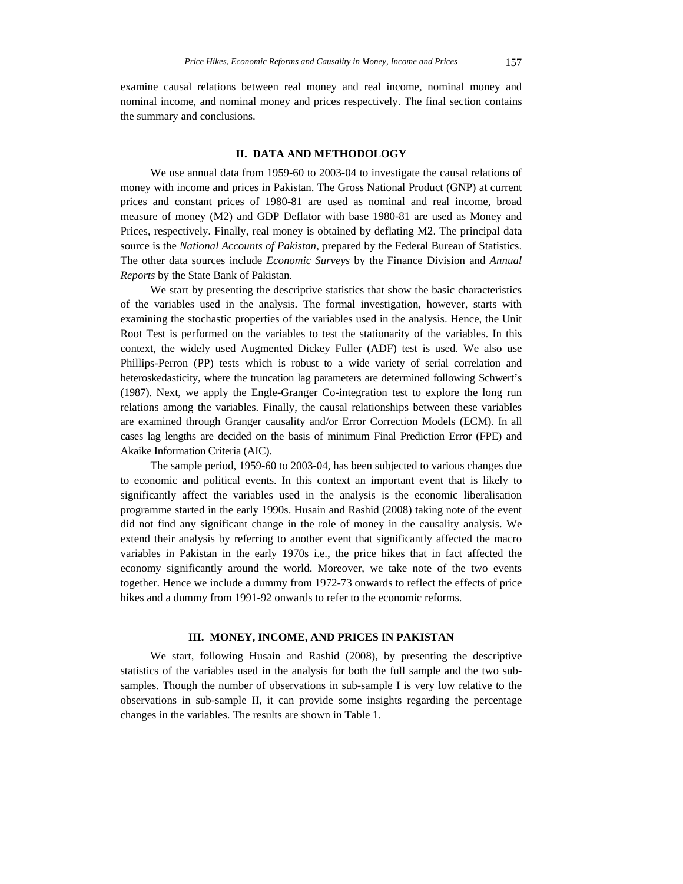examine causal relations between real money and real income, nominal money and nominal income, and nominal money and prices respectively. The final section contains the summary and conclusions.

## II. DATA AND METHODOLOGY

We use annual data from 1959-60 to 2003-04 to investigate the causal relations of money with income and prices in Pakistan. The Gross National Product (GNP) at current prices and constant prices of 1980-81 are used as nominal and real income, broad measure of money (M2) and GDP Deflator with base 1980-81 are used as Money and Prices, respectively. Finally, real money is obtained by deflating M2. The principal data source is the *National Accounts of Pakistan*, prepared by the Federal Bureau of Statistics. The other data sources include *Economic Surveys* by the Finance Division and *Annual Reports* by the State Bank of Pakistan.

We start by presenting the descriptive statistics that show the basic characteristics of the variables used in the analysis. The formal investigation, however, starts with examining the stochastic properties of the variables used in the analysis. Hence, the Unit Root Test is performed on the variables to test the stationarity of the variables. In this context, the widely used Augmented Dickey Fuller (ADF) test is used. We also use Phillips-Perron (PP) tests which is robust to a wide variety of serial correlation and heteroskedasticity, where the truncation lag parameters are determined following Schwert's (1987). Next, we apply the Engle-Granger Co-integration test to explore the long run relations among the variables. Finally, the causal relationships between these variables are examined through Granger causality and/or Error Correction Models (ECM). In all cases lag lengths are decided on the basis of minimum Final Prediction Error (FPE) and Akaike Information Criteria (AIC).

The sample period, 1959-60 to 2003-04, has been subjected to various changes due to economic and political events. In this context an important event that is likely to significantly affect the variables used in the analysis is the economic liberalisation programme started in the early 1990s. Husain and Rashid (2008) taking note of the event did not find any significant change in the role of money in the causality analysis. We extend their analysis by referring to another event that significantly affected the macro variables in Pakistan in the early 1970s i.e., the price hikes that in fact affected the economy significantly around the world. Moreover, we take note of the two events together. Hence we include a dummy from 1972-73 onwards to reflect the effects of price hikes and a dummy from 1991-92 onwards to refer to the economic reforms.

## III. MONEY, INCOME, AND PRICES IN PAKISTAN

We start, following Husain and Rashid (2008), by presenting the descriptive statistics of the variables used in the analysis for both the full sample and the two sub-samples. Though the number of observations in sub-sample I is very low relative to the observations in sub-sample II, it can provide some insights regarding the percentage changes in the variables. The results are shown in Table 1.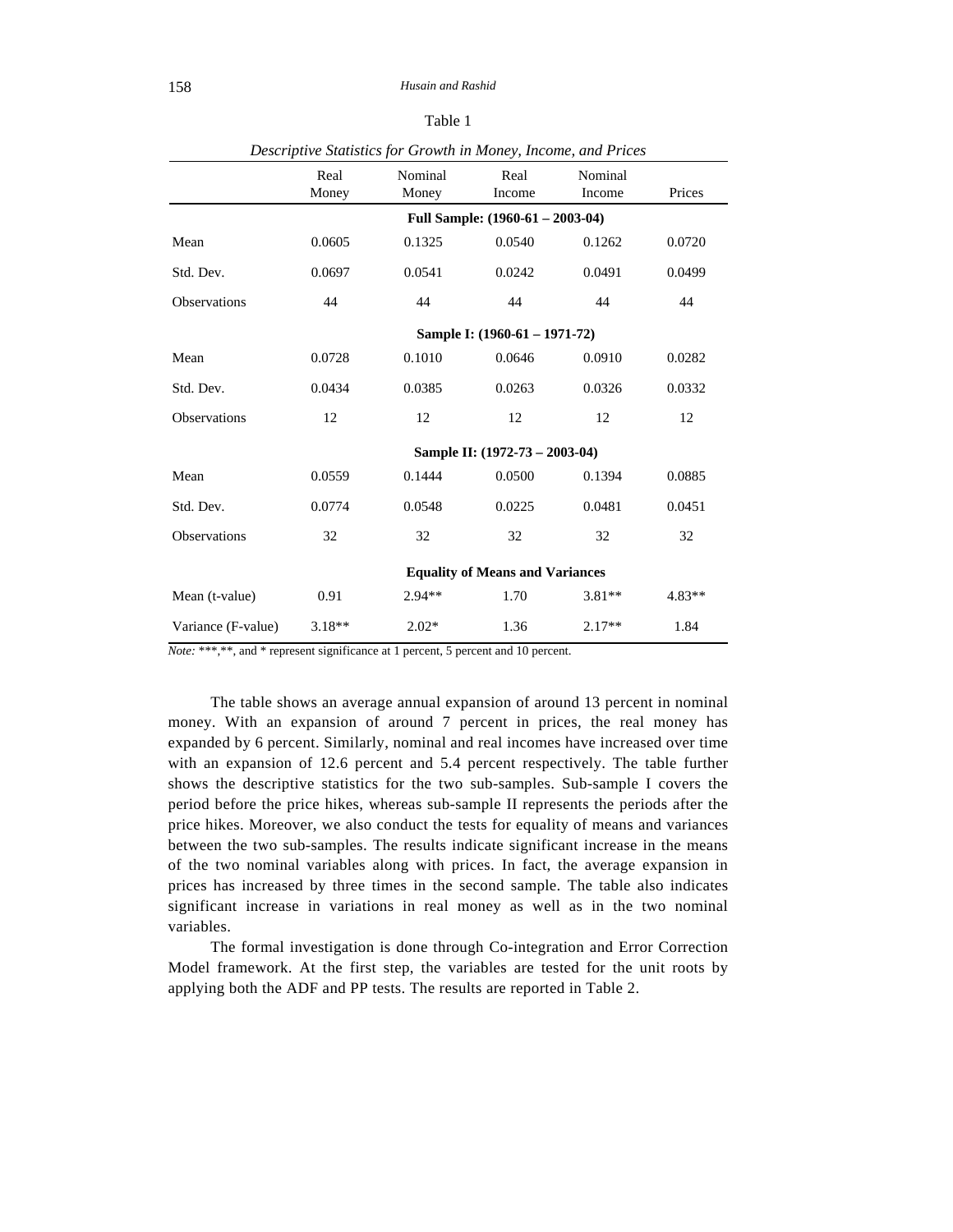Table 1

*Descriptive Statistics for Growth in Money, Income, and Prices*

| | Real Money | Nominal Money | Real Income | Nominal Income | Prices |
|---|---|---|---|---|---|
| | | | **Full Sample: (1960-61 – 2003-04)** | | |
| Mean | 0.0605 | 0.1325 | 0.0540 | 0.1262 | 0.0720 |
| Std. Dev. | 0.0697 | 0.0541 | 0.0242 | 0.0491 | 0.0499 |
| Observations | 44 | 44 | 44 | 44 | 44 |
| | | | **Sample I: (1960-61 – 1971-72)** | | |
| Mean | 0.0728 | 0.1010 | 0.0646 | 0.0910 | 0.0282 |
| Std. Dev. | 0.0434 | 0.0385 | 0.0263 | 0.0326 | 0.0332 |
| Observations | 12 | 12 | 12 | 12 | 12 |
| | | | **Sample II: (1972-73 – 2003-04)** | | |
| Mean | 0.0559 | 0.1444 | 0.0500 | 0.1394 | 0.0885 |
| Std. Dev. | 0.0774 | 0.0548 | 0.0225 | 0.0481 | 0.0451 |
| Observations | 32 | 32 | 32 | 32 | 32 |
| | | | **Equality of Means and Variances** | | |
| Mean (t-value) | 0.91 | 2.94** | 1.70 | 3.81** | 4.83** |
| Variance (F-value) | 3.18** | 2.02* | 1.36 | 2.17** | 1.84 |

*Note:* ***,**, and * represent significance at 1 percent, 5 percent and 10 percent.

The table shows an average annual expansion of around 13 percent in nominal money. With an expansion of around 7 percent in prices, the real money has expanded by 6 percent. Similarly, nominal and real incomes have increased over time with an expansion of 12.6 percent and 5.4 percent respectively. The table further shows the descriptive statistics for the two sub-samples. Sub-sample I covers the period before the price hikes, whereas sub-sample II represents the periods after the price hikes. Moreover, we also conduct the tests for equality of means and variances between the two sub-samples. The results indicate significant increase in the means of the two nominal variables along with prices. In fact, the average expansion in prices has increased by three times in the second sample. The table also indicates significant increase in variations in real money as well as in the two nominal variables.

The formal investigation is done through Co-integration and Error Correction Model framework. At the first step, the variables are tested for the unit roots by applying both the ADF and PP tests. The results are reported in Table 2.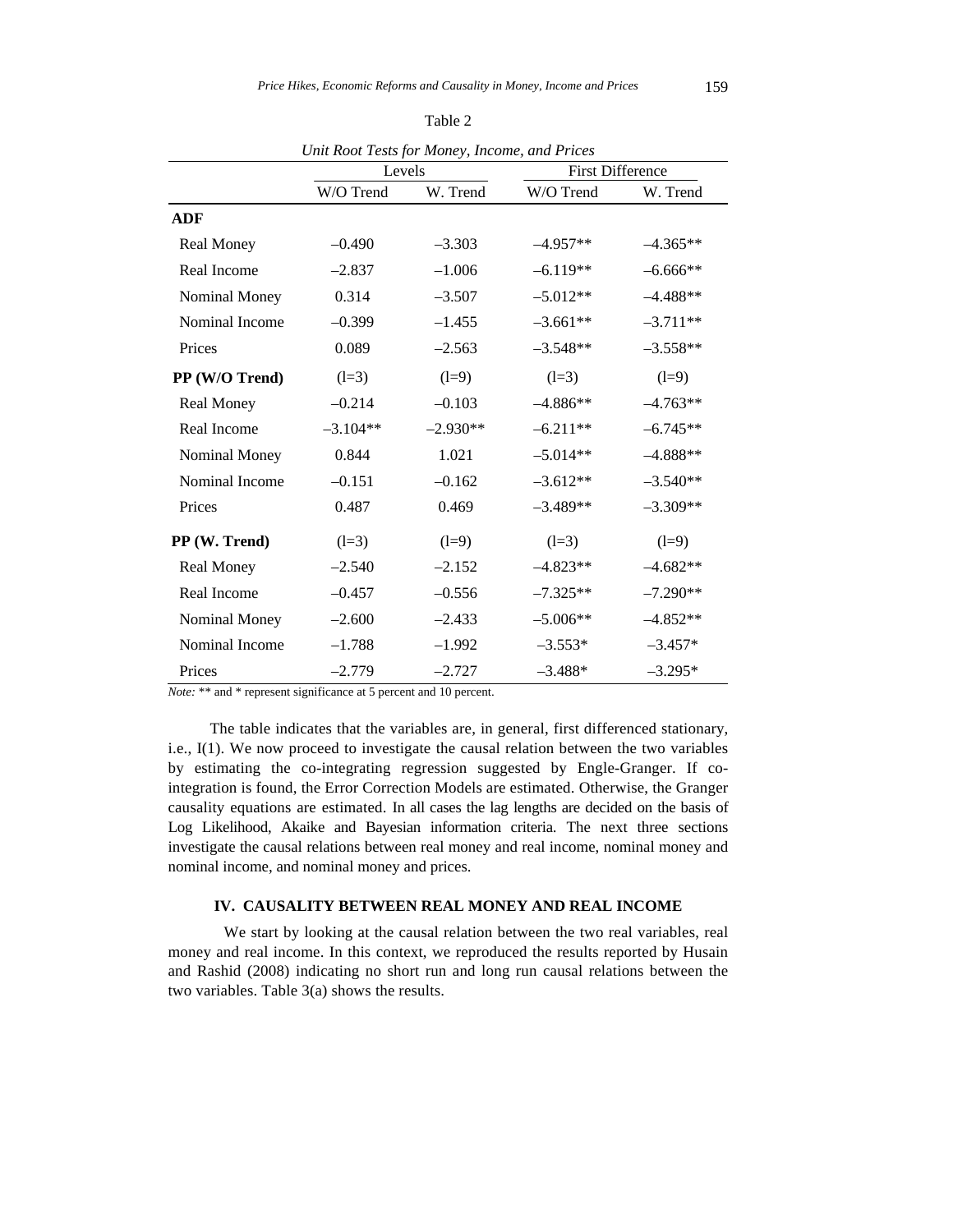Table 2

*Unit Root Tests for Money, Income, and Prices*

| | Levels | | First Difference | |
|---|---|---|---|---|
| | W/O Trend | W. Trend | W/O Trend | W. Trend |
| **ADF** | | | | |
| Real Money | –0.490 | –3.303 | –4.957** | –4.365** |
| Real Income | –2.837 | –1.006 | –6.119** | –6.666** |
| Nominal Money | 0.314 | –3.507 | –5.012** | –4.488** |
| Nominal Income | –0.399 | –1.455 | –3.661** | –3.711** |
| Prices | 0.089 | –2.563 | –3.548** | –3.558** |
| **PP (W/O Trend)** | (l=3) | (l=9) | (l=3) | (l=9) |
| Real Money | –0.214 | –0.103 | –4.886** | –4.763** |
| Real Income | –3.104** | –2.930** | –6.211** | –6.745** |
| Nominal Money | 0.844 | 1.021 | –5.014** | –4.888** |
| Nominal Income | –0.151 | –0.162 | –3.612** | –3.540** |
| Prices | 0.487 | 0.469 | –3.489** | –3.309** |
| **PP (W. Trend)** | (l=3) | (l=9) | (l=3) | (l=9) |
| Real Money | –2.540 | –2.152 | –4.823** | –4.682** |
| Real Income | –0.457 | –0.556 | –7.325** | –7.290** |
| Nominal Money | –2.600 | –2.433 | –5.006** | –4.852** |
| Nominal Income | –1.788 | –1.992 | –3.553* | –3.457* |
| Prices | –2.779 | –2.727 | –3.488* | –3.295* |

*Note:* ** and * represent significance at 5 percent and 10 percent.

The table indicates that the variables are, in general, first differenced stationary, i.e., I(1). We now proceed to investigate the causal relation between the two variables by estimating the co-integrating regression suggested by Engle-Granger. If co-integration is found, the Error Correction Models are estimated. Otherwise, the Granger causality equations are estimated. In all cases the lag lengths are decided on the basis of Log Likelihood, Akaike and Bayesian information criteria. The next three sections investigate the causal relations between real money and real income, nominal money and nominal income, and nominal money and prices.

## IV. CAUSALITY BETWEEN REAL MONEY AND REAL INCOME

We start by looking at the causal relation between the two real variables, real money and real income. In this context, we reproduced the results reported by Husain and Rashid (2008) indicating no short run and long run causal relations between the two variables. Table 3(a) shows the results.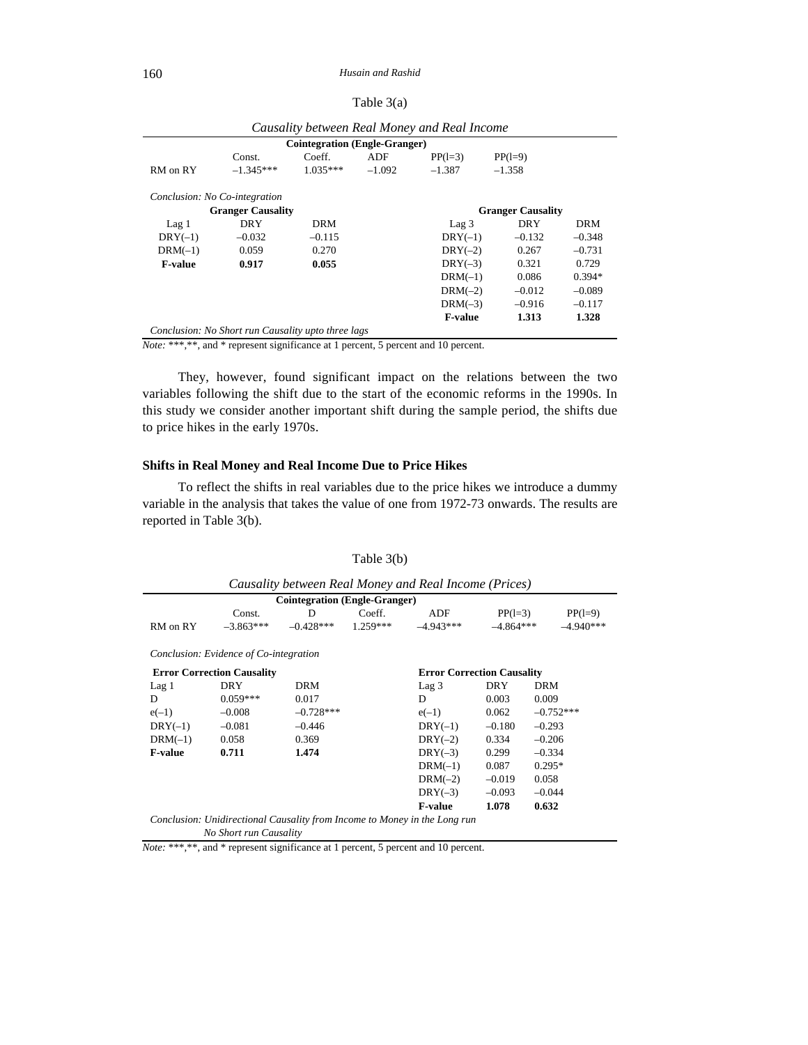Table 3(a)

*Causality between Real Money and Real Income*

| Cointegration (Engle-Granger) | | | | | |
|---|---|---|---|---|---|
| | Const. | Coeff. | ADF | PP(l=3) | PP(l=9) |
| RM on RY | –1.345*** | 1.035*** | –1.092 | –1.387 | –1.358 |

*Conclusion: No Co-integration*

| **Granger Causality** | | | | **Granger Causality** | |
|---|---|---|---|---|---|
| Lag 1 | DRY | DRM | Lag 3 | DRY | DRM |
| DRY(–1) | –0.032 | –0.115 | DRY(–1) | –0.132 | –0.348 |
| DRM(–1) | 0.059 | 0.270 | DRY(–2) | 0.267 | –0.731 |
| **F-value** | **0.917** | **0.055** | DRY(–3) | 0.321 | 0.729 |
| | | | DRM(–1) | 0.086 | 0.394* |
| | | | DRM(–2) | –0.012 | –0.089 |
| | | | DRM(–3) | –0.916 | –0.117 |
| | | | **F-value** | **1.313** | **1.328** |

*Conclusion: No Short run Causality upto three lags*

*Note:* ***,**, and * represent significance at 1 percent, 5 percent and 10 percent.

They, however, found significant impact on the relations between the two variables following the shift due to the start of the economic reforms in the 1990s. In this study we consider another important shift during the sample period, the shifts due to price hikes in the early 1970s.

### Shifts in Real Money and Real Income Due to Price Hikes

To reflect the shifts in real variables due to the price hikes we introduce a dummy variable in the analysis that takes the value of one from 1972-73 onwards. The results are reported in Table 3(b).

Table 3(b)

*Causality between Real Money and Real Income (Prices)*

| Cointegration (Engle-Granger) | | | | | | |
|---|---|---|---|---|---|---|
| | Const. | D | Coeff. | ADF | PP(l=3) | PP(l=9) |
| RM on RY | –3.863*** | –0.428*** | 1.259*** | –4.943*** | –4.864*** | –4.940*** |

*Conclusion: Evidence of Co-integration*

| **Error Correction Causality** | | | **Error Correction Causality** | | |
|---|---|---|---|---|---|
| Lag 1 | DRY | DRM | Lag 3 | DRY | DRM |
| D | 0.059*** | 0.017 | D | 0.003 | 0.009 |
| e(–1) | –0.008 | –0.728*** | e(–1) | 0.062 | –0.752*** |
| DRY(–1) | –0.081 | –0.446 | DRY(–1) | –0.180 | –0.293 |
| DRM(–1) | 0.058 | 0.369 | DRY(–2) | 0.334 | –0.206 |
| **F-value** | **0.711** | **1.474** | DRY(–3) | 0.299 | –0.334 |
| | | | DRM(–1) | 0.087 | 0.295* |
| | | | DRM(–2) | –0.019 | 0.058 |
| | | | DRY(–3) | –0.093 | –0.044 |
| | | | **F-value** | **1.078** | **0.632** |

*Conclusion: Unidirectional Causality from Income to Money in the Long run*
*No Short run Causality*

*Note:* ***,**, and * represent significance at 1 percent, 5 percent and 10 percent.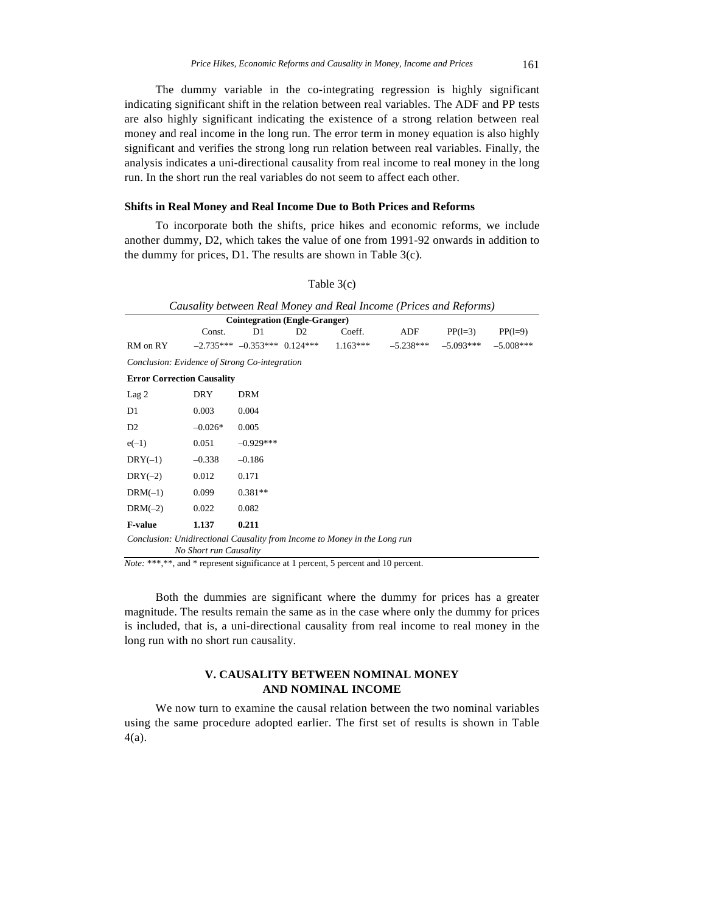The dummy variable in the co-integrating regression is highly significant indicating significant shift in the relation between real variables. The ADF and PP tests are also highly significant indicating the existence of a strong relation between real money and real income in the long run. The error term in money equation is also highly significant and verifies the strong long run relation between real variables. Finally, the analysis indicates a uni-directional causality from real income to real money in the long run. In the short run the real variables do not seem to affect each other.

### Shifts in Real Money and Real Income Due to Both Prices and Reforms

To incorporate both the shifts, price hikes and economic reforms, we include another dummy, D2, which takes the value of one from 1991-92 onwards in addition to the dummy for prices, D1. The results are shown in Table 3(c).

Table 3(c)

*Causality between Real Money and Real Income (Prices and Reforms)*

| | Cointegration (Engle-Granger) | | | | | | |
|---|---|---|---|---|---|---|---|
| | Const. | D1 | D2 | Coeff. | ADF | PP(l=3) | PP(l=9) |
| RM on RY | –2.735*** | –0.353*** | 0.124*** | 1.163*** | –5.238*** | –5.093*** | –5.008*** |

*Conclusion: Evidence of Strong Co-integration*

| Error Correction Causality | | |
|---|---|---|
| Lag 2 | DRY | DRM |
| D1 | 0.003 | 0.004 |
| D2 | –0.026* | 0.005 |
| e(–1) | 0.051 | –0.929*** |
| DRY(–1) | –0.338 | –0.186 |
| DRY(–2) | 0.012 | 0.171 |
| DRM(–1) | 0.099 | 0.381** |
| DRM(–2) | 0.022 | 0.082 |
| **F-value** | **1.137** | **0.211** |

*Conclusion: Unidirectional Causality from Income to Money in the Long run*
*No Short run Causality*

*Note:* ***,**, and * represent significance at 1 percent, 5 percent and 10 percent.

Both the dummies are significant where the dummy for prices has a greater magnitude. The results remain the same as in the case where only the dummy for prices is included, that is, a uni-directional causality from real income to real money in the long run with no short run causality.

## V. CAUSALITY BETWEEN NOMINAL MONEY AND NOMINAL INCOME

We now turn to examine the causal relation between the two nominal variables using the same procedure adopted earlier. The first set of results is shown in Table 4(a).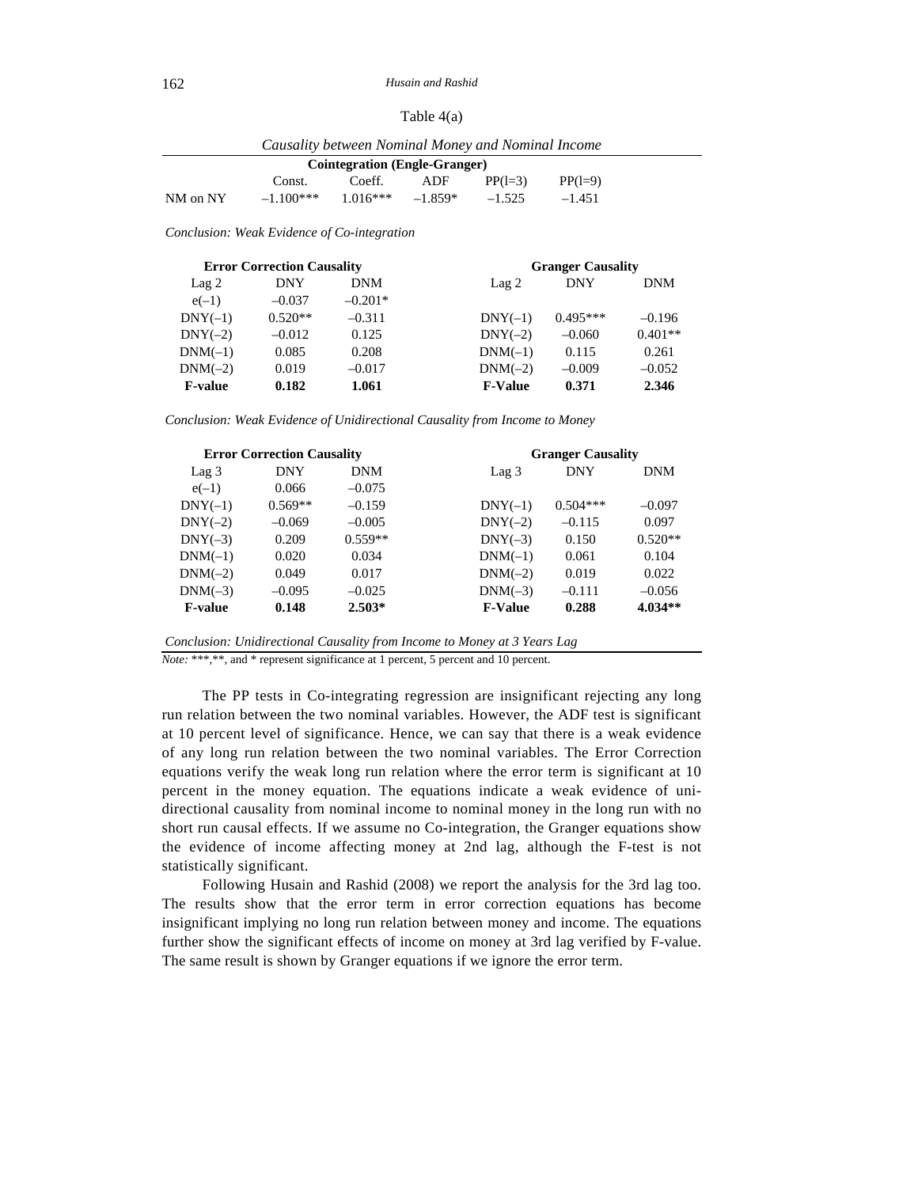Table 4(a)

*Causality between Nominal Money and Nominal Income*

| | Cointegration (Engle-Granger) | | | | |
|---|---|---|---|---|---|
| | Const. | Coeff. | ADF | PP(l=3) | PP(l=9) |
| NM on NY | –1.100*** | 1.016*** | –1.859* | –1.525 | –1.451 |

*Conclusion: Weak Evidence of Co-integration*

| Error Correction Causality | | | | Granger Causality | | |
|---|---|---|---|---|---|---|
| Lag 2 | DNY | DNM | | Lag 2 | DNY | DNM |
| e(–1) | –0.037 | –0.201* | | | | |
| DNY(–1) | 0.520** | –0.311 | | DNY(–1) | 0.495*** | –0.196 |
| DNY(–2) | –0.012 | 0.125 | | DNY(–2) | –0.060 | 0.401** |
| DNM(–1) | 0.085 | 0.208 | | DNM(–1) | 0.115 | 0.261 |
| DNM(–2) | 0.019 | –0.017 | | DNM(–2) | –0.009 | –0.052 |
| **F-value** | **0.182** | **1.061** | | **F-Value** | **0.371** | **2.346** |

*Conclusion: Weak Evidence of Unidirectional Causality from Income to Money*

| Error Correction Causality | | | | Granger Causality | | |
|---|---|---|---|---|---|---|
| Lag 3 | DNY | DNM | | Lag 3 | DNY | DNM |
| e(–1) | 0.066 | –0.075 | | | | |
| DNY(–1) | 0.569** | –0.159 | | DNY(–1) | 0.504*** | –0.097 |
| DNY(–2) | –0.069 | –0.005 | | DNY(–2) | –0.115 | 0.097 |
| DNY(–3) | 0.209 | 0.559** | | DNY(–3) | 0.150 | 0.520** |
| DNM(–1) | 0.020 | 0.034 | | DNM(–1) | 0.061 | 0.104 |
| DNM(–2) | 0.049 | 0.017 | | DNM(–2) | 0.019 | 0.022 |
| DNM(–3) | –0.095 | –0.025 | | DNM(–3) | –0.111 | –0.056 |
| **F-value** | **0.148** | **2.503*** | | **F-Value** | **0.288** | **4.034**** |

*Conclusion: Unidirectional Causality from Income to Money at 3 Years Lag*

*Note:* ***,**, and * represent significance at 1 percent, 5 percent and 10 percent.

The PP tests in Co-integrating regression are insignificant rejecting any long run relation between the two nominal variables. However, the ADF test is significant at 10 percent level of significance. Hence, we can say that there is a weak evidence of any long run relation between the two nominal variables. The Error Correction equations verify the weak long run relation where the error term is significant at 10 percent in the money equation. The equations indicate a weak evidence of uni-directional causality from nominal income to nominal money in the long run with no short run causal effects. If we assume no Co-integration, the Granger equations show the evidence of income affecting money at 2nd lag, although the F-test is not statistically significant.

Following Husain and Rashid (2008) we report the analysis for the 3rd lag too. The results show that the error term in error correction equations has become insignificant implying no long run relation between money and income. The equations further show the significant effects of income on money at 3rd lag verified by F-value. The same result is shown by Granger equations if we ignore the error term.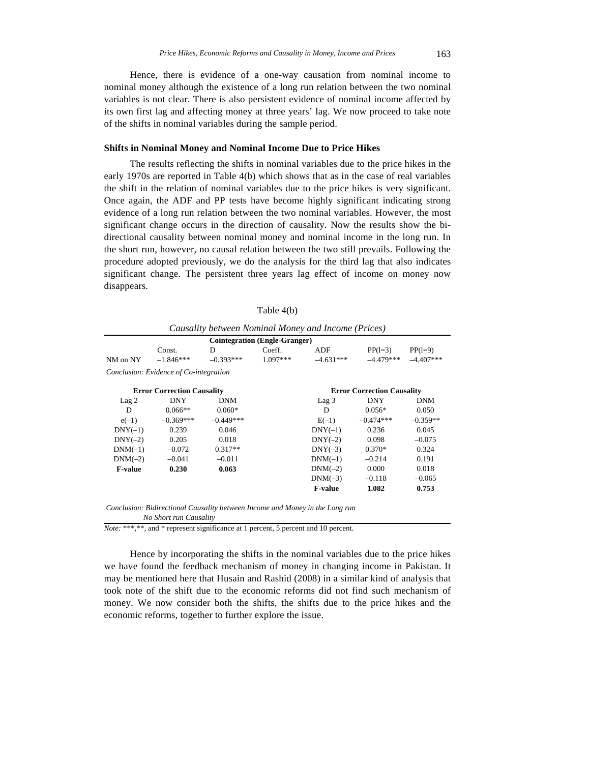Hence, there is evidence of a one-way causation from nominal income to nominal money although the existence of a long run relation between the two nominal variables is not clear. There is also persistent evidence of nominal income affected by its own first lag and affecting money at three years' lag. We now proceed to take note of the shifts in nominal variables during the sample period.

### Shifts in Nominal Money and Nominal Income Due to Price Hikes

The results reflecting the shifts in nominal variables due to the price hikes in the early 1970s are reported in Table 4(b) which shows that as in the case of real variables the shift in the relation of nominal variables due to the price hikes is very significant. Once again, the ADF and PP tests have become highly significant indicating strong evidence of a long run relation between the two nominal variables. However, the most significant change occurs in the direction of causality. Now the results show the bi-directional causality between nominal money and nominal income in the long run. In the short run, however, no causal relation between the two still prevails. Following the procedure adopted previously, we do the analysis for the third lag that also indicates significant change. The persistent three years lag effect of income on money now disappears.

Table 4(b)

*Causality between Nominal Money and Income (Prices)*

| **Cointegration (Engle-Granger)** | | | | | | |
|---|---|---|---|---|---|---|
| | Const. | D | Coeff. | ADF | PP(l=3) | PP(l=9) |
| NM on NY | –1.846*** | –0.393*** | 1.097*** | –4.631*** | –4.479*** | –4.407*** |

*Conclusion: Evidence of Co-integration*

| **Error Correction Causality** | | | | **Error Correction Causality** | | |
|---|---|---|---|---|---|---|
| Lag 2 | DNY | DNM | | Lag 3 | DNY | DNM |
| D | 0.066** | 0.060* | | D | 0.056* | 0.050 |
| e(–1) | –0.369*** | –0.449*** | | E(–1) | –0.474*** | –0.359** |
| DNY(–1) | 0.239 | 0.046 | | DNY(–1) | 0.236 | 0.045 |
| DNY(–2) | 0.205 | 0.018 | | DNY(–2) | 0.098 | –0.075 |
| DNM(–1) | –0.072 | 0.317** | | DNY(–3) | 0.370* | 0.324 |
| DNM(–2) | –0.041 | –0.011 | | DNM(–1) | –0.214 | 0.191 |
| **F-value** | **0.230** | **0.063** | | DNM(–2) | 0.000 | 0.018 |
| | | | | DNM(–3) | –0.118 | –0.065 |
| | | | | **F-value** | **1.082** | **0.753** |

*Conclusion: Bidirectional Causality between Income and Money in the Long run*
*No Short run Causality*

*Note:* ***,**, and * represent significance at 1 percent, 5 percent and 10 percent.

Hence by incorporating the shifts in the nominal variables due to the price hikes we have found the feedback mechanism of money in changing income in Pakistan. It may be mentioned here that Husain and Rashid (2008) in a similar kind of analysis that took note of the shift due to the economic reforms did not find such mechanism of money. We now consider both the shifts, the shifts due to the price hikes and the economic reforms, together to further explore the issue.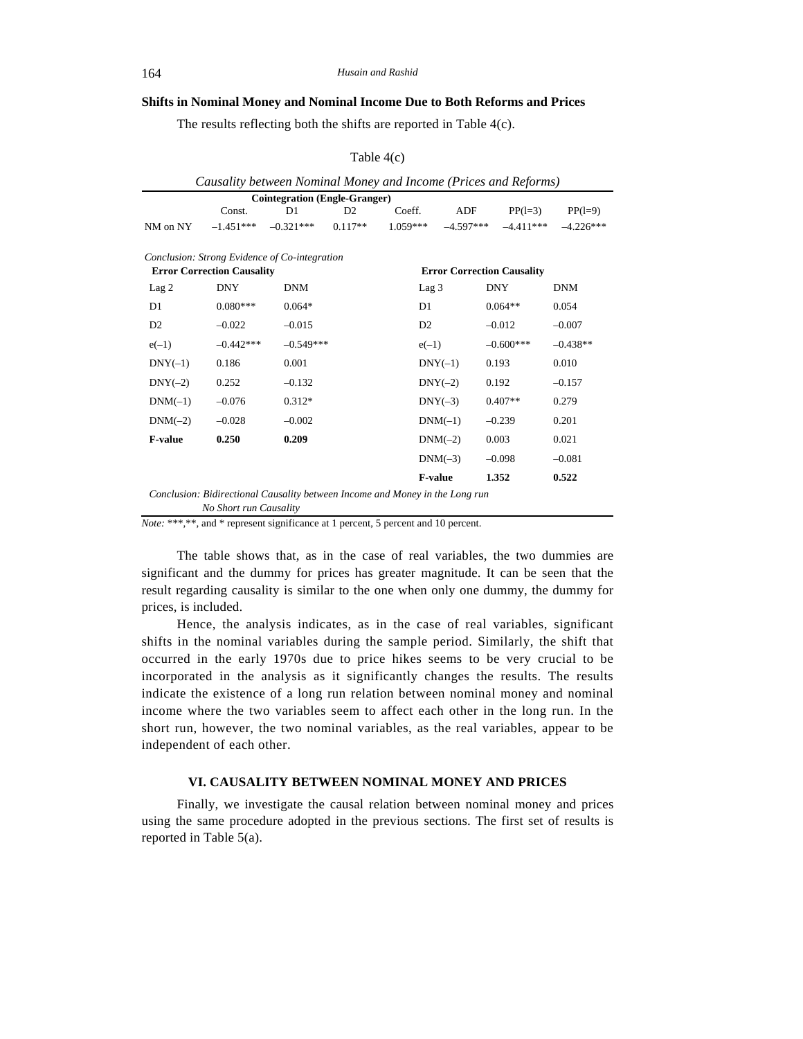### Shifts in Nominal Money and Nominal Income Due to Both Reforms and Prices

The results reflecting both the shifts are reported in Table 4(c).

Table 4(c)

*Causality between Nominal Money and Income (Prices and Reforms)*

| | Cointegration (Engle-Granger) | | | | | | |
|---|---|---|---|---|---|---|---|
| | Const. | D1 | D2 | Coeff. | ADF | PP(l=3) | PP(l=9) |
| NM on NY | –1.451*** | –0.321*** | 0.117** | 1.059*** | –4.597*** | –4.411*** | –4.226*** |

*Conclusion: Strong Evidence of Co-integration*

| Error Correction Causality | | | | Error Correction Causality | | |
|---|---|---|---|---|---|---|
| Lag 2 | DNY | DNM | | Lag 3 | DNY | DNM |
| D1 | 0.080*** | 0.064* | | D1 | 0.064** | 0.054 |
| D2 | –0.022 | –0.015 | | D2 | –0.012 | –0.007 |
| e(–1) | –0.442*** | –0.549*** | | e(–1) | –0.600*** | –0.438** |
| DNY(–1) | 0.186 | 0.001 | | DNY(–1) | 0.193 | 0.010 |
| DNY(–2) | 0.252 | –0.132 | | DNY(–2) | 0.192 | –0.157 |
| DNM(–1) | –0.076 | 0.312* | | DNY(–3) | 0.407** | 0.279 |
| DNM(–2) | –0.028 | –0.002 | | DNM(–1) | –0.239 | 0.201 |
| **F-value** | **0.250** | **0.209** | | DNM(–2) | 0.003 | 0.021 |
| | | | | DNM(–3) | –0.098 | –0.081 |
| | | | | **F-value** | **1.352** | **0.522** |

*Conclusion: Bidirectional Causality between Income and Money in the Long run*
*No Short run Causality*

*Note:* ***,**, and * represent significance at 1 percent, 5 percent and 10 percent.

The table shows that, as in the case of real variables, the two dummies are significant and the dummy for prices has greater magnitude. It can be seen that the result regarding causality is similar to the one when only one dummy, the dummy for prices, is included.

Hence, the analysis indicates, as in the case of real variables, significant shifts in the nominal variables during the sample period. Similarly, the shift that occurred in the early 1970s due to price hikes seems to be very crucial to be incorporated in the analysis as it significantly changes the results. The results indicate the existence of a long run relation between nominal money and nominal income where the two variables seem to affect each other in the long run. In the short run, however, the two nominal variables, as the real variables, appear to be independent of each other.

## VI. CAUSALITY BETWEEN NOMINAL MONEY AND PRICES

Finally, we investigate the causal relation between nominal money and prices using the same procedure adopted in the previous sections. The first set of results is reported in Table 5(a).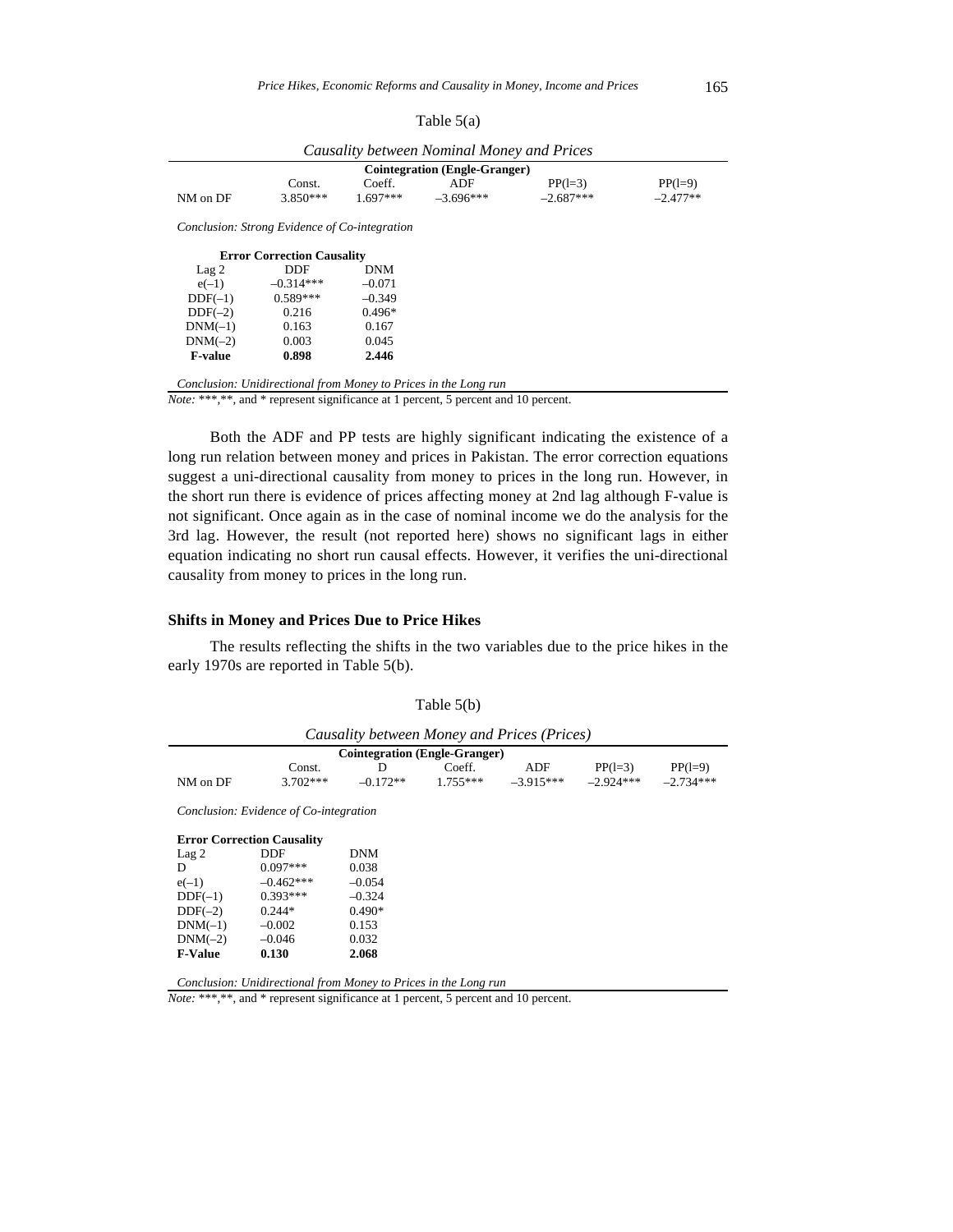Table 5(a)

*Causality between Nominal Money and Prices*

| | Cointegration (Engle-Granger) | | | | |
|---|---|---|---|---|---|
| | Const. | Coeff. | ADF | PP(l=3) | PP(l=9) |
| NM on DF | 3.850*** | 1.697*** | –3.696*** | –2.687*** | –2.477** |

*Conclusion: Strong Evidence of Co-integration*

| Error Correction Causality | | |
|---|---|---|
| Lag 2 | DDF | DNM |
| e(–1) | –0.314*** | –0.071 |
| DDF(–1) | 0.589*** | –0.349 |
| DDF(–2) | 0.216 | 0.496* |
| DNM(–1) | 0.163 | 0.167 |
| DNM(–2) | 0.003 | 0.045 |
| **F-value** | **0.898** | **2.446** |

*Conclusion: Unidirectional from Money to Prices in the Long run*

*Note:* ***,**, and * represent significance at 1 percent, 5 percent and 10 percent.

Both the ADF and PP tests are highly significant indicating the existence of a long run relation between money and prices in Pakistan. The error correction equations suggest a uni-directional causality from money to prices in the long run. However, in the short run there is evidence of prices affecting money at 2nd lag although F-value is not significant. Once again as in the case of nominal income we do the analysis for the 3rd lag. However, the result (not reported here) shows no significant lags in either equation indicating no short run causal effects. However, it verifies the uni-directional causality from money to prices in the long run.

### Shifts in Money and Prices Due to Price Hikes

The results reflecting the shifts in the two variables due to the price hikes in the early 1970s are reported in Table 5(b).

Table 5(b)

*Causality between Money and Prices (Prices)*

| | Cointegration (Engle-Granger) | | | | | |
|---|---|---|---|---|---|---|
| | Const. | D | Coeff. | ADF | PP(l=3) | PP(l=9) |
| NM on DF | 3.702*** | –0.172** | 1.755*** | –3.915*** | –2.924*** | –2.734*** |

*Conclusion: Evidence of Co-integration*

| Error Correction Causality | | |
|---|---|---|
| Lag 2 | DDF | DNM |
| D | 0.097*** | 0.038 |
| e(–1) | –0.462*** | –0.054 |
| DDF(–1) | 0.393*** | –0.324 |
| DDF(–2) | 0.244* | 0.490* |
| DNM(–1) | –0.002 | 0.153 |
| DNM(–2) | –0.046 | 0.032 |
| **F-Value** | **0.130** | **2.068** |

*Conclusion: Unidirectional from Money to Prices in the Long run*

*Note:* ***,**, and * represent significance at 1 percent, 5 percent and 10 percent.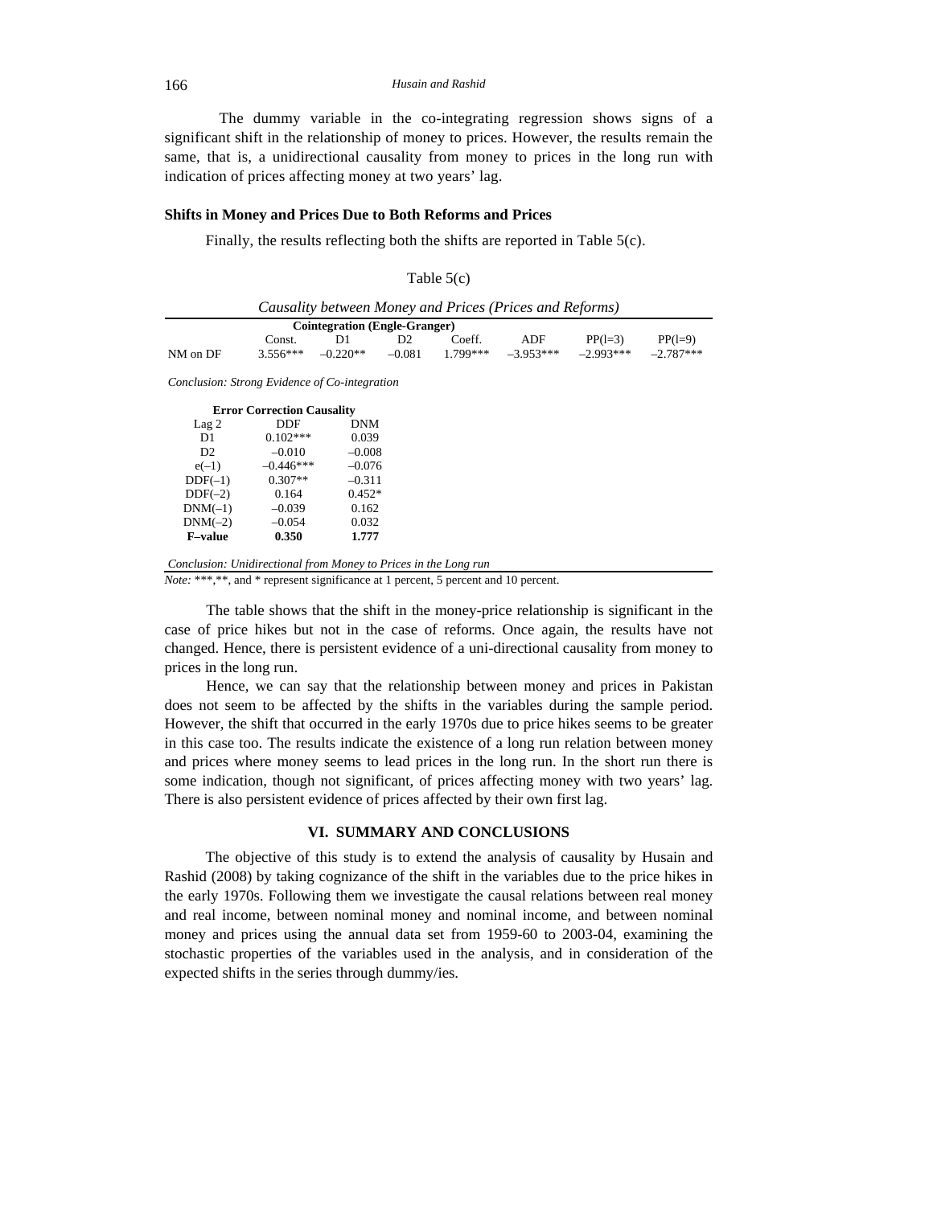The dummy variable in the co-integrating regression shows signs of a significant shift in the relationship of money to prices. However, the results remain the same, that is, a unidirectional causality from money to prices in the long run with indication of prices affecting money at two years' lag.

### Shifts in Money and Prices Due to Both Reforms and Prices

Finally, the results reflecting both the shifts are reported in Table 5(c).

Table 5(c)

*Causality between Money and Prices (Prices and Reforms)*

| **Cointegration (Engle-Granger)** | | | | | | | |
|---|---|---|---|---|---|---|---|
| | Const. | D1 | D2 | Coeff. | ADF | PP(l=3) | PP(l=9) |
| NM on DF | 3.556*** | –0.220** | –0.081 | 1.799*** | –3.953*** | –2.993*** | –2.787*** |

*Conclusion: Strong Evidence of Co-integration*

| **Error Correction Causality** | | |
|---|---|---|
| Lag 2 | DDF | DNM |
| D1 | 0.102*** | 0.039 |
| D2 | –0.010 | –0.008 |
| e(–1) | –0.446*** | –0.076 |
| DDF(–1) | 0.307** | –0.311 |
| DDF(–2) | 0.164 | 0.452* |
| DNM(–1) | –0.039 | 0.162 |
| DNM(–2) | –0.054 | 0.032 |
| **F–value** | **0.350** | **1.777** |

*Conclusion: Unidirectional from Money to Prices in the Long run*

*Note:* ***,**, and * represent significance at 1 percent, 5 percent and 10 percent.

The table shows that the shift in the money-price relationship is significant in the case of price hikes but not in the case of reforms. Once again, the results have not changed. Hence, there is persistent evidence of a uni-directional causality from money to prices in the long run.

Hence, we can say that the relationship between money and prices in Pakistan does not seem to be affected by the shifts in the variables during the sample period. However, the shift that occurred in the early 1970s due to price hikes seems to be greater in this case too. The results indicate the existence of a long run relation between money and prices where money seems to lead prices in the long run. In the short run there is some indication, though not significant, of prices affecting money with two years' lag. There is also persistent evidence of prices affected by their own first lag.

## VI. SUMMARY AND CONCLUSIONS

The objective of this study is to extend the analysis of causality by Husain and Rashid (2008) by taking cognizance of the shift in the variables due to the price hikes in the early 1970s. Following them we investigate the causal relations between real money and real income, between nominal money and nominal income, and between nominal money and prices using the annual data set from 1959-60 to 2003-04, examining the stochastic properties of the variables used in the analysis, and in consideration of the expected shifts in the series through dummy/ies.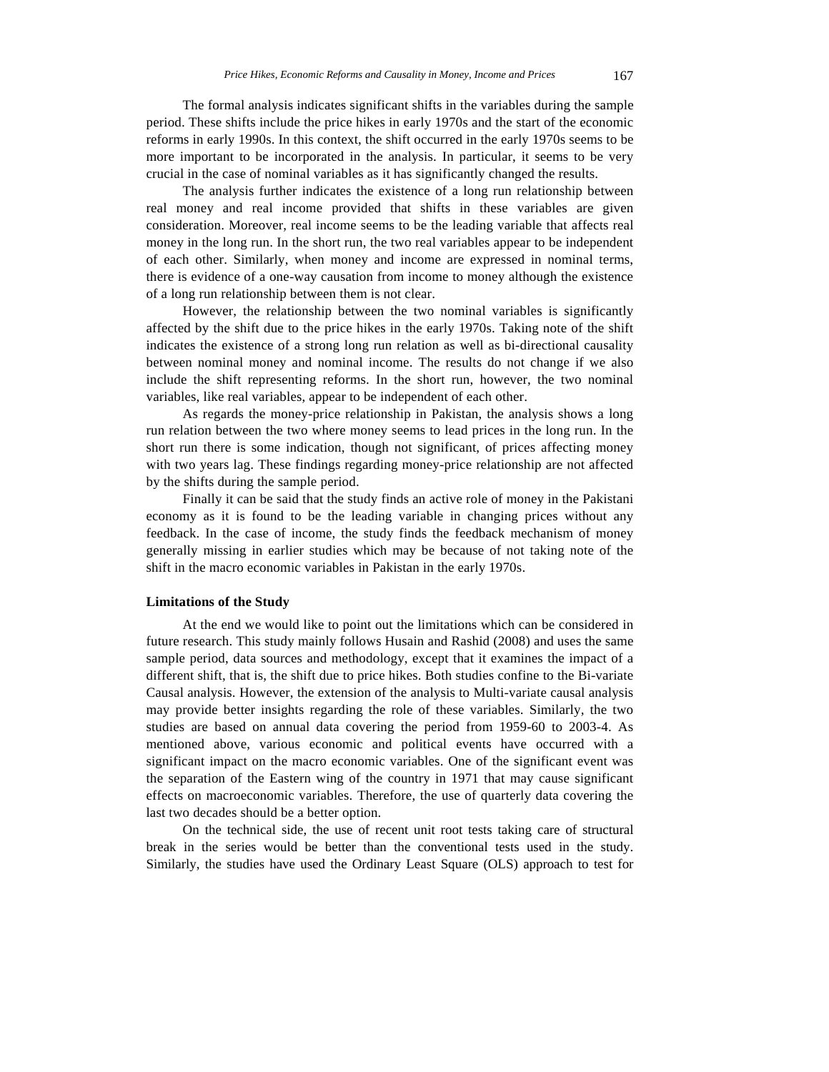The formal analysis indicates significant shifts in the variables during the sample period. These shifts include the price hikes in early 1970s and the start of the economic reforms in early 1990s. In this context, the shift occurred in the early 1970s seems to be more important to be incorporated in the analysis. In particular, it seems to be very crucial in the case of nominal variables as it has significantly changed the results.

The analysis further indicates the existence of a long run relationship between real money and real income provided that shifts in these variables are given consideration. Moreover, real income seems to be the leading variable that affects real money in the long run. In the short run, the two real variables appear to be independent of each other. Similarly, when money and income are expressed in nominal terms, there is evidence of a one-way causation from income to money although the existence of a long run relationship between them is not clear.

However, the relationship between the two nominal variables is significantly affected by the shift due to the price hikes in the early 1970s. Taking note of the shift indicates the existence of a strong long run relation as well as bi-directional causality between nominal money and nominal income. The results do not change if we also include the shift representing reforms. In the short run, however, the two nominal variables, like real variables, appear to be independent of each other.

As regards the money-price relationship in Pakistan, the analysis shows a long run relation between the two where money seems to lead prices in the long run. In the short run there is some indication, though not significant, of prices affecting money with two years lag. These findings regarding money-price relationship are not affected by the shifts during the sample period.

Finally it can be said that the study finds an active role of money in the Pakistani economy as it is found to be the leading variable in changing prices without any feedback. In the case of income, the study finds the feedback mechanism of money generally missing in earlier studies which may be because of not taking note of the shift in the macro economic variables in Pakistan in the early 1970s.

**Limitations of the Study**

At the end we would like to point out the limitations which can be considered in future research. This study mainly follows Husain and Rashid (2008) and uses the same sample period, data sources and methodology, except that it examines the impact of a different shift, that is, the shift due to price hikes. Both studies confine to the Bi-variate Causal analysis. However, the extension of the analysis to Multi-variate causal analysis may provide better insights regarding the role of these variables. Similarly, the two studies are based on annual data covering the period from 1959-60 to 2003-4. As mentioned above, various economic and political events have occurred with a significant impact on the macro economic variables. One of the significant event was the separation of the Eastern wing of the country in 1971 that may cause significant effects on macroeconomic variables. Therefore, the use of quarterly data covering the last two decades should be a better option.

On the technical side, the use of recent unit root tests taking care of structural break in the series would be better than the conventional tests used in the study. Similarly, the studies have used the Ordinary Least Square (OLS) approach to test for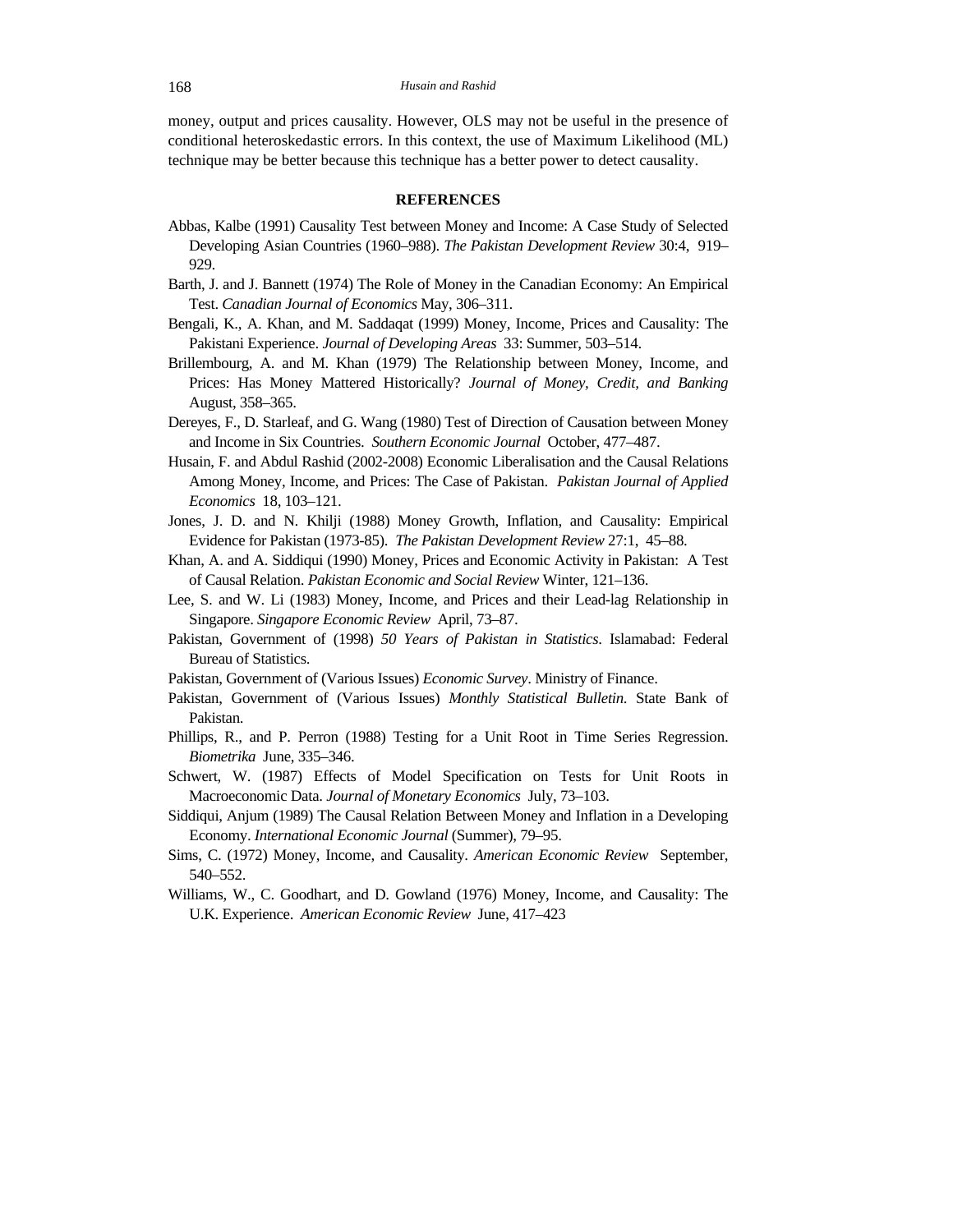money, output and prices causality. However, OLS may not be useful in the presence of conditional heteroskedastic errors. In this context, the use of Maximum Likelihood (ML) technique may be better because this technique has a better power to detect causality.

## REFERENCES

Abbas, Kalbe (1991) Causality Test between Money and Income: A Case Study of Selected Developing Asian Countries (1960–988). *The Pakistan Development Review* 30:4, 919–929.

Barth, J. and J. Bannett (1974) The Role of Money in the Canadian Economy: An Empirical Test. *Canadian Journal of Economics* May, 306–311.

Bengali, K., A. Khan, and M. Saddaqat (1999) Money, Income, Prices and Causality: The Pakistani Experience. *Journal of Developing Areas* 33: Summer, 503–514.

Brillembourg, A. and M. Khan (1979) The Relationship between Money, Income, and Prices: Has Money Mattered Historically? *Journal of Money, Credit, and Banking* August, 358–365.

Dereyes, F., D. Starleaf, and G. Wang (1980) Test of Direction of Causation between Money and Income in Six Countries. *Southern Economic Journal* October, 477–487.

Husain, F. and Abdul Rashid (2002-2008) Economic Liberalisation and the Causal Relations Among Money, Income, and Prices: The Case of Pakistan. *Pakistan Journal of Applied Economics* 18, 103–121.

Jones, J. D. and N. Khilji (1988) Money Growth, Inflation, and Causality: Empirical Evidence for Pakistan (1973-85). *The Pakistan Development Review* 27:1, 45–88.

Khan, A. and A. Siddiqui (1990) Money, Prices and Economic Activity in Pakistan: A Test of Causal Relation. *Pakistan Economic and Social Review* Winter, 121–136.

Lee, S. and W. Li (1983) Money, Income, and Prices and their Lead-lag Relationship in Singapore. *Singapore Economic Review* April, 73–87.

Pakistan, Government of (1998) *50 Years of Pakistan in Statistics*. Islamabad: Federal Bureau of Statistics.

Pakistan, Government of (Various Issues) *Economic Survey*. Ministry of Finance.

Pakistan, Government of (Various Issues) *Monthly Statistical Bulletin*. State Bank of Pakistan.

Phillips, R., and P. Perron (1988) Testing for a Unit Root in Time Series Regression. *Biometrika* June, 335–346.

Schwert, W. (1987) Effects of Model Specification on Tests for Unit Roots in Macroeconomic Data. *Journal of Monetary Economics* July, 73–103.

Siddiqui, Anjum (1989) The Causal Relation Between Money and Inflation in a Developing Economy. *International Economic Journal* (Summer), 79–95.

Sims, C. (1972) Money, Income, and Causality. *American Economic Review* September, 540–552.

Williams, W., C. Goodhart, and D. Gowland (1976) Money, Income, and Causality: The U.K. Experience. *American Economic Review* June, 417–423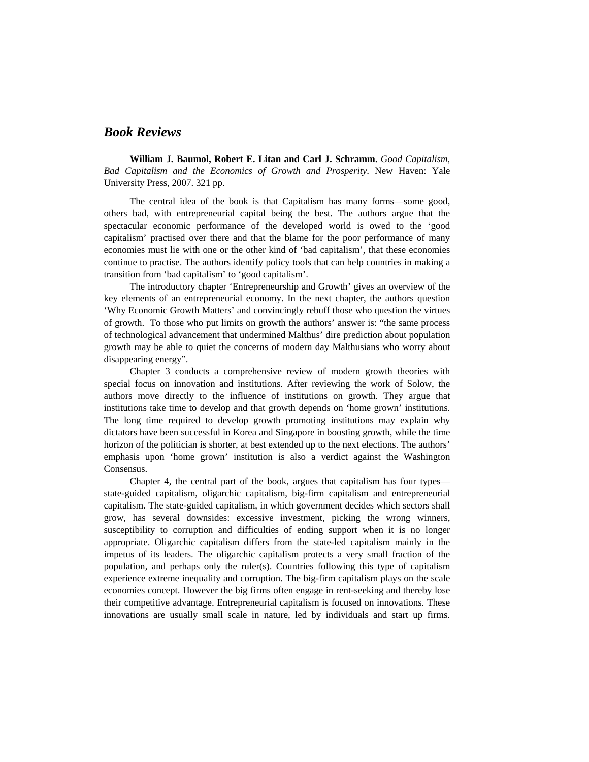## *Book Reviews*

**William J. Baumol, Robert E. Litan and Carl J. Schramm.** *Good Capitalism, Bad Capitalism and the Economics of Growth and Prosperity*. New Haven: Yale University Press, 2007. 321 pp.

The central idea of the book is that Capitalism has many forms—some good, others bad, with entrepreneurial capital being the best. The authors argue that the spectacular economic performance of the developed world is owed to the 'good capitalism' practised over there and that the blame for the poor performance of many economies must lie with one or the other kind of 'bad capitalism', that these economies continue to practise. The authors identify policy tools that can help countries in making a transition from 'bad capitalism' to 'good capitalism'.

The introductory chapter 'Entrepreneurship and Growth' gives an overview of the key elements of an entrepreneurial economy. In the next chapter, the authors question 'Why Economic Growth Matters' and convincingly rebuff those who question the virtues of growth. To those who put limits on growth the authors' answer is: "the same process of technological advancement that undermined Malthus' dire prediction about population growth may be able to quiet the concerns of modern day Malthusians who worry about disappearing energy".

Chapter 3 conducts a comprehensive review of modern growth theories with special focus on innovation and institutions. After reviewing the work of Solow, the authors move directly to the influence of institutions on growth. They argue that institutions take time to develop and that growth depends on 'home grown' institutions. The long time required to develop growth promoting institutions may explain why dictators have been successful in Korea and Singapore in boosting growth, while the time horizon of the politician is shorter, at best extended up to the next elections. The authors' emphasis upon 'home grown' institution is also a verdict against the Washington Consensus.

Chapter 4, the central part of the book, argues that capitalism has four types—state-guided capitalism, oligarchic capitalism, big-firm capitalism and entrepreneurial capitalism. The state-guided capitalism, in which government decides which sectors shall grow, has several downsides: excessive investment, picking the wrong winners, susceptibility to corruption and difficulties of ending support when it is no longer appropriate. Oligarchic capitalism differs from the state-led capitalism mainly in the impetus of its leaders. The oligarchic capitalism protects a very small fraction of the population, and perhaps only the ruler(s). Countries following this type of capitalism experience extreme inequality and corruption. The big-firm capitalism plays on the scale economies concept. However the big firms often engage in rent-seeking and thereby lose their competitive advantage. Entrepreneurial capitalism is focused on innovations. These innovations are usually small scale in nature, led by individuals and start up firms.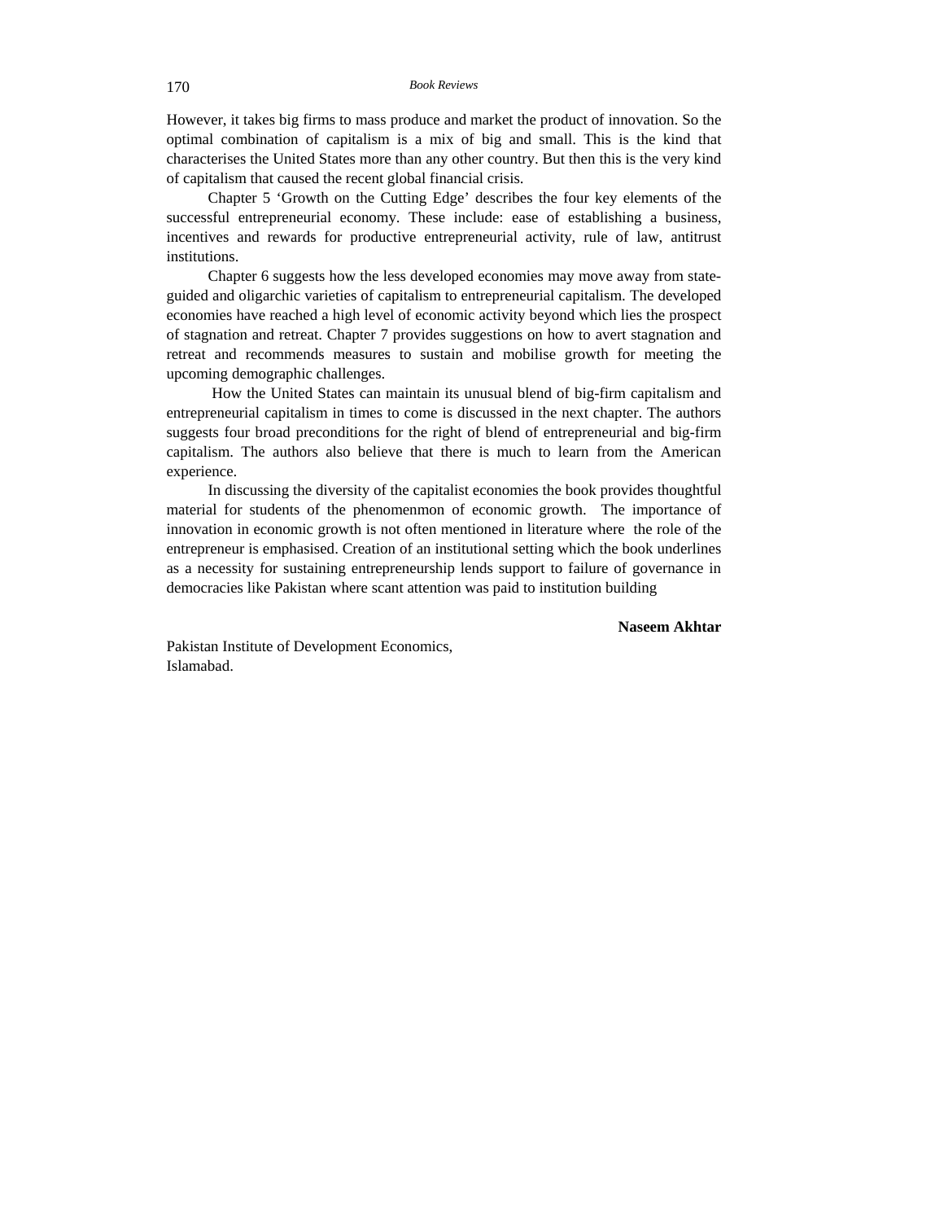However, it takes big firms to mass produce and market the product of innovation. So the optimal combination of capitalism is a mix of big and small. This is the kind that characterises the United States more than any other country. But then this is the very kind of capitalism that caused the recent global financial crisis.

Chapter 5 'Growth on the Cutting Edge' describes the four key elements of the successful entrepreneurial economy. These include: ease of establishing a business, incentives and rewards for productive entrepreneurial activity, rule of law, antitrust institutions.

Chapter 6 suggests how the less developed economies may move away from state-guided and oligarchic varieties of capitalism to entrepreneurial capitalism. The developed economies have reached a high level of economic activity beyond which lies the prospect of stagnation and retreat. Chapter 7 provides suggestions on how to avert stagnation and retreat and recommends measures to sustain and mobilise growth for meeting the upcoming demographic challenges.

How the United States can maintain its unusual blend of big-firm capitalism and entrepreneurial capitalism in times to come is discussed in the next chapter. The authors suggests four broad preconditions for the right of blend of entrepreneurial and big-firm capitalism. The authors also believe that there is much to learn from the American experience.

In discussing the diversity of the capitalist economies the book provides thoughtful material for students of the phenomenmon of economic growth. The importance of innovation in economic growth is not often mentioned in literature where the role of the entrepreneur is emphasised. Creation of an institutional setting which the book underlines as a necessity for sustaining entrepreneurship lends support to failure of governance in democracies like Pakistan where scant attention was paid to institution building

**Naseem Akhtar**

Pakistan Institute of Development Economics,
Islamabad.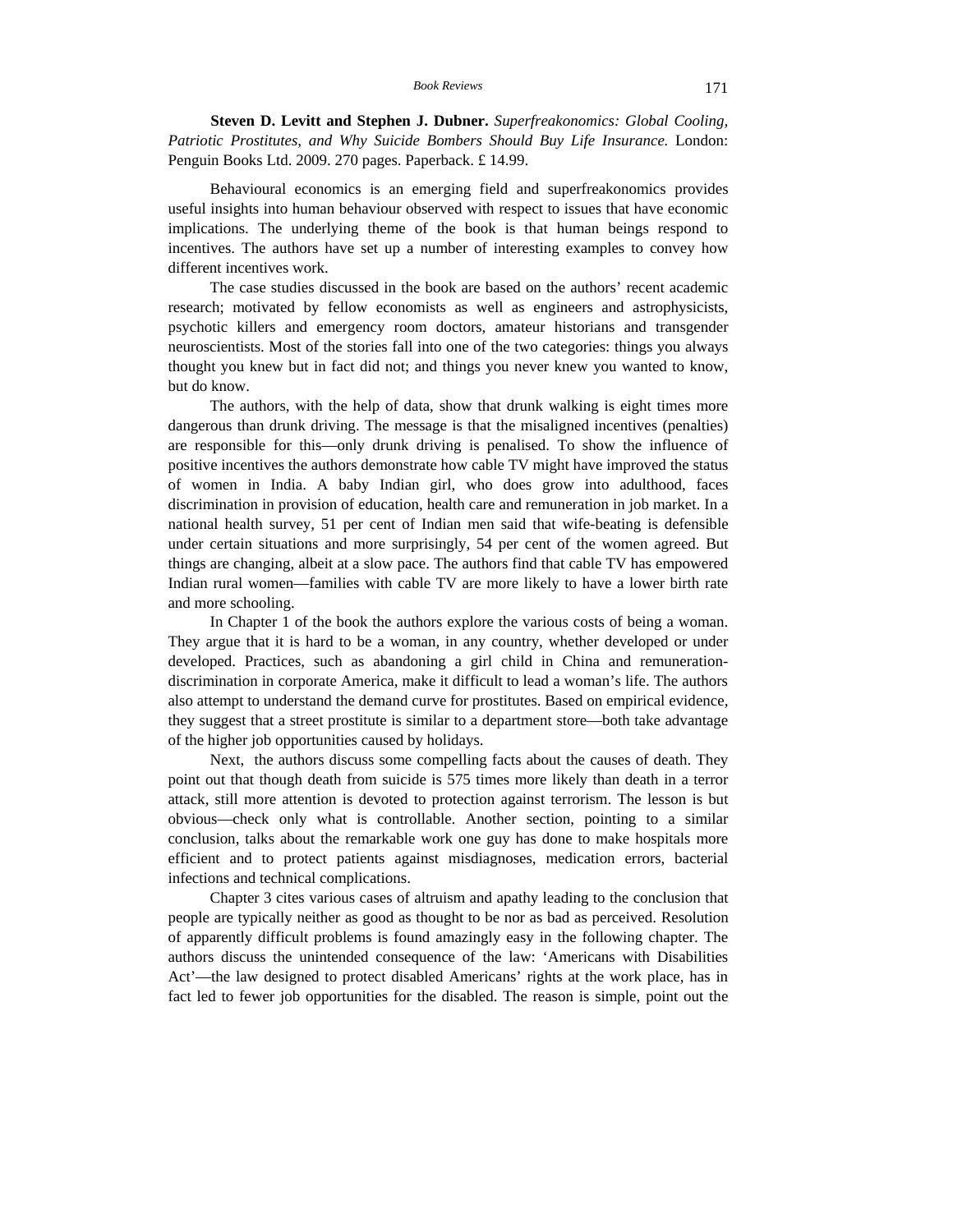**Steven D. Levitt and Stephen J. Dubner.** *Superfreakonomics: Global Cooling, Patriotic Prostitutes, and Why Suicide Bombers Should Buy Life Insurance.* London: Penguin Books Ltd. 2009. 270 pages. Paperback. £ 14.99.

Behavioural economics is an emerging field and superfreakonomics provides useful insights into human behaviour observed with respect to issues that have economic implications. The underlying theme of the book is that human beings respond to incentives. The authors have set up a number of interesting examples to convey how different incentives work.

The case studies discussed in the book are based on the authors' recent academic research; motivated by fellow economists as well as engineers and astrophysicists, psychotic killers and emergency room doctors, amateur historians and transgender neuroscientists. Most of the stories fall into one of the two categories: things you always thought you knew but in fact did not; and things you never knew you wanted to know, but do know.

The authors, with the help of data, show that drunk walking is eight times more dangerous than drunk driving. The message is that the misaligned incentives (penalties) are responsible for this—only drunk driving is penalised. To show the influence of positive incentives the authors demonstrate how cable TV might have improved the status of women in India. A baby Indian girl, who does grow into adulthood, faces discrimination in provision of education, health care and remuneration in job market. In a national health survey, 51 per cent of Indian men said that wife-beating is defensible under certain situations and more surprisingly, 54 per cent of the women agreed. But things are changing, albeit at a slow pace. The authors find that cable TV has empowered Indian rural women—families with cable TV are more likely to have a lower birth rate and more schooling.

In Chapter 1 of the book the authors explore the various costs of being a woman. They argue that it is hard to be a woman, in any country, whether developed or under developed. Practices, such as abandoning a girl child in China and remuneration-discrimination in corporate America, make it difficult to lead a woman's life. The authors also attempt to understand the demand curve for prostitutes. Based on empirical evidence, they suggest that a street prostitute is similar to a department store—both take advantage of the higher job opportunities caused by holidays.

Next, the authors discuss some compelling facts about the causes of death. They point out that though death from suicide is 575 times more likely than death in a terror attack, still more attention is devoted to protection against terrorism. The lesson is but obvious—check only what is controllable. Another section, pointing to a similar conclusion, talks about the remarkable work one guy has done to make hospitals more efficient and to protect patients against misdiagnoses, medication errors, bacterial infections and technical complications.

Chapter 3 cites various cases of altruism and apathy leading to the conclusion that people are typically neither as good as thought to be nor as bad as perceived. Resolution of apparently difficult problems is found amazingly easy in the following chapter. The authors discuss the unintended consequence of the law: 'Americans with Disabilities Act'—the law designed to protect disabled Americans' rights at the work place, has in fact led to fewer job opportunities for the disabled. The reason is simple, point out the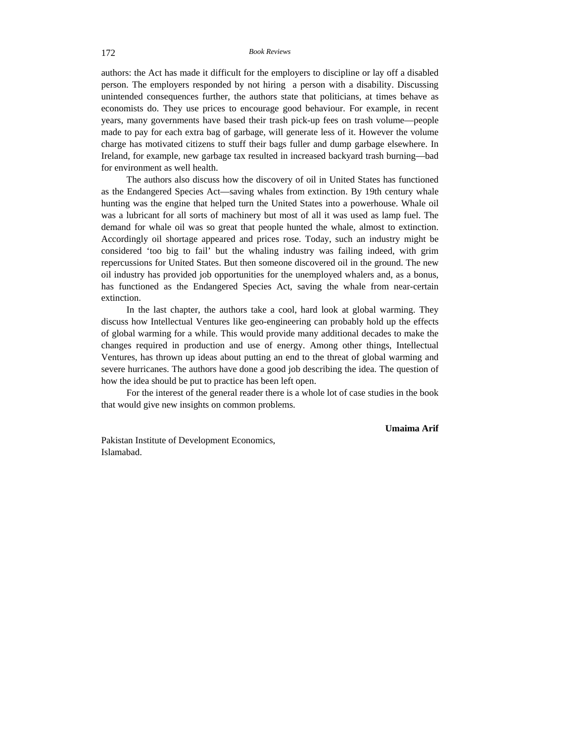authors: the Act has made it difficult for the employers to discipline or lay off a disabled person. The employers responded by not hiring a person with a disability. Discussing unintended consequences further, the authors state that politicians, at times behave as economists do. They use prices to encourage good behaviour. For example, in recent years, many governments have based their trash pick-up fees on trash volume—people made to pay for each extra bag of garbage, will generate less of it. However the volume charge has motivated citizens to stuff their bags fuller and dump garbage elsewhere. In Ireland, for example, new garbage tax resulted in increased backyard trash burning—bad for environment as well health.

The authors also discuss how the discovery of oil in United States has functioned as the Endangered Species Act—saving whales from extinction. By 19th century whale hunting was the engine that helped turn the United States into a powerhouse. Whale oil was a lubricant for all sorts of machinery but most of all it was used as lamp fuel. The demand for whale oil was so great that people hunted the whale, almost to extinction. Accordingly oil shortage appeared and prices rose. Today, such an industry might be considered 'too big to fail' but the whaling industry was failing indeed, with grim repercussions for United States. But then someone discovered oil in the ground. The new oil industry has provided job opportunities for the unemployed whalers and, as a bonus, has functioned as the Endangered Species Act, saving the whale from near-certain extinction.

In the last chapter, the authors take a cool, hard look at global warming. They discuss how Intellectual Ventures like geo-engineering can probably hold up the effects of global warming for a while. This would provide many additional decades to make the changes required in production and use of energy. Among other things, Intellectual Ventures, has thrown up ideas about putting an end to the threat of global warming and severe hurricanes. The authors have done a good job describing the idea. The question of how the idea should be put to practice has been left open.

For the interest of the general reader there is a whole lot of case studies in the book that would give new insights on common problems.

**Umaima Arif**

Pakistan Institute of Development Economics,
Islamabad.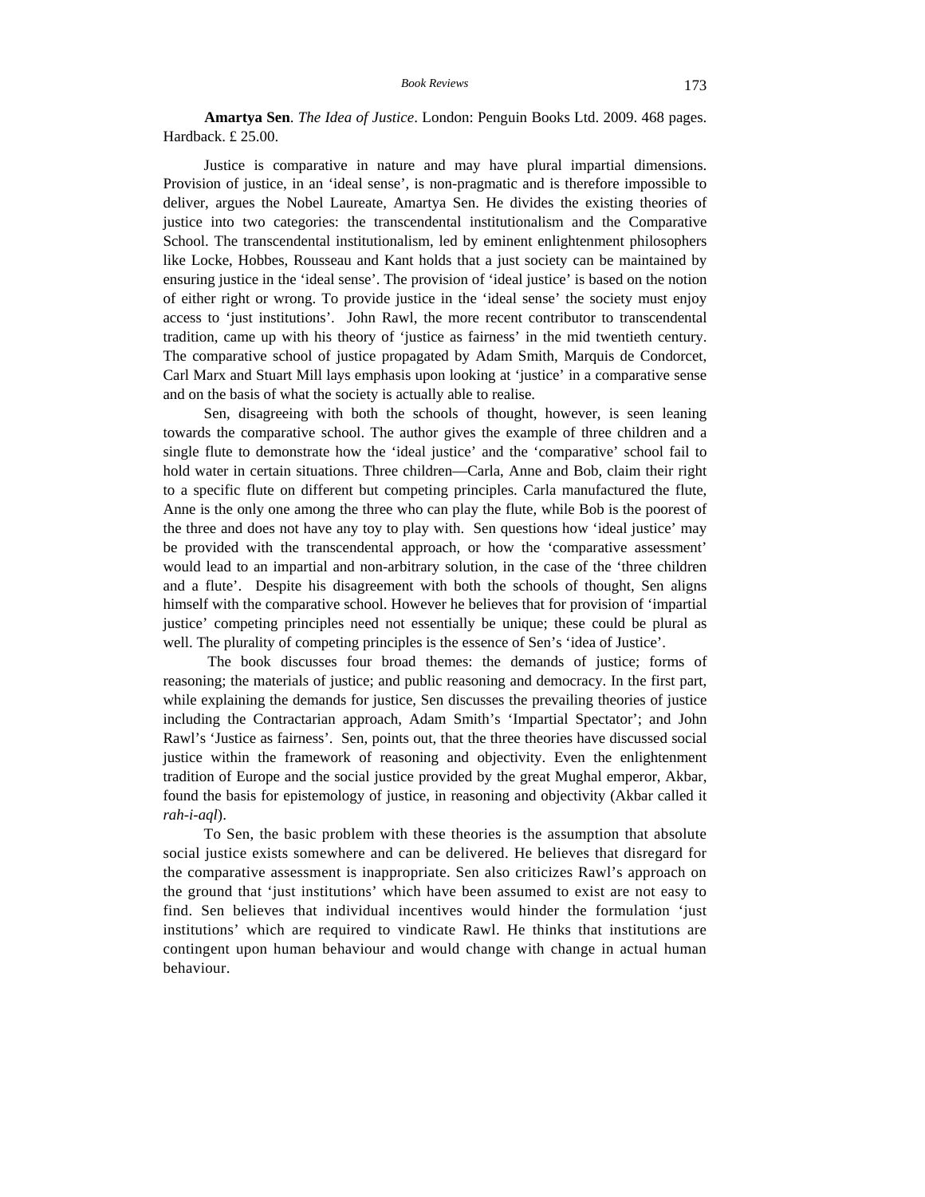**Amartya Sen**. *The Idea of Justice*. London: Penguin Books Ltd. 2009. 468 pages. Hardback. £ 25.00.

Justice is comparative in nature and may have plural impartial dimensions. Provision of justice, in an 'ideal sense', is non-pragmatic and is therefore impossible to deliver, argues the Nobel Laureate, Amartya Sen. He divides the existing theories of justice into two categories: the transcendental institutionalism and the Comparative School. The transcendental institutionalism, led by eminent enlightenment philosophers like Locke, Hobbes, Rousseau and Kant holds that a just society can be maintained by ensuring justice in the 'ideal sense'. The provision of 'ideal justice' is based on the notion of either right or wrong. To provide justice in the 'ideal sense' the society must enjoy access to 'just institutions'. John Rawl, the more recent contributor to transcendental tradition, came up with his theory of 'justice as fairness' in the mid twentieth century. The comparative school of justice propagated by Adam Smith, Marquis de Condorcet, Carl Marx and Stuart Mill lays emphasis upon looking at 'justice' in a comparative sense and on the basis of what the society is actually able to realise.

Sen, disagreeing with both the schools of thought, however, is seen leaning towards the comparative school. The author gives the example of three children and a single flute to demonstrate how the 'ideal justice' and the 'comparative' school fail to hold water in certain situations. Three children—Carla, Anne and Bob, claim their right to a specific flute on different but competing principles. Carla manufactured the flute, Anne is the only one among the three who can play the flute, while Bob is the poorest of the three and does not have any toy to play with. Sen questions how 'ideal justice' may be provided with the transcendental approach, or how the 'comparative assessment' would lead to an impartial and non-arbitrary solution, in the case of the 'three children and a flute'. Despite his disagreement with both the schools of thought, Sen aligns himself with the comparative school. However he believes that for provision of 'impartial justice' competing principles need not essentially be unique; these could be plural as well. The plurality of competing principles is the essence of Sen's 'idea of Justice'.

The book discusses four broad themes: the demands of justice; forms of reasoning; the materials of justice; and public reasoning and democracy. In the first part, while explaining the demands for justice, Sen discusses the prevailing theories of justice including the Contractarian approach, Adam Smith's 'Impartial Spectator'; and John Rawl's 'Justice as fairness'. Sen, points out, that the three theories have discussed social justice within the framework of reasoning and objectivity. Even the enlightenment tradition of Europe and the social justice provided by the great Mughal emperor, Akbar, found the basis for epistemology of justice, in reasoning and objectivity (Akbar called it *rah-i-aql*).

To Sen, the basic problem with these theories is the assumption that absolute social justice exists somewhere and can be delivered. He believes that disregard for the comparative assessment is inappropriate. Sen also criticizes Rawl's approach on the ground that 'just institutions' which have been assumed to exist are not easy to find. Sen believes that individual incentives would hinder the formulation 'just institutions' which are required to vindicate Rawl. He thinks that institutions are contingent upon human behaviour and would change with change in actual human behaviour.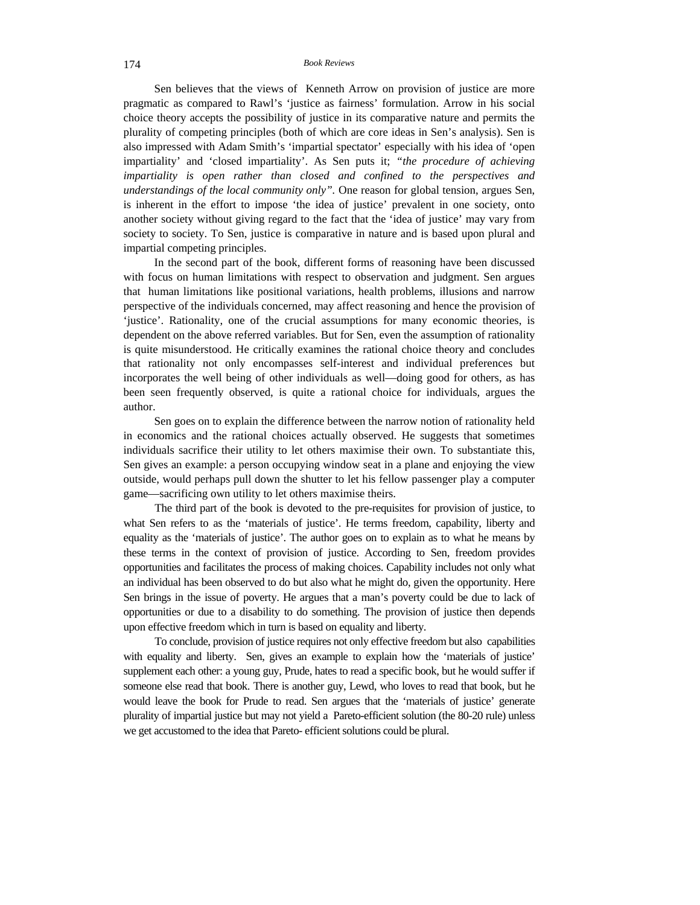Sen believes that the views of Kenneth Arrow on provision of justice are more pragmatic as compared to Rawl's 'justice as fairness' formulation. Arrow in his social choice theory accepts the possibility of justice in its comparative nature and permits the plurality of competing principles (both of which are core ideas in Sen's analysis). Sen is also impressed with Adam Smith's 'impartial spectator' especially with his idea of 'open impartiality' and 'closed impartiality'. As Sen puts it; *"the procedure of achieving impartiality is open rather than closed and confined to the perspectives and understandings of the local community only"*. One reason for global tension, argues Sen, is inherent in the effort to impose 'the idea of justice' prevalent in one society, onto another society without giving regard to the fact that the 'idea of justice' may vary from society to society. To Sen, justice is comparative in nature and is based upon plural and impartial competing principles.

In the second part of the book, different forms of reasoning have been discussed with focus on human limitations with respect to observation and judgment. Sen argues that human limitations like positional variations, health problems, illusions and narrow perspective of the individuals concerned, may affect reasoning and hence the provision of 'justice'. Rationality, one of the crucial assumptions for many economic theories, is dependent on the above referred variables. But for Sen, even the assumption of rationality is quite misunderstood. He critically examines the rational choice theory and concludes that rationality not only encompasses self-interest and individual preferences but incorporates the well being of other individuals as well—doing good for others, as has been seen frequently observed, is quite a rational choice for individuals, argues the author.

Sen goes on to explain the difference between the narrow notion of rationality held in economics and the rational choices actually observed. He suggests that sometimes individuals sacrifice their utility to let others maximise their own. To substantiate this, Sen gives an example: a person occupying window seat in a plane and enjoying the view outside, would perhaps pull down the shutter to let his fellow passenger play a computer game—sacrificing own utility to let others maximise theirs.

The third part of the book is devoted to the pre-requisites for provision of justice, to what Sen refers to as the 'materials of justice'. He terms freedom, capability, liberty and equality as the 'materials of justice'. The author goes on to explain as to what he means by these terms in the context of provision of justice. According to Sen, freedom provides opportunities and facilitates the process of making choices. Capability includes not only what an individual has been observed to do but also what he might do, given the opportunity. Here Sen brings in the issue of poverty. He argues that a man's poverty could be due to lack of opportunities or due to a disability to do something. The provision of justice then depends upon effective freedom which in turn is based on equality and liberty.

To conclude, provision of justice requires not only effective freedom but also capabilities with equality and liberty. Sen, gives an example to explain how the 'materials of justice' supplement each other: a young guy, Prude, hates to read a specific book, but he would suffer if someone else read that book. There is another guy, Lewd, who loves to read that book, but he would leave the book for Prude to read. Sen argues that the 'materials of justice' generate plurality of impartial justice but may not yield a Pareto-efficient solution (the 80-20 rule) unless we get accustomed to the idea that Pareto- efficient solutions could be plural.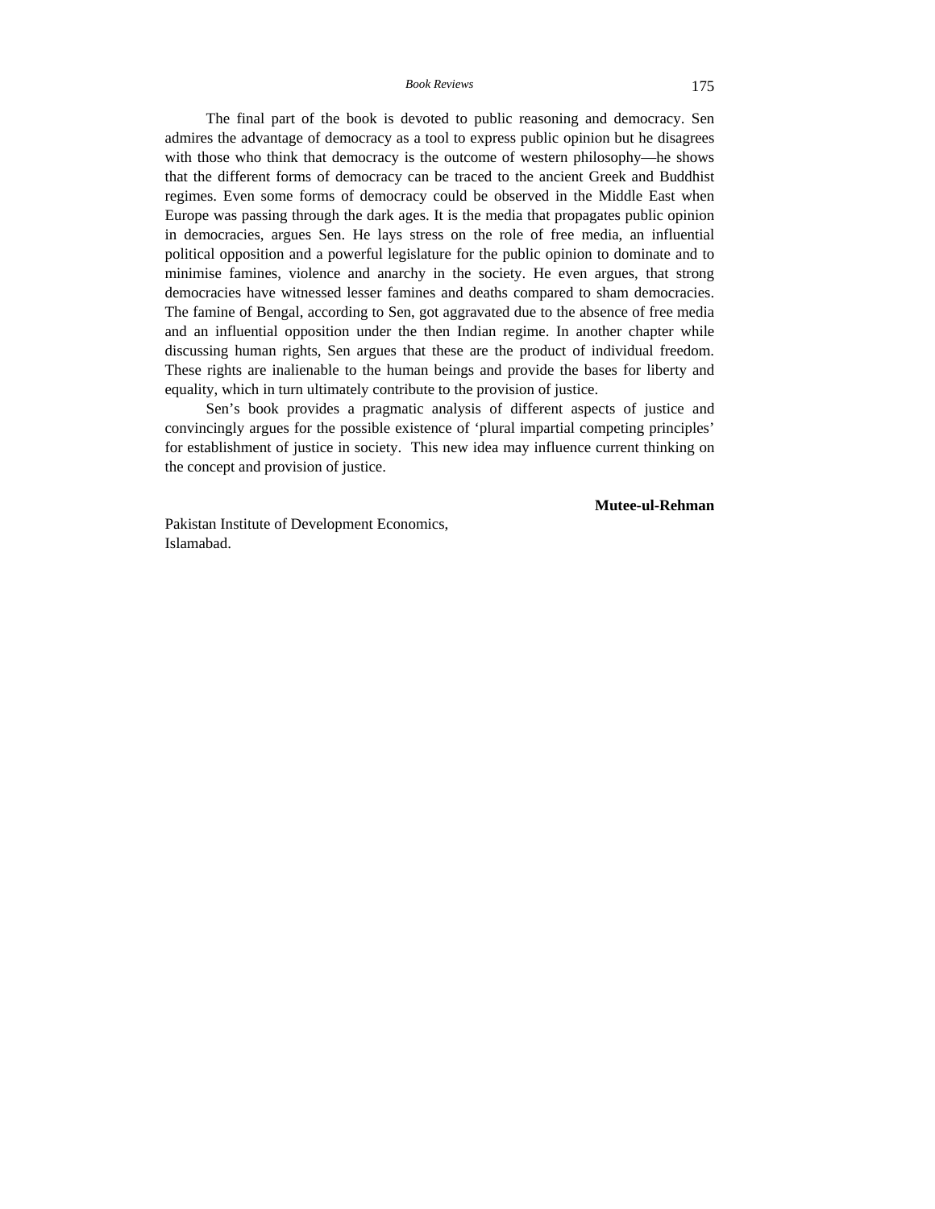The final part of the book is devoted to public reasoning and democracy. Sen admires the advantage of democracy as a tool to express public opinion but he disagrees with those who think that democracy is the outcome of western philosophy—he shows that the different forms of democracy can be traced to the ancient Greek and Buddhist regimes. Even some forms of democracy could be observed in the Middle East when Europe was passing through the dark ages. It is the media that propagates public opinion in democracies, argues Sen. He lays stress on the role of free media, an influential political opposition and a powerful legislature for the public opinion to dominate and to minimise famines, violence and anarchy in the society. He even argues, that strong democracies have witnessed lesser famines and deaths compared to sham democracies. The famine of Bengal, according to Sen, got aggravated due to the absence of free media and an influential opposition under the then Indian regime. In another chapter while discussing human rights, Sen argues that these are the product of individual freedom. These rights are inalienable to the human beings and provide the bases for liberty and equality, which in turn ultimately contribute to the provision of justice.

Sen's book provides a pragmatic analysis of different aspects of justice and convincingly argues for the possible existence of 'plural impartial competing principles' for establishment of justice in society. This new idea may influence current thinking on the concept and provision of justice.

**Mutee-ul-Rehman**

Pakistan Institute of Development Economics,
Islamabad.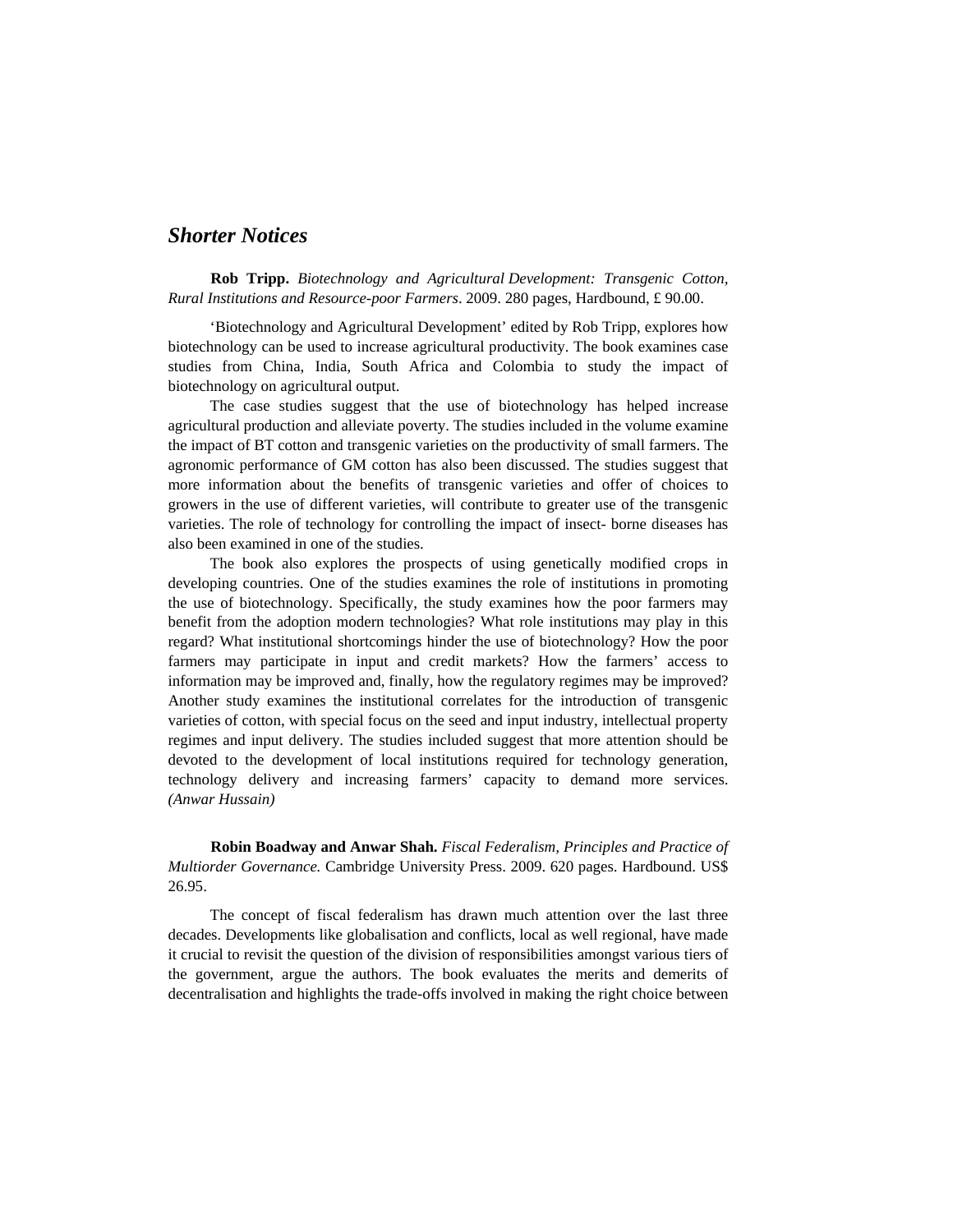## *Shorter Notices*

**Rob Tripp.** *Biotechnology and Agricultural Development: Transgenic Cotton, Rural Institutions and Resource-poor Farmers*. 2009. 280 pages, Hardbound, £ 90.00.

'Biotechnology and Agricultural Development' edited by Rob Tripp, explores how biotechnology can be used to increase agricultural productivity. The book examines case studies from China, India, South Africa and Colombia to study the impact of biotechnology on agricultural output.

The case studies suggest that the use of biotechnology has helped increase agricultural production and alleviate poverty. The studies included in the volume examine the impact of BT cotton and transgenic varieties on the productivity of small farmers. The agronomic performance of GM cotton has also been discussed. The studies suggest that more information about the benefits of transgenic varieties and offer of choices to growers in the use of different varieties, will contribute to greater use of the transgenic varieties. The role of technology for controlling the impact of insect- borne diseases has also been examined in one of the studies.

The book also explores the prospects of using genetically modified crops in developing countries. One of the studies examines the role of institutions in promoting the use of biotechnology. Specifically, the study examines how the poor farmers may benefit from the adoption modern technologies? What role institutions may play in this regard? What institutional shortcomings hinder the use of biotechnology? How the poor farmers may participate in input and credit markets? How the farmers' access to information may be improved and, finally, how the regulatory regimes may be improved? Another study examines the institutional correlates for the introduction of transgenic varieties of cotton, with special focus on the seed and input industry, intellectual property regimes and input delivery. The studies included suggest that more attention should be devoted to the development of local institutions required for technology generation, technology delivery and increasing farmers' capacity to demand more services. *(Anwar Hussain)*

**Robin Boadway and Anwar Shah.** *Fiscal Federalism, Principles and Practice of Multiorder Governance.* Cambridge University Press. 2009. 620 pages. Hardbound. US$ 26.95.

The concept of fiscal federalism has drawn much attention over the last three decades. Developments like globalisation and conflicts, local as well regional, have made it crucial to revisit the question of the division of responsibilities amongst various tiers of the government, argue the authors. The book evaluates the merits and demerits of decentralisation and highlights the trade-offs involved in making the right choice between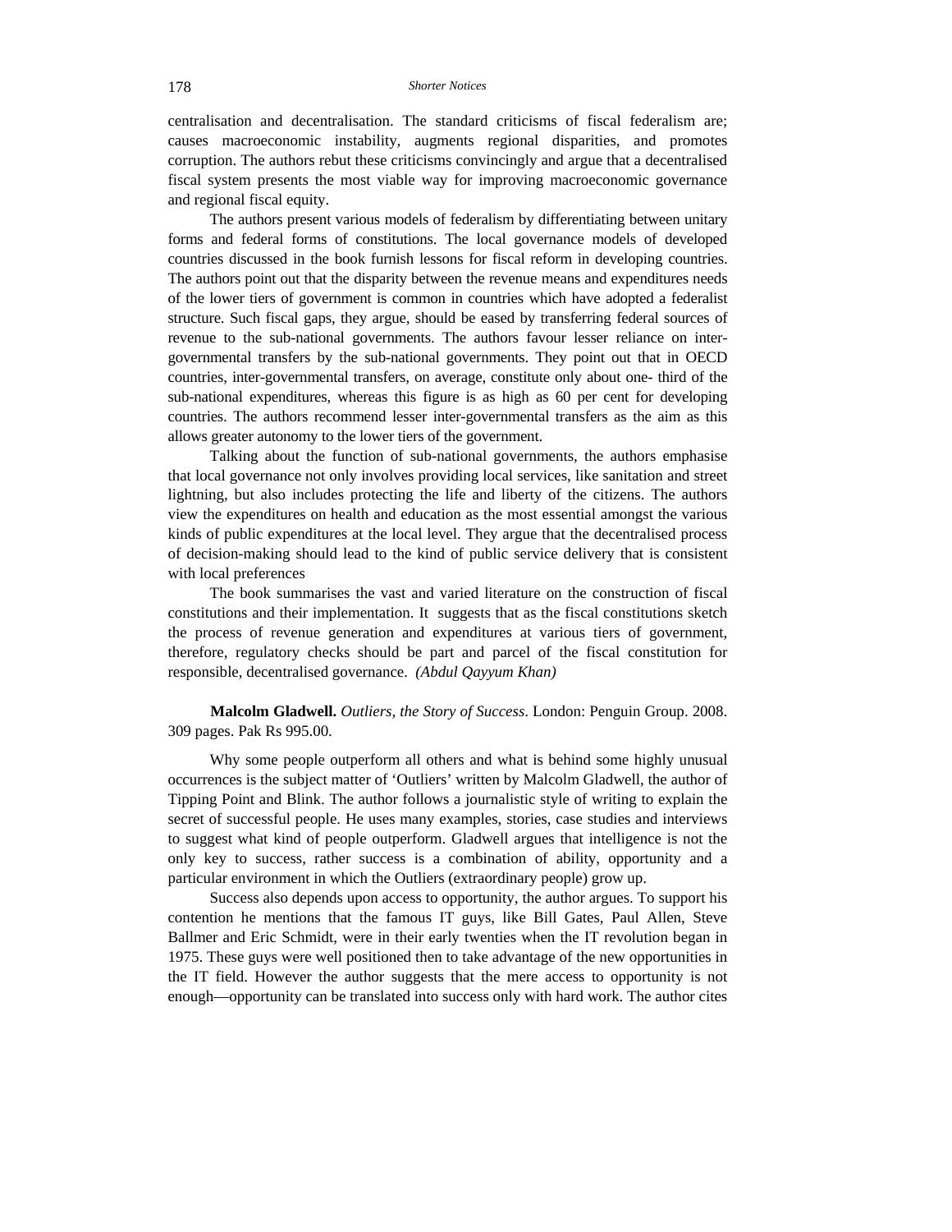centralisation and decentralisation. The standard criticisms of fiscal federalism are; causes macroeconomic instability, augments regional disparities, and promotes corruption. The authors rebut these criticisms convincingly and argue that a decentralised fiscal system presents the most viable way for improving macroeconomic governance and regional fiscal equity.

The authors present various models of federalism by differentiating between unitary forms and federal forms of constitutions. The local governance models of developed countries discussed in the book furnish lessons for fiscal reform in developing countries. The authors point out that the disparity between the revenue means and expenditures needs of the lower tiers of government is common in countries which have adopted a federalist structure. Such fiscal gaps, they argue, should be eased by transferring federal sources of revenue to the sub-national governments. The authors favour lesser reliance on inter-governmental transfers by the sub-national governments. They point out that in OECD countries, inter-governmental transfers, on average, constitute only about one- third of the sub-national expenditures, whereas this figure is as high as 60 per cent for developing countries. The authors recommend lesser inter-governmental transfers as the aim as this allows greater autonomy to the lower tiers of the government.

Talking about the function of sub-national governments, the authors emphasise that local governance not only involves providing local services, like sanitation and street lightning, but also includes protecting the life and liberty of the citizens. The authors view the expenditures on health and education as the most essential amongst the various kinds of public expenditures at the local level. They argue that the decentralised process of decision-making should lead to the kind of public service delivery that is consistent with local preferences

The book summarises the vast and varied literature on the construction of fiscal constitutions and their implementation. It suggests that as the fiscal constitutions sketch the process of revenue generation and expenditures at various tiers of government, therefore, regulatory checks should be part and parcel of the fiscal constitution for responsible, decentralised governance. *(Abdul Qayyum Khan)*

**Malcolm Gladwell.** *Outliers, the Story of Success*. London: Penguin Group. 2008. 309 pages. Pak Rs 995.00.

Why some people outperform all others and what is behind some highly unusual occurrences is the subject matter of 'Outliers' written by Malcolm Gladwell, the author of Tipping Point and Blink. The author follows a journalistic style of writing to explain the secret of successful people. He uses many examples, stories, case studies and interviews to suggest what kind of people outperform. Gladwell argues that intelligence is not the only key to success, rather success is a combination of ability, opportunity and a particular environment in which the Outliers (extraordinary people) grow up.

Success also depends upon access to opportunity, the author argues. To support his contention he mentions that the famous IT guys, like Bill Gates, Paul Allen, Steve Ballmer and Eric Schmidt, were in their early twenties when the IT revolution began in 1975. These guys were well positioned then to take advantage of the new opportunities in the IT field. However the author suggests that the mere access to opportunity is not enough—opportunity can be translated into success only with hard work. The author cites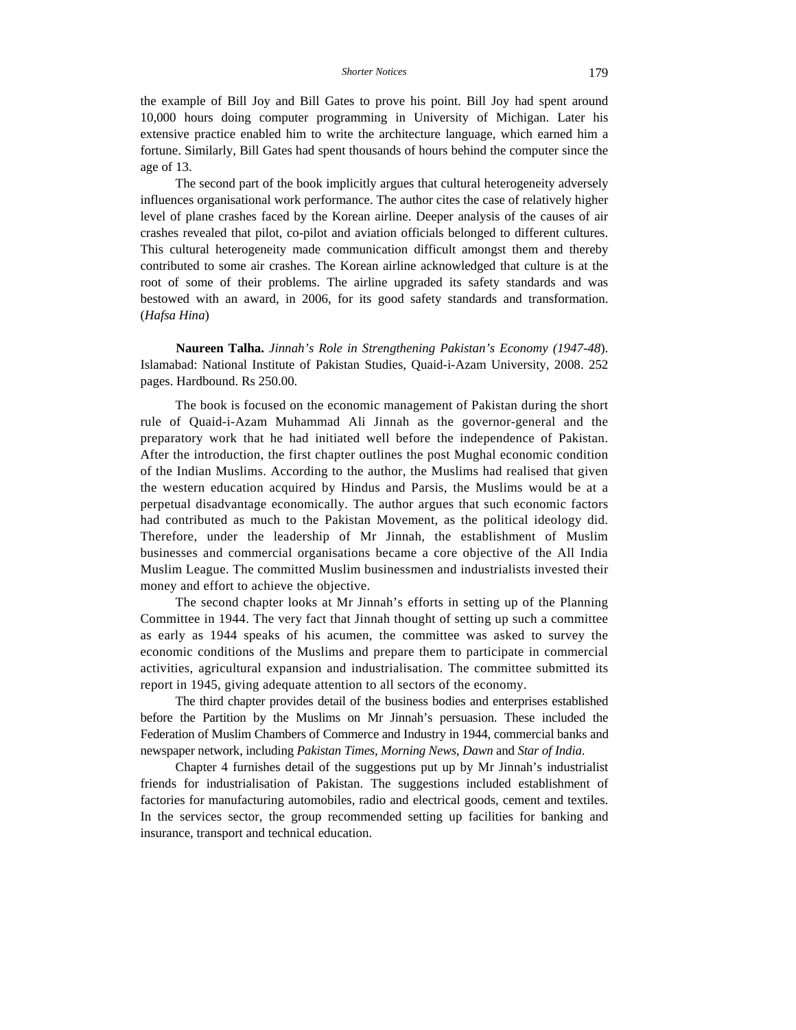the example of Bill Joy and Bill Gates to prove his point. Bill Joy had spent around 10,000 hours doing computer programming in University of Michigan. Later his extensive practice enabled him to write the architecture language, which earned him a fortune. Similarly, Bill Gates had spent thousands of hours behind the computer since the age of 13.

The second part of the book implicitly argues that cultural heterogeneity adversely influences organisational work performance. The author cites the case of relatively higher level of plane crashes faced by the Korean airline. Deeper analysis of the causes of air crashes revealed that pilot, co-pilot and aviation officials belonged to different cultures. This cultural heterogeneity made communication difficult amongst them and thereby contributed to some air crashes. The Korean airline acknowledged that culture is at the root of some of their problems. The airline upgraded its safety standards and was bestowed with an award, in 2006, for its good safety standards and transformation. (*Hafsa Hina*)

**Naureen Talha.** *Jinnah's Role in Strengthening Pakistan's Economy (1947-48*). Islamabad: National Institute of Pakistan Studies, Quaid-i-Azam University, 2008. 252 pages. Hardbound. Rs 250.00.

The book is focused on the economic management of Pakistan during the short rule of Quaid-i-Azam Muhammad Ali Jinnah as the governor-general and the preparatory work that he had initiated well before the independence of Pakistan. After the introduction, the first chapter outlines the post Mughal economic condition of the Indian Muslims. According to the author, the Muslims had realised that given the western education acquired by Hindus and Parsis, the Muslims would be at a perpetual disadvantage economically. The author argues that such economic factors had contributed as much to the Pakistan Movement, as the political ideology did. Therefore, under the leadership of Mr Jinnah, the establishment of Muslim businesses and commercial organisations became a core objective of the All India Muslim League. The committed Muslim businessmen and industrialists invested their money and effort to achieve the objective.

The second chapter looks at Mr Jinnah's efforts in setting up of the Planning Committee in 1944. The very fact that Jinnah thought of setting up such a committee as early as 1944 speaks of his acumen, the committee was asked to survey the economic conditions of the Muslims and prepare them to participate in commercial activities, agricultural expansion and industrialisation. The committee submitted its report in 1945, giving adequate attention to all sectors of the economy.

The third chapter provides detail of the business bodies and enterprises established before the Partition by the Muslims on Mr Jinnah's persuasion. These included the Federation of Muslim Chambers of Commerce and Industry in 1944, commercial banks and newspaper network, including *Pakistan Times*, *Morning News*, *Dawn* and *Star of India*.

Chapter 4 furnishes detail of the suggestions put up by Mr Jinnah's industrialist friends for industrialisation of Pakistan. The suggestions included establishment of factories for manufacturing automobiles, radio and electrical goods, cement and textiles. In the services sector, the group recommended setting up facilities for banking and insurance, transport and technical education.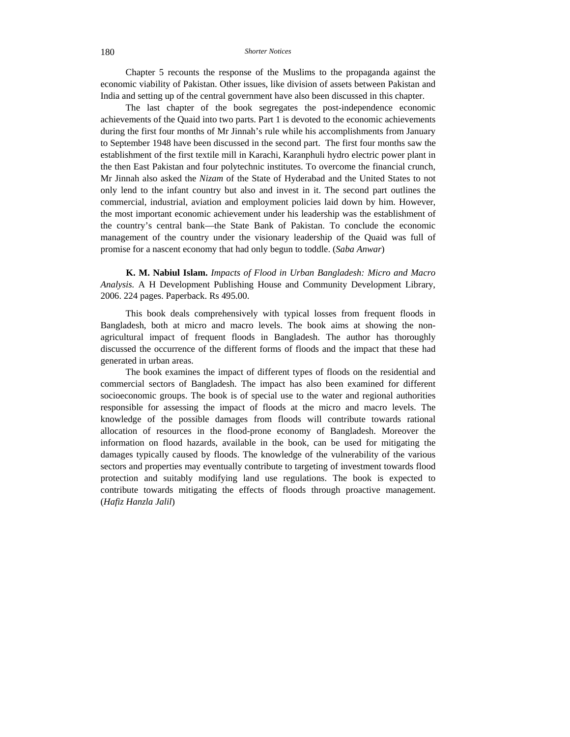Chapter 5 recounts the response of the Muslims to the propaganda against the economic viability of Pakistan. Other issues, like division of assets between Pakistan and India and setting up of the central government have also been discussed in this chapter.

The last chapter of the book segregates the post-independence economic achievements of the Quaid into two parts. Part 1 is devoted to the economic achievements during the first four months of Mr Jinnah's rule while his accomplishments from January to September 1948 have been discussed in the second part. The first four months saw the establishment of the first textile mill in Karachi, Karanphuli hydro electric power plant in the then East Pakistan and four polytechnic institutes. To overcome the financial crunch, Mr Jinnah also asked the *Nizam* of the State of Hyderabad and the United States to not only lend to the infant country but also and invest in it. The second part outlines the commercial, industrial, aviation and employment policies laid down by him. However, the most important economic achievement under his leadership was the establishment of the country's central bank—the State Bank of Pakistan. To conclude the economic management of the country under the visionary leadership of the Quaid was full of promise for a nascent economy that had only begun to toddle. (*Saba Anwar*)

**K. M. Nabiul Islam.** *Impacts of Flood in Urban Bangladesh: Micro and Macro Analysis.* A H Development Publishing House and Community Development Library, 2006. 224 pages. Paperback. Rs 495.00.

This book deals comprehensively with typical losses from frequent floods in Bangladesh, both at micro and macro levels. The book aims at showing the non-agricultural impact of frequent floods in Bangladesh. The author has thoroughly discussed the occurrence of the different forms of floods and the impact that these had generated in urban areas.

The book examines the impact of different types of floods on the residential and commercial sectors of Bangladesh. The impact has also been examined for different socioeconomic groups. The book is of special use to the water and regional authorities responsible for assessing the impact of floods at the micro and macro levels. The knowledge of the possible damages from floods will contribute towards rational allocation of resources in the flood-prone economy of Bangladesh. Moreover the information on flood hazards, available in the book, can be used for mitigating the damages typically caused by floods. The knowledge of the vulnerability of the various sectors and properties may eventually contribute to targeting of investment towards flood protection and suitably modifying land use regulations. The book is expected to contribute towards mitigating the effects of floods through proactive management. (*Hafiz Hanzla Jalil*)